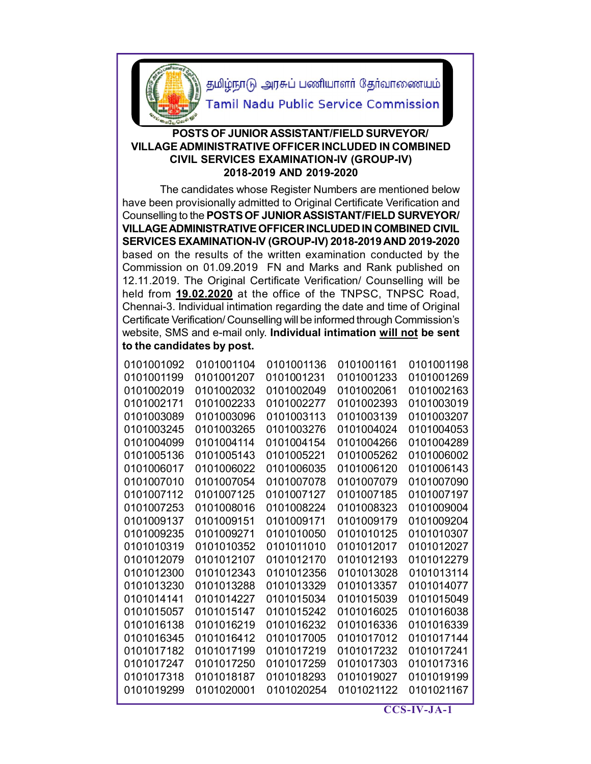தமிழ்நாடு அரசுப் பணியாளர் தேர்வாணையம்

Tamil Nadu Public Service Commission

## POSTS OF JUNIOR ASSISTANT/FIELD SURVEYOR/ VILLAGE ADMINISTRATIVE OFFICER INCLUDED IN COMBINED CIVIL SERVICES EXAMINATION-IV (GROUP-IV) 2018-2019 AND 2019-2020

The candidates whose Register Numbers are mentioned below have been provisionally admitted to Original Certificate Verification and Counselling to the **POSTS OF JUNIOR ASSISTANT/FIELD SURVEYOR/ VILLAGE ADMINISTRATIVE OFFICER INCLUDED IN COMBINED CIVIL SERVICES EXAMINATION-IV (GROUP-IV) 2018-2019 AND 2019-2020** based on the results of the written examination conducted by the Commission on 01.09.2019 FN and Marks and Rank published on 12.11.2019. The Original Certificate Verification/ Counselling will be held from **19.02.2020** at the office of the TNPSC, TNPSC Road, Chennai-3. Individual intimation regarding the date and time of Original Certificate Verification/ Counselling will be informed through Commission's website, SMS and e-mail only. **Individual intimation will not be sent to the candidates by post.**

| | | | | |
|---|---|---|---|---|
| 0101001092 | 0101001104 | 0101001136 | 0101001161 | 0101001198 |
| 0101001199 | 0101001207 | 0101001231 | 0101001233 | 0101001269 |
| 0101002019 | 0101002032 | 0101002049 | 0101002061 | 0101002163 |
| 0101002171 | 0101002233 | 0101002277 | 0101002393 | 0101003019 |
| 0101003089 | 0101003096 | 0101003113 | 0101003139 | 0101003207 |
| 0101003245 | 0101003265 | 0101003276 | 0101004024 | 0101004053 |
| 0101004099 | 0101004114 | 0101004154 | 0101004266 | 0101004289 |
| 0101005136 | 0101005143 | 0101005221 | 0101005262 | 0101006002 |
| 0101006017 | 0101006022 | 0101006035 | 0101006120 | 0101006143 |
| 0101007010 | 0101007054 | 0101007078 | 0101007079 | 0101007090 |
| 0101007112 | 0101007125 | 0101007127 | 0101007185 | 0101007197 |
| 0101007253 | 0101008016 | 0101008224 | 0101008323 | 0101009004 |
| 0101009137 | 0101009151 | 0101009171 | 0101009179 | 0101009204 |
| 0101009235 | 0101009271 | 0101010050 | 0101010125 | 0101010307 |
| 0101010319 | 0101010352 | 0101011010 | 0101012017 | 0101012027 |
| 0101012079 | 0101012107 | 0101012170 | 0101012193 | 0101012279 |
| 0101012300 | 0101012343 | 0101012356 | 0101013028 | 0101013114 |
| 0101013230 | 0101013288 | 0101013329 | 0101013357 | 0101014077 |
| 0101014141 | 0101014227 | 0101015034 | 0101015039 | 0101015049 |
| 0101015057 | 0101015147 | 0101015242 | 0101016025 | 0101016038 |
| 0101016138 | 0101016219 | 0101016232 | 0101016336 | 0101016339 |
| 0101016345 | 0101016412 | 0101017005 | 0101017012 | 0101017144 |
| 0101017182 | 0101017199 | 0101017219 | 0101017232 | 0101017241 |
| 0101017247 | 0101017250 | 0101017259 | 0101017303 | 0101017316 |
| 0101017318 | 0101018187 | 0101018293 | 0101019027 | 0101019199 |
| 0101019299 | 0101020001 | 0101020254 | 0101021122 | 0101021167 |

CCS-IV-JA-1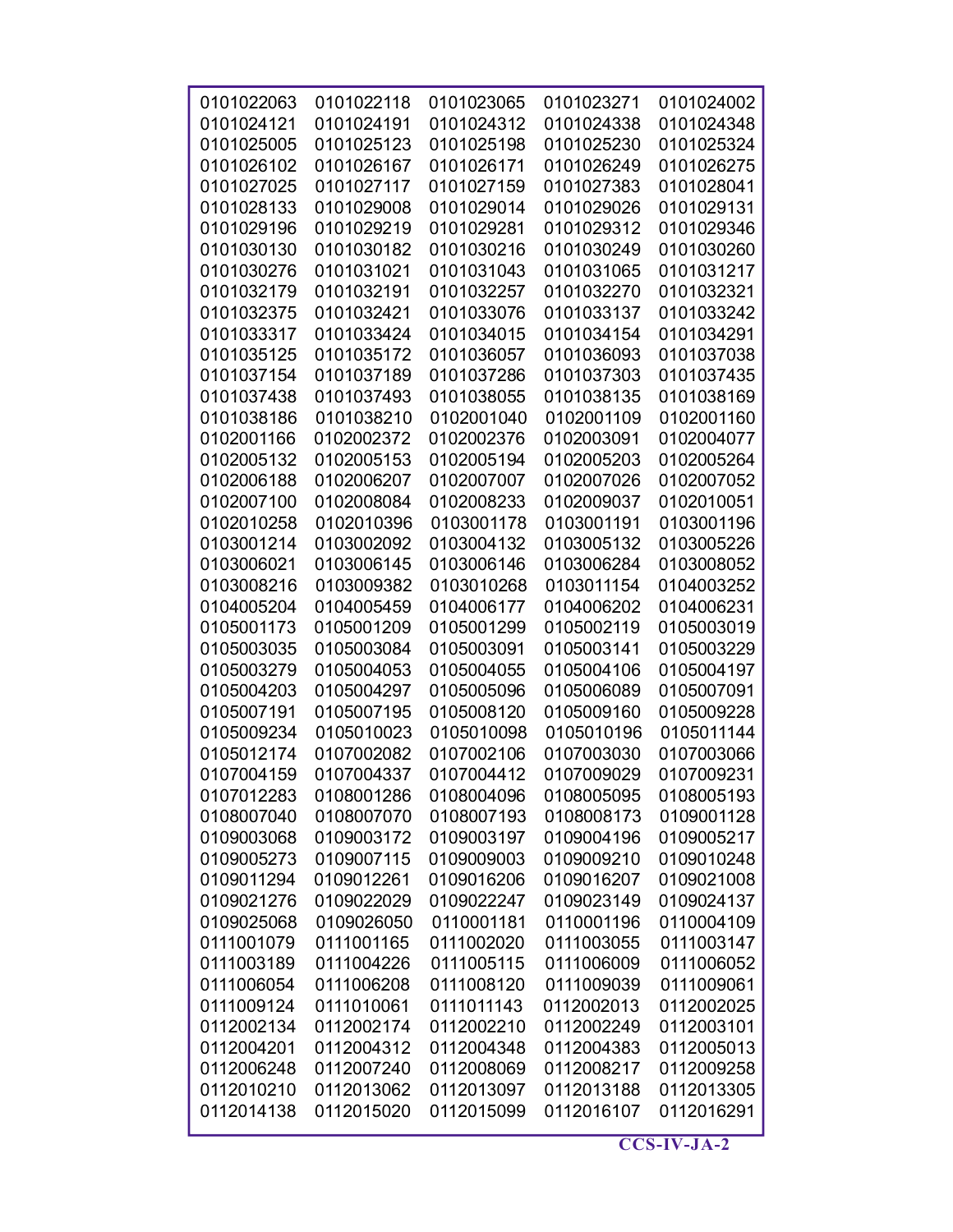| | | | | |
|---|---|---|---|---|
| 0101022063 | 0101022118 | 0101023065 | 0101023271 | 0101024002 |
| 0101024121 | 0101024191 | 0101024312 | 0101024338 | 0101024348 |
| 0101025005 | 0101025123 | 0101025198 | 0101025230 | 0101025324 |
| 0101026102 | 0101026167 | 0101026171 | 0101026249 | 0101026275 |
| 0101027025 | 0101027117 | 0101027159 | 0101027383 | 0101028041 |
| 0101028133 | 0101029008 | 0101029014 | 0101029026 | 0101029131 |
| 0101029196 | 0101029219 | 0101029281 | 0101029312 | 0101029346 |
| 0101030130 | 0101030182 | 0101030216 | 0101030249 | 0101030260 |
| 0101030276 | 0101031021 | 0101031043 | 0101031065 | 0101031217 |
| 0101032179 | 0101032191 | 0101032257 | 0101032270 | 0101032321 |
| 0101032375 | 0101032421 | 0101033076 | 0101033137 | 0101033242 |
| 0101033317 | 0101033424 | 0101034015 | 0101034154 | 0101034291 |
| 0101035125 | 0101035172 | 0101036057 | 0101036093 | 0101037038 |
| 0101037154 | 0101037189 | 0101037286 | 0101037303 | 0101037435 |
| 0101037438 | 0101037493 | 0101038055 | 0101038135 | 0101038169 |
| 0101038186 | 0101038210 | 0102001040 | 0102001109 | 0102001160 |
| 0102001166 | 0102002372 | 0102002376 | 0102003091 | 0102004077 |
| 0102005132 | 0102005153 | 0102005194 | 0102005203 | 0102005264 |
| 0102006188 | 0102006207 | 0102007007 | 0102007026 | 0102007052 |
| 0102007100 | 0102008084 | 0102008233 | 0102009037 | 0102010051 |
| 0102010258 | 0102010396 | 0103001178 | 0103001191 | 0103001196 |
| 0103001214 | 0103002092 | 0103004132 | 0103005132 | 0103005226 |
| 0103006021 | 0103006145 | 0103006146 | 0103006284 | 0103008052 |
| 0103008216 | 0103009382 | 0103010268 | 0103011154 | 0104003252 |
| 0104005204 | 0104005459 | 0104006177 | 0104006202 | 0104006231 |
| 0105001173 | 0105001209 | 0105001299 | 0105002119 | 0105003019 |
| 0105003035 | 0105003084 | 0105003091 | 0105003141 | 0105003229 |
| 0105003279 | 0105004053 | 0105004055 | 0105004106 | 0105004197 |
| 0105004203 | 0105004297 | 0105005096 | 0105006089 | 0105007091 |
| 0105007191 | 0105007195 | 0105008120 | 0105009160 | 0105009228 |
| 0105009234 | 0105010023 | 0105010098 | 0105010196 | 0105011144 |
| 0105012174 | 0107002082 | 0107002106 | 0107003030 | 0107003066 |
| 0107004159 | 0107004337 | 0107004412 | 0107009029 | 0107009231 |
| 0107012283 | 0108001286 | 0108004096 | 0108005095 | 0108005193 |
| 0108007040 | 0108007070 | 0108007193 | 0108008173 | 0109001128 |
| 0109003068 | 0109003172 | 0109003197 | 0109004196 | 0109005217 |
| 0109005273 | 0109007115 | 0109009003 | 0109009210 | 0109010248 |
| 0109011294 | 0109012261 | 0109016206 | 0109016207 | 0109021008 |
| 0109021276 | 0109022029 | 0109022247 | 0109023149 | 0109024137 |
| 0109025068 | 0109026050 | 0110001181 | 0110001196 | 0110004109 |
| 0111001079 | 0111001165 | 0111002020 | 0111003055 | 0111003147 |
| 0111003189 | 0111004226 | 0111005115 | 0111006009 | 0111006052 |
| 0111006054 | 0111006208 | 0111008120 | 0111009039 | 0111009061 |
| 0111009124 | 0111010061 | 0111011143 | 0112002013 | 0112002025 |
| 0112002134 | 0112002174 | 0112002210 | 0112002249 | 0112003101 |
| 0112004201 | 0112004312 | 0112004348 | 0112004383 | 0112005013 |
| 0112006248 | 0112007240 | 0112008069 | 0112008217 | 0112009258 |
| 0112010210 | 0112013062 | 0112013097 | 0112013188 | 0112013305 |
| 0112014138 | 0112015020 | 0112015099 | 0112016107 | 0112016291 |

**CCS-IV-JA-2**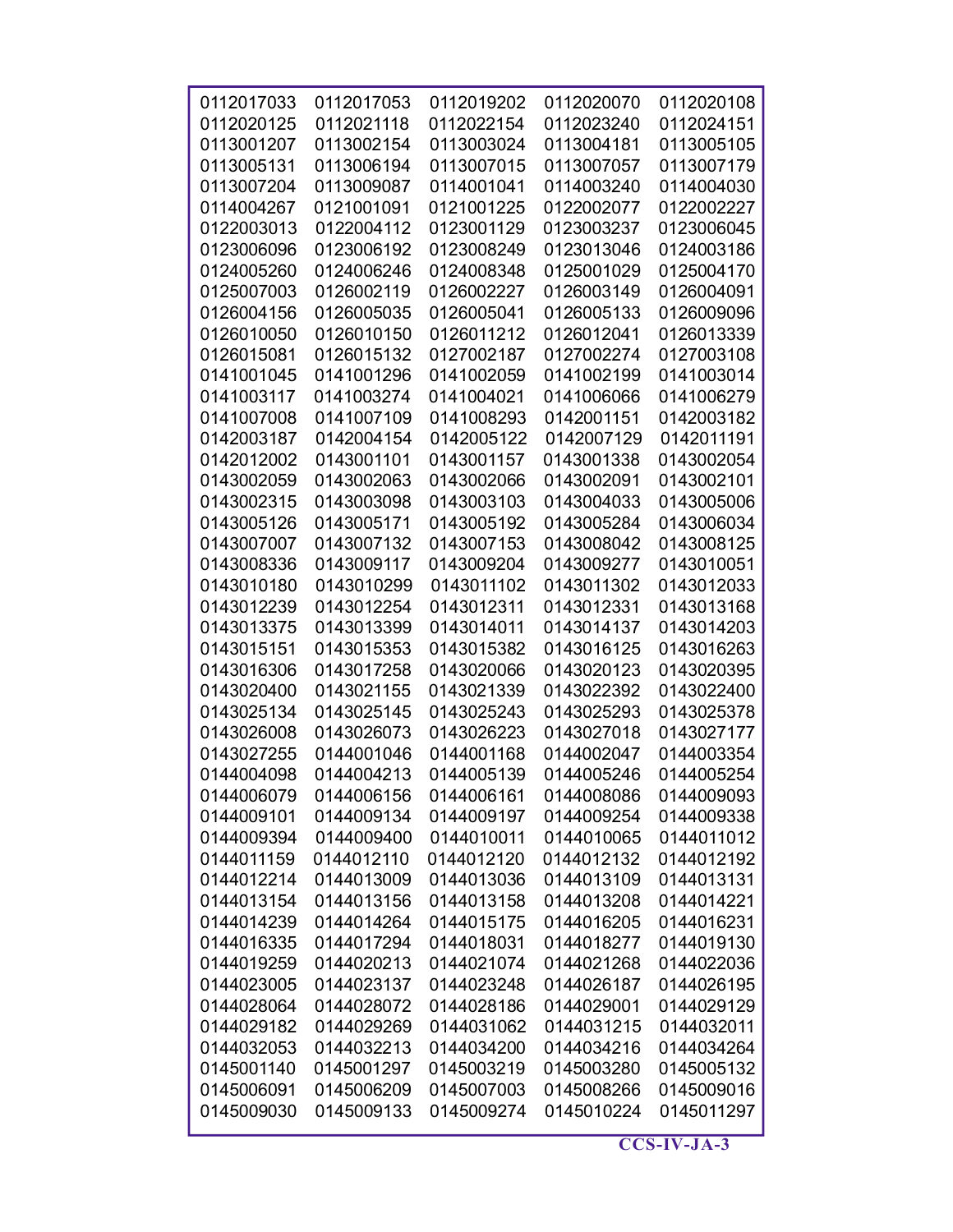| | | | | |
|---|---|---|---|---|
| 0112017033 | 0112017053 | 0112019202 | 0112020070 | 0112020108 |
| 0112020125 | 0112021118 | 0112022154 | 0112023240 | 0112024151 |
| 0113001207 | 0113002154 | 0113003024 | 0113004181 | 0113005105 |
| 0113005131 | 0113006194 | 0113007015 | 0113007057 | 0113007179 |
| 0113007204 | 0113009087 | 0114001041 | 0114003240 | 0114004030 |
| 0114004267 | 0121001091 | 0121001225 | 0122002077 | 0122002227 |
| 0122003013 | 0122004112 | 0123001129 | 0123003237 | 0123006045 |
| 0123006096 | 0123006192 | 0123008249 | 0123013046 | 0124003186 |
| 0124005260 | 0124006246 | 0124008348 | 0125001029 | 0125004170 |
| 0125007003 | 0126002119 | 0126002227 | 0126003149 | 0126004091 |
| 0126004156 | 0126005035 | 0126005041 | 0126005133 | 0126009096 |
| 0126010050 | 0126010150 | 0126011212 | 0126012041 | 0126013339 |
| 0126015081 | 0126015132 | 0127002187 | 0127002274 | 0127003108 |
| 0141001045 | 0141001296 | 0141002059 | 0141002199 | 0141003014 |
| 0141003117 | 0141003274 | 0141004021 | 0141006066 | 0141006279 |
| 0141007008 | 0141007109 | 0141008293 | 0142001151 | 0142003182 |
| 0142003187 | 0142004154 | 0142005122 | 0142007129 | 0142011191 |
| 0142012002 | 0143001101 | 0143001157 | 0143001338 | 0143002054 |
| 0143002059 | 0143002063 | 0143002066 | 0143002091 | 0143002101 |
| 0143002315 | 0143003098 | 0143003103 | 0143004033 | 0143005006 |
| 0143005126 | 0143005171 | 0143005192 | 0143005284 | 0143006034 |
| 0143007007 | 0143007132 | 0143007153 | 0143008042 | 0143008125 |
| 0143008336 | 0143009117 | 0143009204 | 0143009277 | 0143010051 |
| 0143010180 | 0143010299 | 0143011102 | 0143011302 | 0143012033 |
| 0143012239 | 0143012254 | 0143012311 | 0143012331 | 0143013168 |
| 0143013375 | 0143013399 | 0143014011 | 0143014137 | 0143014203 |
| 0143015151 | 0143015353 | 0143015382 | 0143016125 | 0143016263 |
| 0143016306 | 0143017258 | 0143020066 | 0143020123 | 0143020395 |
| 0143020400 | 0143021155 | 0143021339 | 0143022392 | 0143022400 |
| 0143025134 | 0143025145 | 0143025243 | 0143025293 | 0143025378 |
| 0143026008 | 0143026073 | 0143026223 | 0143027018 | 0143027177 |
| 0143027255 | 0144001046 | 0144001168 | 0144002047 | 0144003354 |
| 0144004098 | 0144004213 | 0144005139 | 0144005246 | 0144005254 |
| 0144006079 | 0144006156 | 0144006161 | 0144008086 | 0144009093 |
| 0144009101 | 0144009134 | 0144009197 | 0144009254 | 0144009338 |
| 0144009394 | 0144009400 | 0144010011 | 0144010065 | 0144011012 |
| 0144011159 | 0144012110 | 0144012120 | 0144012132 | 0144012192 |
| 0144012214 | 0144013009 | 0144013036 | 0144013109 | 0144013131 |
| 0144013154 | 0144013156 | 0144013158 | 0144013208 | 0144014221 |
| 0144014239 | 0144014264 | 0144015175 | 0144016205 | 0144016231 |
| 0144016335 | 0144017294 | 0144018031 | 0144018277 | 0144019130 |
| 0144019259 | 0144020213 | 0144021074 | 0144021268 | 0144022036 |
| 0144023005 | 0144023137 | 0144023248 | 0144026187 | 0144026195 |
| 0144028064 | 0144028072 | 0144028186 | 0144029001 | 0144029129 |
| 0144029182 | 0144029269 | 0144031062 | 0144031215 | 0144032011 |
| 0144032053 | 0144032213 | 0144034200 | 0144034216 | 0144034264 |
| 0145001140 | 0145001297 | 0145003219 | 0145003280 | 0145005132 |
| 0145006091 | 0145006209 | 0145007003 | 0145008266 | 0145009016 |
| 0145009030 | 0145009133 | 0145009274 | 0145010224 | 0145011297 |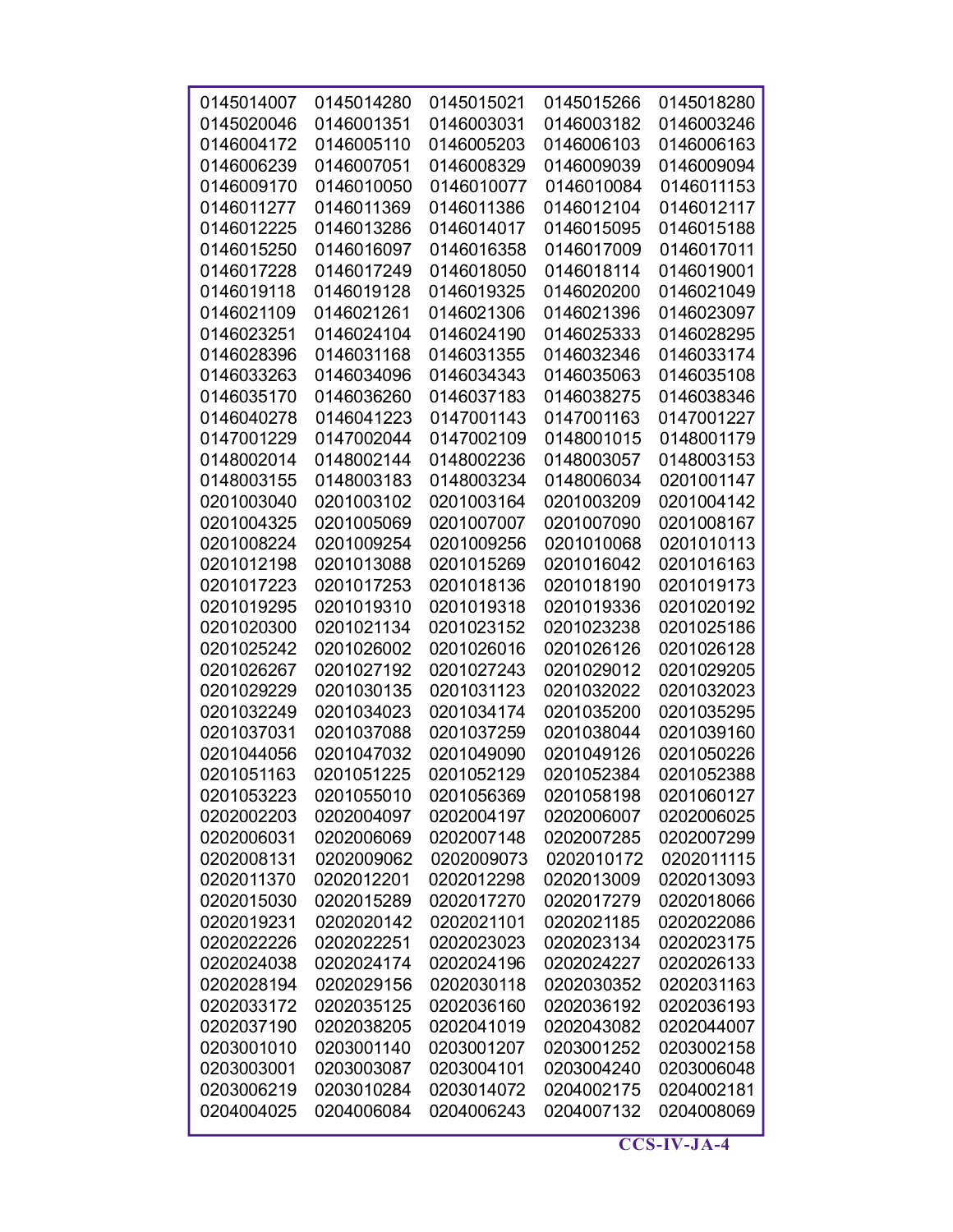| | | | | |
|---|---|---|---|---|
| 0145014007 | 0145014280 | 0145015021 | 0145015266 | 0145018280 |
| 0145020046 | 0146001351 | 0146003031 | 0146003182 | 0146003246 |
| 0146004172 | 0146005110 | 0146005203 | 0146006103 | 0146006163 |
| 0146006239 | 0146007051 | 0146008329 | 0146009039 | 0146009094 |
| 0146009170 | 0146010050 | 0146010077 | 0146010084 | 0146011153 |
| 0146011277 | 0146011369 | 0146011386 | 0146012104 | 0146012117 |
| 0146012225 | 0146013286 | 0146014017 | 0146015095 | 0146015188 |
| 0146015250 | 0146016097 | 0146016358 | 0146017009 | 0146017011 |
| 0146017228 | 0146017249 | 0146018050 | 0146018114 | 0146019001 |
| 0146019118 | 0146019128 | 0146019325 | 0146020200 | 0146021049 |
| 0146021109 | 0146021261 | 0146021306 | 0146021396 | 0146023097 |
| 0146023251 | 0146024104 | 0146024190 | 0146025333 | 0146028295 |
| 0146028396 | 0146031168 | 0146031355 | 0146032346 | 0146033174 |
| 0146033263 | 0146034096 | 0146034343 | 0146035063 | 0146035108 |
| 0146035170 | 0146036260 | 0146037183 | 0146038275 | 0146038346 |
| 0146040278 | 0146041223 | 0147001143 | 0147001163 | 0147001227 |
| 0147001229 | 0147002044 | 0147002109 | 0148001015 | 0148001179 |
| 0148002014 | 0148002144 | 0148002236 | 0148003057 | 0148003153 |
| 0148003155 | 0148003183 | 0148003234 | 0148006034 | 0201001147 |
| 0201003040 | 0201003102 | 0201003164 | 0201003209 | 0201004142 |
| 0201004325 | 0201005069 | 0201007007 | 0201007090 | 0201008167 |
| 0201008224 | 0201009254 | 0201009256 | 0201010068 | 0201010113 |
| 0201012198 | 0201013088 | 0201015269 | 0201016042 | 0201016163 |
| 0201017223 | 0201017253 | 0201018136 | 0201018190 | 0201019173 |
| 0201019295 | 0201019310 | 0201019318 | 0201019336 | 0201020192 |
| 0201020300 | 0201021134 | 0201023152 | 0201023238 | 0201025186 |
| 0201025242 | 0201026002 | 0201026016 | 0201026126 | 0201026128 |
| 0201026267 | 0201027192 | 0201027243 | 0201029012 | 0201029205 |
| 0201029229 | 0201030135 | 0201031123 | 0201032022 | 0201032023 |
| 0201032249 | 0201034023 | 0201034174 | 0201035200 | 0201035295 |
| 0201037031 | 0201037088 | 0201037259 | 0201038044 | 0201039160 |
| 0201044056 | 0201047032 | 0201049090 | 0201049126 | 0201050226 |
| 0201051163 | 0201051225 | 0201052129 | 0201052384 | 0201052388 |
| 0201053223 | 0201055010 | 0201056369 | 0201058198 | 0201060127 |
| 0202002203 | 0202004097 | 0202004197 | 0202006007 | 0202006025 |
| 0202006031 | 0202006069 | 0202007148 | 0202007285 | 0202007299 |
| 0202008131 | 0202009062 | 0202009073 | 0202010172 | 0202011115 |
| 0202011370 | 0202012201 | 0202012298 | 0202013009 | 0202013093 |
| 0202015030 | 0202015289 | 0202017270 | 0202017279 | 0202018066 |
| 0202019231 | 0202020142 | 0202021101 | 0202021185 | 0202022086 |
| 0202022226 | 0202022251 | 0202023023 | 0202023134 | 0202023175 |
| 0202024038 | 0202024174 | 0202024196 | 0202024227 | 0202026133 |
| 0202028194 | 0202029156 | 0202030118 | 0202030352 | 0202031163 |
| 0202033172 | 0202035125 | 0202036160 | 0202036192 | 0202036193 |
| 0202037190 | 0202038205 | 0202041019 | 0202043082 | 0202044007 |
| 0203001010 | 0203001140 | 0203001207 | 0203001252 | 0203002158 |
| 0203003001 | 0203003087 | 0203004101 | 0203004240 | 0203006048 |
| 0203006219 | 0203010284 | 0203014072 | 0204002175 | 0204002181 |
| 0204004025 | 0204006084 | 0204006243 | 0204007132 | 0204008069 |

CCS-IV-JA-4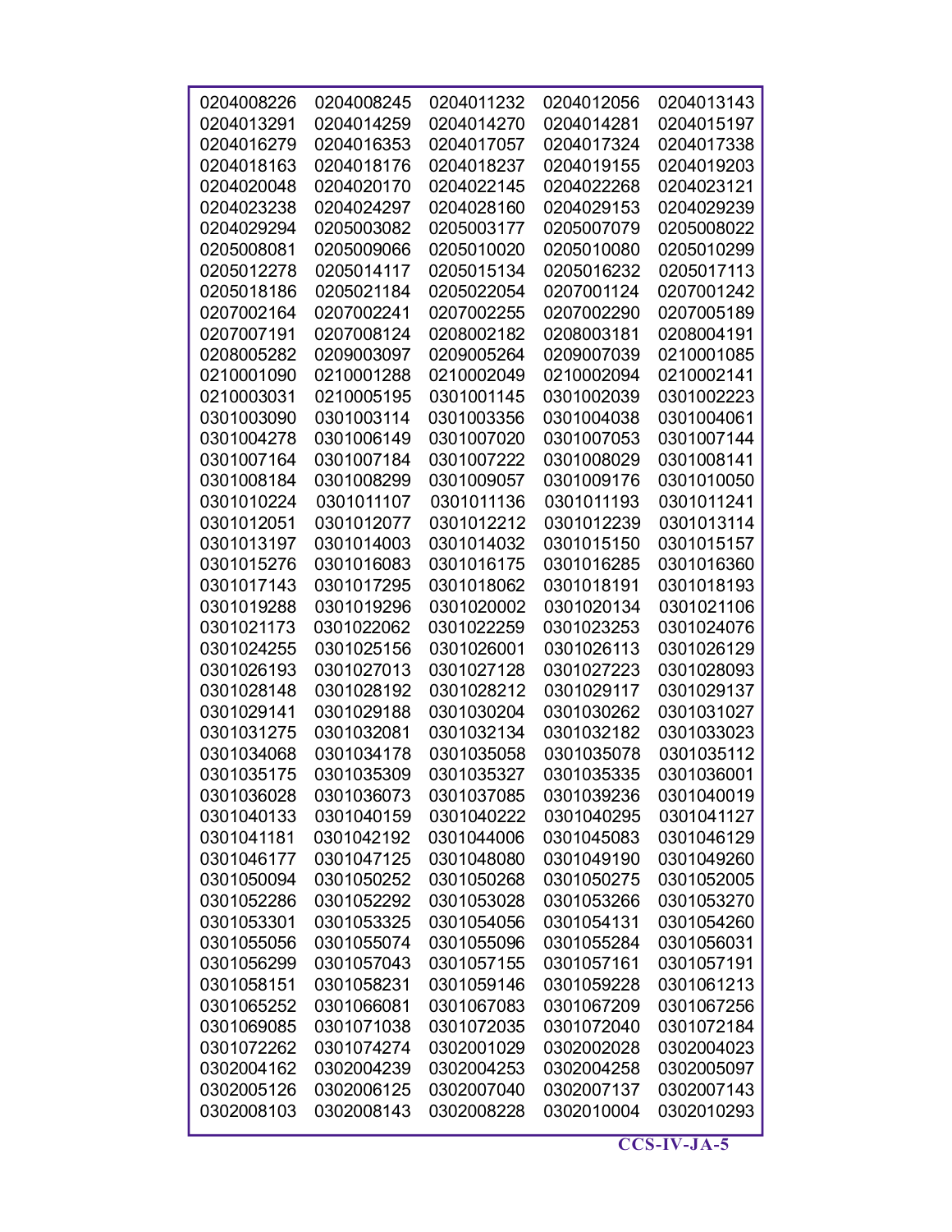| | | | | |
|---|---|---|---|---|
| 0204008226 | 0204008245 | 0204011232 | 0204012056 | 0204013143 |
| 0204013291 | 0204014259 | 0204014270 | 0204014281 | 0204015197 |
| 0204016279 | 0204016353 | 0204017057 | 0204017324 | 0204017338 |
| 0204018163 | 0204018176 | 0204018237 | 0204019155 | 0204019203 |
| 0204020048 | 0204020170 | 0204022145 | 0204022268 | 0204023121 |
| 0204023238 | 0204024297 | 0204028160 | 0204029153 | 0204029239 |
| 0204029294 | 0205003082 | 0205003177 | 0205007079 | 0205008022 |
| 0205008081 | 0205009066 | 0205010020 | 0205010080 | 0205010299 |
| 0205012278 | 0205014117 | 0205015134 | 0205016232 | 0205017113 |
| 0205018186 | 0205021184 | 0205022054 | 0207001124 | 0207001242 |
| 0207002164 | 0207002241 | 0207002255 | 0207002290 | 0207005189 |
| 0207007191 | 0207008124 | 0208002182 | 0208003181 | 0208004191 |
| 0208005282 | 0209003097 | 0209005264 | 0209007039 | 0210001085 |
| 0210001090 | 0210001288 | 0210002049 | 0210002094 | 0210002141 |
| 0210003031 | 0210005195 | 0301001145 | 0301002039 | 0301002223 |
| 0301003090 | 0301003114 | 0301003356 | 0301004038 | 0301004061 |
| 0301004278 | 0301006149 | 0301007020 | 0301007053 | 0301007144 |
| 0301007164 | 0301007184 | 0301007222 | 0301008029 | 0301008141 |
| 0301008184 | 0301008299 | 0301009057 | 0301009176 | 0301010050 |
| 0301010224 | 0301011107 | 0301011136 | 0301011193 | 0301011241 |
| 0301012051 | 0301012077 | 0301012212 | 0301012239 | 0301013114 |
| 0301013197 | 0301014003 | 0301014032 | 0301015150 | 0301015157 |
| 0301015276 | 0301016083 | 0301016175 | 0301016285 | 0301016360 |
| 0301017143 | 0301017295 | 0301018062 | 0301018191 | 0301018193 |
| 0301019288 | 0301019296 | 0301020002 | 0301020134 | 0301021106 |
| 0301021173 | 0301022062 | 0301022259 | 0301023253 | 0301024076 |
| 0301024255 | 0301025156 | 0301026001 | 0301026113 | 0301026129 |
| 0301026193 | 0301027013 | 0301027128 | 0301027223 | 0301028093 |
| 0301028148 | 0301028192 | 0301028212 | 0301029117 | 0301029137 |
| 0301029141 | 0301029188 | 0301030204 | 0301030262 | 0301031027 |
| 0301031275 | 0301032081 | 0301032134 | 0301032182 | 0301033023 |
| 0301034068 | 0301034178 | 0301035058 | 0301035078 | 0301035112 |
| 0301035175 | 0301035309 | 0301035327 | 0301035335 | 0301036001 |
| 0301036028 | 0301036073 | 0301037085 | 0301039236 | 0301040019 |
| 0301040133 | 0301040159 | 0301040222 | 0301040295 | 0301041127 |
| 0301041181 | 0301042192 | 0301044006 | 0301045083 | 0301046129 |
| 0301046177 | 0301047125 | 0301048080 | 0301049190 | 0301049260 |
| 0301050094 | 0301050252 | 0301050268 | 0301050275 | 0301052005 |
| 0301052286 | 0301052292 | 0301053028 | 0301053266 | 0301053270 |
| 0301053301 | 0301053325 | 0301054056 | 0301054131 | 0301054260 |
| 0301055056 | 0301055074 | 0301055096 | 0301055284 | 0301056031 |
| 0301056299 | 0301057043 | 0301057155 | 0301057161 | 0301057191 |
| 0301058151 | 0301058231 | 0301059146 | 0301059228 | 0301061213 |
| 0301065252 | 0301066081 | 0301067083 | 0301067209 | 0301067256 |
| 0301069085 | 0301071038 | 0301072035 | 0301072040 | 0301072184 |
| 0301072262 | 0301074274 | 0302001029 | 0302002028 | 0302004023 |
| 0302004162 | 0302004239 | 0302004253 | 0302004258 | 0302005097 |
| 0302005126 | 0302006125 | 0302007040 | 0302007137 | 0302007143 |
| 0302008103 | 0302008143 | 0302008228 | 0302010004 | 0302010293 |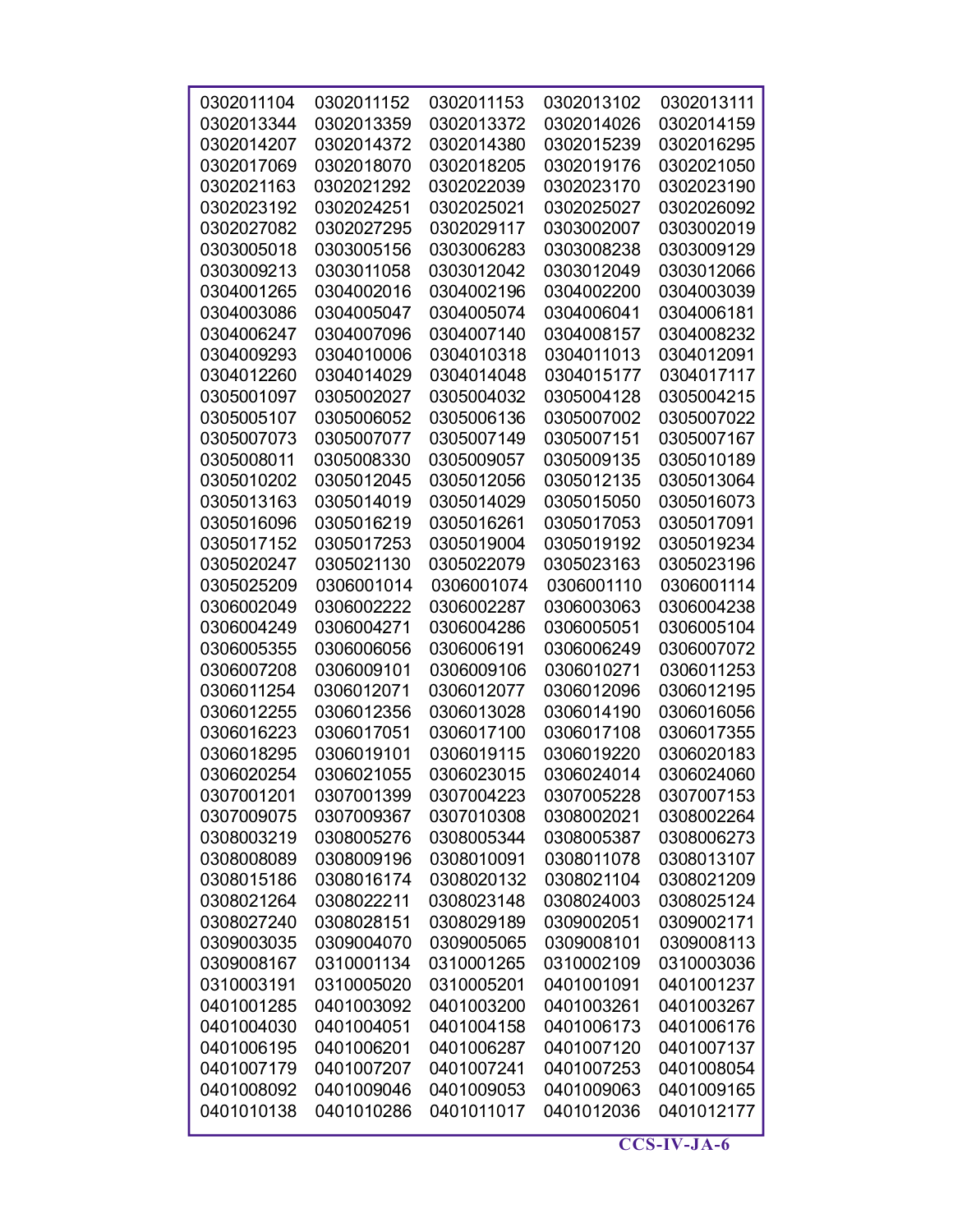| | | | | |
|---|---|---|---|---|
| 0302011104 | 0302011152 | 0302011153 | 0302013102 | 0302013111 |
| 0302013344 | 0302013359 | 0302013372 | 0302014026 | 0302014159 |
| 0302014207 | 0302014372 | 0302014380 | 0302015239 | 0302016295 |
| 0302017069 | 0302018070 | 0302018205 | 0302019176 | 0302021050 |
| 0302021163 | 0302021292 | 0302022039 | 0302023170 | 0302023190 |
| 0302023192 | 0302024251 | 0302025021 | 0302025027 | 0302026092 |
| 0302027082 | 0302027295 | 0302029117 | 0303002007 | 0303002019 |
| 0303005018 | 0303005156 | 0303006283 | 0303008238 | 0303009129 |
| 0303009213 | 0303011058 | 0303012042 | 0303012049 | 0303012066 |
| 0304001265 | 0304002016 | 0304002196 | 0304002200 | 0304003039 |
| 0304003086 | 0304005047 | 0304005074 | 0304006041 | 0304006181 |
| 0304006247 | 0304007096 | 0304007140 | 0304008157 | 0304008232 |
| 0304009293 | 0304010006 | 0304010318 | 0304011013 | 0304012091 |
| 0304012260 | 0304014029 | 0304014048 | 0304015177 | 0304017117 |
| 0305001097 | 0305002027 | 0305004032 | 0305004128 | 0305004215 |
| 0305005107 | 0305006052 | 0305006136 | 0305007002 | 0305007022 |
| 0305007073 | 0305007077 | 0305007149 | 0305007151 | 0305007167 |
| 0305008011 | 0305008330 | 0305009057 | 0305009135 | 0305010189 |
| 0305010202 | 0305012045 | 0305012056 | 0305012135 | 0305013064 |
| 0305013163 | 0305014019 | 0305014029 | 0305015050 | 0305016073 |
| 0305016096 | 0305016219 | 0305016261 | 0305017053 | 0305017091 |
| 0305017152 | 0305017253 | 0305019004 | 0305019192 | 0305019234 |
| 0305020247 | 0305021130 | 0305022079 | 0305023163 | 0305023196 |
| 0305025209 | 0306001014 | 0306001074 | 0306001110 | 0306001114 |
| 0306002049 | 0306002222 | 0306002287 | 0306003063 | 0306004238 |
| 0306004249 | 0306004271 | 0306004286 | 0306005051 | 0306005104 |
| 0306005355 | 0306006056 | 0306006191 | 0306006249 | 0306007072 |
| 0306007208 | 0306009101 | 0306009106 | 0306010271 | 0306011253 |
| 0306011254 | 0306012071 | 0306012077 | 0306012096 | 0306012195 |
| 0306012255 | 0306012356 | 0306013028 | 0306014190 | 0306016056 |
| 0306016223 | 0306017051 | 0306017100 | 0306017108 | 0306017355 |
| 0306018295 | 0306019101 | 0306019115 | 0306019220 | 0306020183 |
| 0306020254 | 0306021055 | 0306023015 | 0306024014 | 0306024060 |
| 0307001201 | 0307001399 | 0307004223 | 0307005228 | 0307007153 |
| 0307009075 | 0307009367 | 0307010308 | 0308002021 | 0308002264 |
| 0308003219 | 0308005276 | 0308005344 | 0308005387 | 0308006273 |
| 0308008089 | 0308009196 | 0308010091 | 0308011078 | 0308013107 |
| 0308015186 | 0308016174 | 0308020132 | 0308021104 | 0308021209 |
| 0308021264 | 0308022211 | 0308023148 | 0308024003 | 0308025124 |
| 0308027240 | 0308028151 | 0308029189 | 0309002051 | 0309002171 |
| 0309003035 | 0309004070 | 0309005065 | 0309008101 | 0309008113 |
| 0309008167 | 0310001134 | 0310001265 | 0310002109 | 0310003036 |
| 0310003191 | 0310005020 | 0310005201 | 0401001091 | 0401001237 |
| 0401001285 | 0401003092 | 0401003200 | 0401003261 | 0401003267 |
| 0401004030 | 0401004051 | 0401004158 | 0401006173 | 0401006176 |
| 0401006195 | 0401006201 | 0401006287 | 0401007120 | 0401007137 |
| 0401007179 | 0401007207 | 0401007241 | 0401007253 | 0401008054 |
| 0401008092 | 0401009046 | 0401009053 | 0401009063 | 0401009165 |
| 0401010138 | 0401010286 | 0401011017 | 0401012036 | 0401012177 |

**CCS-IV-JA-6**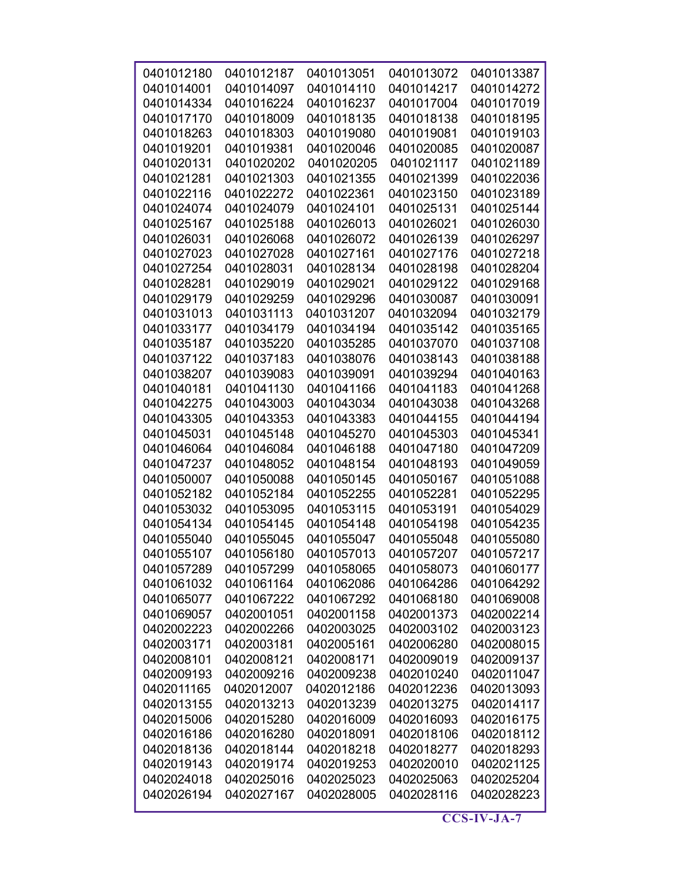| | | | | |
|---|---|---|---|---|
| 0401012180 | 0401012187 | 0401013051 | 0401013072 | 0401013387 |
| 0401014001 | 0401014097 | 0401014110 | 0401014217 | 0401014272 |
| 0401014334 | 0401016224 | 0401016237 | 0401017004 | 0401017019 |
| 0401017170 | 0401018009 | 0401018135 | 0401018138 | 0401018195 |
| 0401018263 | 0401018303 | 0401019080 | 0401019081 | 0401019103 |
| 0401019201 | 0401019381 | 0401020046 | 0401020085 | 0401020087 |
| 0401020131 | 0401020202 | 0401020205 | 0401021117 | 0401021189 |
| 0401021281 | 0401021303 | 0401021355 | 0401021399 | 0401022036 |
| 0401022116 | 0401022272 | 0401022361 | 0401023150 | 0401023189 |
| 0401024074 | 0401024079 | 0401024101 | 0401025131 | 0401025144 |
| 0401025167 | 0401025188 | 0401026013 | 0401026021 | 0401026030 |
| 0401026031 | 0401026068 | 0401026072 | 0401026139 | 0401026297 |
| 0401027023 | 0401027028 | 0401027161 | 0401027176 | 0401027218 |
| 0401027254 | 0401028031 | 0401028134 | 0401028198 | 0401028204 |
| 0401028281 | 0401029019 | 0401029021 | 0401029122 | 0401029168 |
| 0401029179 | 0401029259 | 0401029296 | 0401030087 | 0401030091 |
| 0401031013 | 0401031113 | 0401031207 | 0401032094 | 0401032179 |
| 0401033177 | 0401034179 | 0401034194 | 0401035142 | 0401035165 |
| 0401035187 | 0401035220 | 0401035285 | 0401037070 | 0401037108 |
| 0401037122 | 0401037183 | 0401038076 | 0401038143 | 0401038188 |
| 0401038207 | 0401039083 | 0401039091 | 0401039294 | 0401040163 |
| 0401040181 | 0401041130 | 0401041166 | 0401041183 | 0401041268 |
| 0401042275 | 0401043003 | 0401043034 | 0401043038 | 0401043268 |
| 0401043305 | 0401043353 | 0401043383 | 0401044155 | 0401044194 |
| 0401045031 | 0401045148 | 0401045270 | 0401045303 | 0401045341 |
| 0401046064 | 0401046084 | 0401046188 | 0401047180 | 0401047209 |
| 0401047237 | 0401048052 | 0401048154 | 0401048193 | 0401049059 |
| 0401050007 | 0401050088 | 0401050145 | 0401050167 | 0401051088 |
| 0401052182 | 0401052184 | 0401052255 | 0401052281 | 0401052295 |
| 0401053032 | 0401053095 | 0401053115 | 0401053191 | 0401054029 |
| 0401054134 | 0401054145 | 0401054148 | 0401054198 | 0401054235 |
| 0401055040 | 0401055045 | 0401055047 | 0401055048 | 0401055080 |
| 0401055107 | 0401056180 | 0401057013 | 0401057207 | 0401057217 |
| 0401057289 | 0401057299 | 0401058065 | 0401058073 | 0401060177 |
| 0401061032 | 0401061164 | 0401062086 | 0401064286 | 0401064292 |
| 0401065077 | 0401067222 | 0401067292 | 0401068180 | 0401069008 |
| 0401069057 | 0402001051 | 0402001158 | 0402001373 | 0402002214 |
| 0402002223 | 0402002266 | 0402003025 | 0402003102 | 0402003123 |
| 0402003171 | 0402003181 | 0402005161 | 0402006280 | 0402008015 |
| 0402008101 | 0402008121 | 0402008171 | 0402009019 | 0402009137 |
| 0402009193 | 0402009216 | 0402009238 | 0402010240 | 0402011047 |
| 0402011165 | 0402012007 | 0402012186 | 0402012236 | 0402013093 |
| 0402013155 | 0402013213 | 0402013239 | 0402013275 | 0402014117 |
| 0402015006 | 0402015280 | 0402016009 | 0402016093 | 0402016175 |
| 0402016186 | 0402016280 | 0402018091 | 0402018106 | 0402018112 |
| 0402018136 | 0402018144 | 0402018218 | 0402018277 | 0402018293 |
| 0402019143 | 0402019174 | 0402019253 | 0402020010 | 0402021125 |
| 0402024018 | 0402025016 | 0402025023 | 0402025063 | 0402025204 |
| 0402026194 | 0402027167 | 0402028005 | 0402028116 | 0402028223 |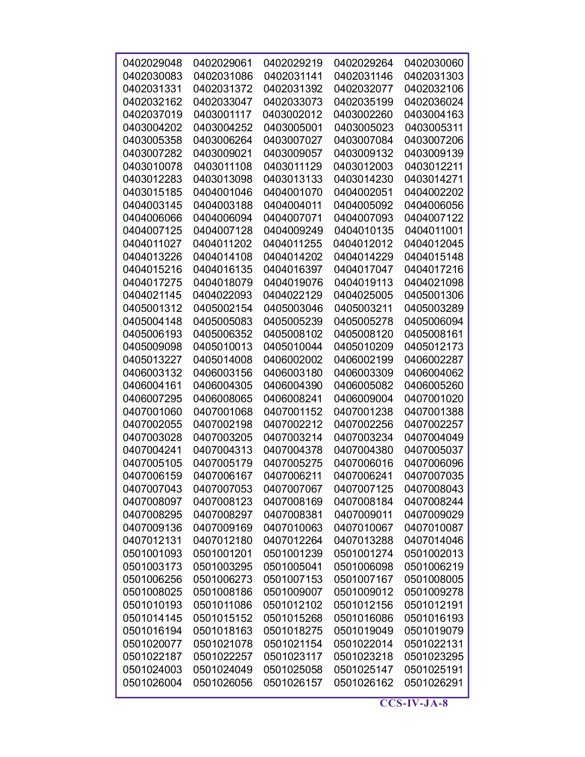| | | | | |
|---|---|---|---|---|
| 0402029048 | 0402029061 | 0402029219 | 0402029264 | 0402030060 |
| 0402030083 | 0402031086 | 0402031141 | 0402031146 | 0402031303 |
| 0402031331 | 0402031372 | 0402031392 | 0402032077 | 0402032106 |
| 0402032162 | 0402033047 | 0402033073 | 0402035199 | 0402036024 |
| 0402037019 | 0403001117 | 0403002012 | 0403002260 | 0403004163 |
| 0403004202 | 0403004252 | 0403005001 | 0403005023 | 0403005311 |
| 0403005358 | 0403006264 | 0403007027 | 0403007084 | 0403007206 |
| 0403007282 | 0403009021 | 0403009057 | 0403009132 | 0403009139 |
| 0403010078 | 0403011108 | 0403011129 | 0403012003 | 0403012211 |
| 0403012283 | 0403013098 | 0403013133 | 0403014230 | 0403014271 |
| 0403015185 | 0404001046 | 0404001070 | 0404002051 | 0404002202 |
| 0404003145 | 0404003188 | 0404004011 | 0404005092 | 0404006056 |
| 0404006066 | 0404006094 | 0404007071 | 0404007093 | 0404007122 |
| 0404007125 | 0404007128 | 0404009249 | 0404010135 | 0404011001 |
| 0404011027 | 0404011202 | 0404011255 | 0404012012 | 0404012045 |
| 0404013226 | 0404014108 | 0404014202 | 0404014229 | 0404015148 |
| 0404015216 | 0404016135 | 0404016397 | 0404017047 | 0404017216 |
| 0404017275 | 0404018079 | 0404019076 | 0404019113 | 0404021098 |
| 0404021145 | 0404022093 | 0404022129 | 0404025005 | 0405001306 |
| 0405001312 | 0405002154 | 0405003046 | 0405003211 | 0405003289 |
| 0405004148 | 0405005083 | 0405005239 | 0405005278 | 0405006094 |
| 0405006193 | 0405006352 | 0405008102 | 0405008120 | 0405008161 |
| 0405009098 | 0405010013 | 0405010044 | 0405010209 | 0405012173 |
| 0405013227 | 0405014008 | 0406002002 | 0406002199 | 0406002287 |
| 0406003132 | 0406003156 | 0406003180 | 0406003309 | 0406004062 |
| 0406004161 | 0406004305 | 0406004390 | 0406005082 | 0406005260 |
| 0406007295 | 0406008065 | 0406008241 | 0406009004 | 0407001020 |
| 0407001060 | 0407001068 | 0407001152 | 0407001238 | 0407001388 |
| 0407002055 | 0407002198 | 0407002212 | 0407002256 | 0407002257 |
| 0407003028 | 0407003205 | 0407003214 | 0407003234 | 0407004049 |
| 0407004241 | 0407004313 | 0407004378 | 0407004380 | 0407005037 |
| 0407005105 | 0407005179 | 0407005275 | 0407006016 | 0407006096 |
| 0407006159 | 0407006167 | 0407006211 | 0407006241 | 0407007035 |
| 0407007043 | 0407007053 | 0407007067 | 0407007125 | 0407008043 |
| 0407008097 | 0407008123 | 0407008169 | 0407008184 | 0407008244 |
| 0407008295 | 0407008297 | 0407008381 | 0407009011 | 0407009029 |
| 0407009136 | 0407009169 | 0407010063 | 0407010067 | 0407010087 |
| 0407012131 | 0407012180 | 0407012264 | 0407013288 | 0407014046 |
| 0501001093 | 0501001201 | 0501001239 | 0501001274 | 0501002013 |
| 0501003173 | 0501003295 | 0501005041 | 0501006098 | 0501006219 |
| 0501006256 | 0501006273 | 0501007153 | 0501007167 | 0501008005 |
| 0501008025 | 0501008186 | 0501009007 | 0501009012 | 0501009278 |
| 0501010193 | 0501011086 | 0501012102 | 0501012156 | 0501012191 |
| 0501014145 | 0501015152 | 0501015268 | 0501016086 | 0501016193 |
| 0501016194 | 0501018163 | 0501018275 | 0501019049 | 0501019079 |
| 0501020077 | 0501021078 | 0501021154 | 0501022014 | 0501022131 |
| 0501022187 | 0501022257 | 0501023117 | 0501023218 | 0501023295 |
| 0501024003 | 0501024049 | 0501025058 | 0501025147 | 0501025191 |
| 0501026004 | 0501026056 | 0501026157 | 0501026162 | 0501026291 |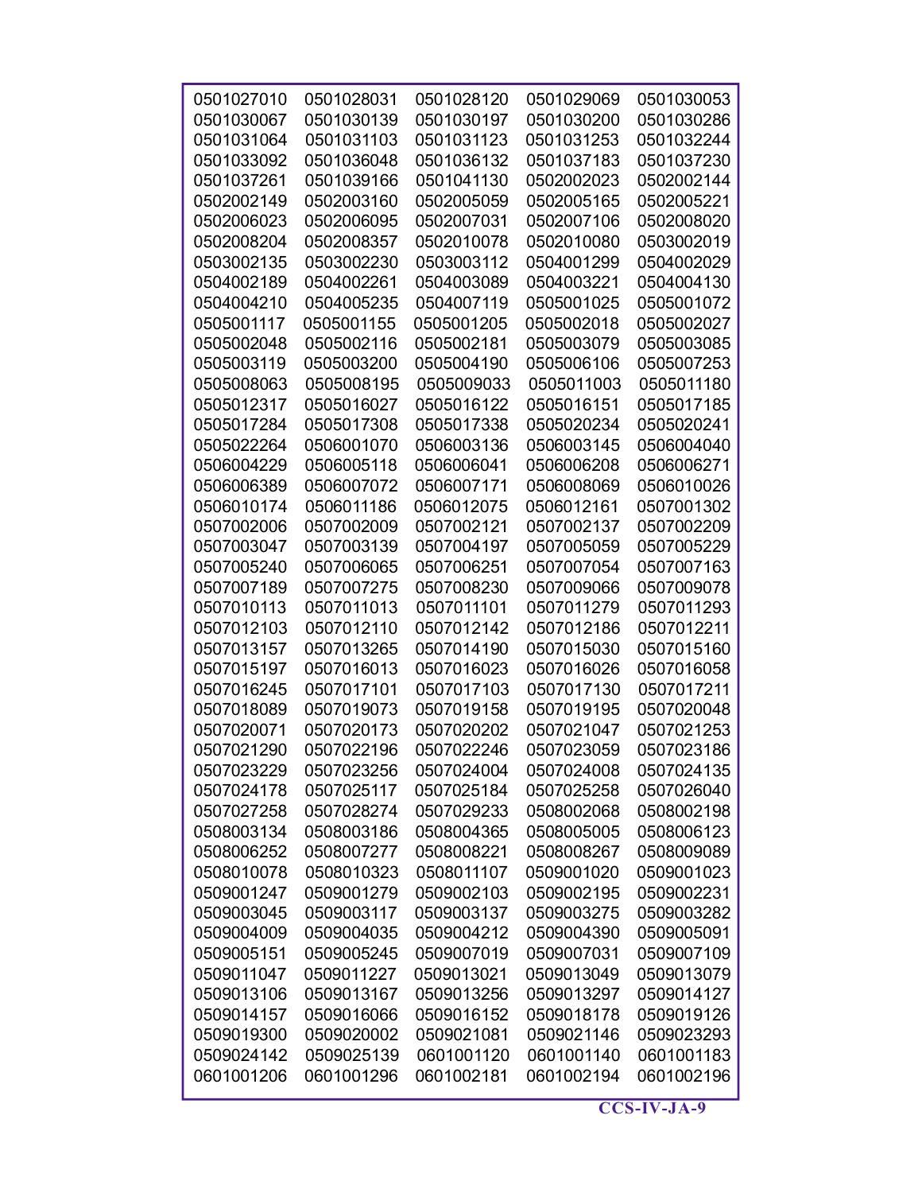| | | | | |
|---|---|---|---|---|
| 0501027010 | 0501028031 | 0501028120 | 0501029069 | 0501030053 |
| 0501030067 | 0501030139 | 0501030197 | 0501030200 | 0501030286 |
| 0501031064 | 0501031103 | 0501031123 | 0501031253 | 0501032244 |
| 0501033092 | 0501036048 | 0501036132 | 0501037183 | 0501037230 |
| 0501037261 | 0501039166 | 0501041130 | 0502002023 | 0502002144 |
| 0502002149 | 0502003160 | 0502005059 | 0502005165 | 0502005221 |
| 0502006023 | 0502006095 | 0502007031 | 0502007106 | 0502008020 |
| 0502008204 | 0502008357 | 0502010078 | 0502010080 | 0503002019 |
| 0503002135 | 0503002230 | 0503003112 | 0504001299 | 0504002029 |
| 0504002189 | 0504002261 | 0504003089 | 0504003221 | 0504004130 |
| 0504004210 | 0504005235 | 0504007119 | 0505001025 | 0505001072 |
| 0505001117 | 0505001155 | 0505001205 | 0505002018 | 0505002027 |
| 0505002048 | 0505002116 | 0505002181 | 0505003079 | 0505003085 |
| 0505003119 | 0505003200 | 0505004190 | 0505006106 | 0505007253 |
| 0505008063 | 0505008195 | 0505009033 | 0505011003 | 0505011180 |
| 0505012317 | 0505016027 | 0505016122 | 0505016151 | 0505017185 |
| 0505017284 | 0505017308 | 0505017338 | 0505020234 | 0505020241 |
| 0505022264 | 0506001070 | 0506003136 | 0506003145 | 0506004040 |
| 0506004229 | 0506005118 | 0506006041 | 0506006208 | 0506006271 |
| 0506006389 | 0506007072 | 0506007171 | 0506008069 | 0506010026 |
| 0506010174 | 0506011186 | 0506012075 | 0506012161 | 0507001302 |
| 0507002006 | 0507002009 | 0507002121 | 0507002137 | 0507002209 |
| 0507003047 | 0507003139 | 0507004197 | 0507005059 | 0507005229 |
| 0507005240 | 0507006065 | 0507006251 | 0507007054 | 0507007163 |
| 0507007189 | 0507007275 | 0507008230 | 0507009066 | 0507009078 |
| 0507010113 | 0507011013 | 0507011101 | 0507011279 | 0507011293 |
| 0507012103 | 0507012110 | 0507012142 | 0507012186 | 0507012211 |
| 0507013157 | 0507013265 | 0507014190 | 0507015030 | 0507015160 |
| 0507015197 | 0507016013 | 0507016023 | 0507016026 | 0507016058 |
| 0507016245 | 0507017101 | 0507017103 | 0507017130 | 0507017211 |
| 0507018089 | 0507019073 | 0507019158 | 0507019195 | 0507020048 |
| 0507020071 | 0507020173 | 0507020202 | 0507021047 | 0507021253 |
| 0507021290 | 0507022196 | 0507022246 | 0507023059 | 0507023186 |
| 0507023229 | 0507023256 | 0507024004 | 0507024008 | 0507024135 |
| 0507024178 | 0507025117 | 0507025184 | 0507025258 | 0507026040 |
| 0507027258 | 0507028274 | 0507029233 | 0508002068 | 0508002198 |
| 0508003134 | 0508003186 | 0508004365 | 0508005005 | 0508006123 |
| 0508006252 | 0508007277 | 0508008221 | 0508008267 | 0508009089 |
| 0508010078 | 0508010323 | 0508011107 | 0509001020 | 0509001023 |
| 0509001247 | 0509001279 | 0509002103 | 0509002195 | 0509002231 |
| 0509003045 | 0509003117 | 0509003137 | 0509003275 | 0509003282 |
| 0509004009 | 0509004035 | 0509004212 | 0509004390 | 0509005091 |
| 0509005151 | 0509005245 | 0509007019 | 0509007031 | 0509007109 |
| 0509011047 | 0509011227 | 0509013021 | 0509013049 | 0509013079 |
| 0509013106 | 0509013167 | 0509013256 | 0509013297 | 0509014127 |
| 0509014157 | 0509016066 | 0509016152 | 0509018178 | 0509019126 |
| 0509019300 | 0509020002 | 0509021081 | 0509021146 | 0509023293 |
| 0509024142 | 0509025139 | 0601001120 | 0601001140 | 0601001183 |
| 0601001206 | 0601001296 | 0601002181 | 0601002194 | 0601002196 |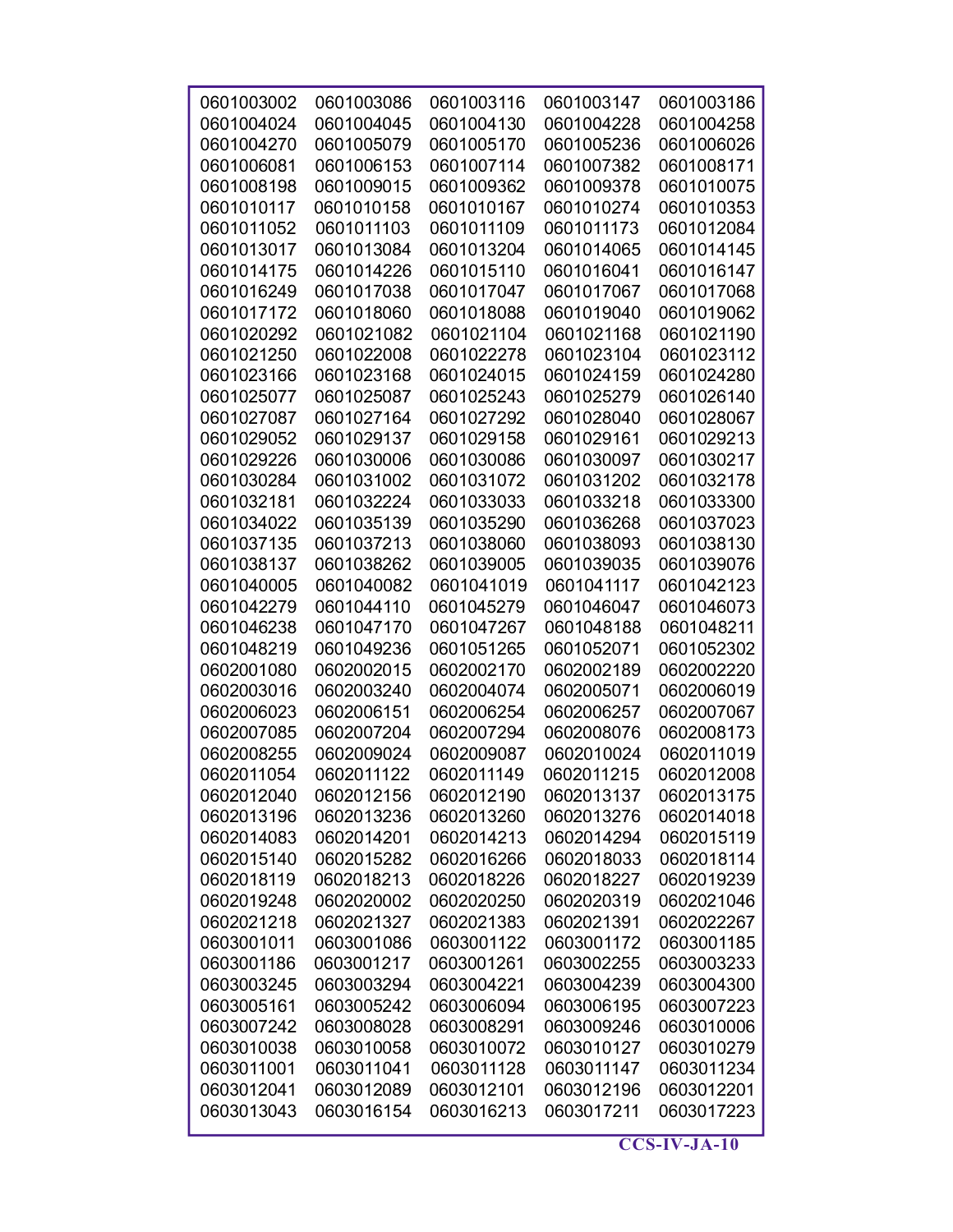| | | | | |
|---|---|---|---|---|
| 0601003002 | 0601003086 | 0601003116 | 0601003147 | 0601003186 |
| 0601004024 | 0601004045 | 0601004130 | 0601004228 | 0601004258 |
| 0601004270 | 0601005079 | 0601005170 | 0601005236 | 0601006026 |
| 0601006081 | 0601006153 | 0601007114 | 0601007382 | 0601008171 |
| 0601008198 | 0601009015 | 0601009362 | 0601009378 | 0601010075 |
| 0601010117 | 0601010158 | 0601010167 | 0601010274 | 0601010353 |
| 0601011052 | 0601011103 | 0601011109 | 0601011173 | 0601012084 |
| 0601013017 | 0601013084 | 0601013204 | 0601014065 | 0601014145 |
| 0601014175 | 0601014226 | 0601015110 | 0601016041 | 0601016147 |
| 0601016249 | 0601017038 | 0601017047 | 0601017067 | 0601017068 |
| 0601017172 | 0601018060 | 0601018088 | 0601019040 | 0601019062 |
| 0601020292 | 0601021082 | 0601021104 | 0601021168 | 0601021190 |
| 0601021250 | 0601022008 | 0601022278 | 0601023104 | 0601023112 |
| 0601023166 | 0601023168 | 0601024015 | 0601024159 | 0601024280 |
| 0601025077 | 0601025087 | 0601025243 | 0601025279 | 0601026140 |
| 0601027087 | 0601027164 | 0601027292 | 0601028040 | 0601028067 |
| 0601029052 | 0601029137 | 0601029158 | 0601029161 | 0601029213 |
| 0601029226 | 0601030006 | 0601030086 | 0601030097 | 0601030217 |
| 0601030284 | 0601031002 | 0601031072 | 0601031202 | 0601032178 |
| 0601032181 | 0601032224 | 0601033033 | 0601033218 | 0601033300 |
| 0601034022 | 0601035139 | 0601035290 | 0601036268 | 0601037023 |
| 0601037135 | 0601037213 | 0601038060 | 0601038093 | 0601038130 |
| 0601038137 | 0601038262 | 0601039005 | 0601039035 | 0601039076 |
| 0601040005 | 0601040082 | 0601041019 | 0601041117 | 0601042123 |
| 0601042279 | 0601044110 | 0601045279 | 0601046047 | 0601046073 |
| 0601046238 | 0601047170 | 0601047267 | 0601048188 | 0601048211 |
| 0601048219 | 0601049236 | 0601051265 | 0601052071 | 0601052302 |
| 0602001080 | 0602002015 | 0602002170 | 0602002189 | 0602002220 |
| 0602003016 | 0602003240 | 0602004074 | 0602005071 | 0602006019 |
| 0602006023 | 0602006151 | 0602006254 | 0602006257 | 0602007067 |
| 0602007085 | 0602007204 | 0602007294 | 0602008076 | 0602008173 |
| 0602008255 | 0602009024 | 0602009087 | 0602010024 | 0602011019 |
| 0602011054 | 0602011122 | 0602011149 | 0602011215 | 0602012008 |
| 0602012040 | 0602012156 | 0602012190 | 0602013137 | 0602013175 |
| 0602013196 | 0602013236 | 0602013260 | 0602013276 | 0602014018 |
| 0602014083 | 0602014201 | 0602014213 | 0602014294 | 0602015119 |
| 0602015140 | 0602015282 | 0602016266 | 0602018033 | 0602018114 |
| 0602018119 | 0602018213 | 0602018226 | 0602018227 | 0602019239 |
| 0602019248 | 0602020002 | 0602020250 | 0602020319 | 0602021046 |
| 0602021218 | 0602021327 | 0602021383 | 0602021391 | 0602022267 |
| 0603001011 | 0603001086 | 0603001122 | 0603001172 | 0603001185 |
| 0603001186 | 0603001217 | 0603001261 | 0603002255 | 0603003233 |
| 0603003245 | 0603003294 | 0603004221 | 0603004239 | 0603004300 |
| 0603005161 | 0603005242 | 0603006094 | 0603006195 | 0603007223 |
| 0603007242 | 0603008028 | 0603008291 | 0603009246 | 0603010006 |
| 0603010038 | 0603010058 | 0603010072 | 0603010127 | 0603010279 |
| 0603011001 | 0603011041 | 0603011128 | 0603011147 | 0603011234 |
| 0603012041 | 0603012089 | 0603012101 | 0603012196 | 0603012201 |
| 0603013043 | 0603016154 | 0603016213 | 0603017211 | 0603017223 |

**CCS-IV-JA-10**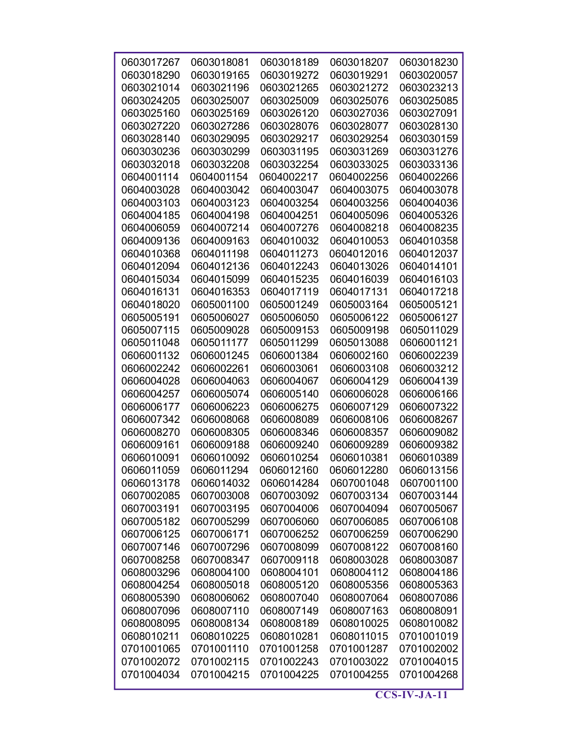| | | | | |
|---|---|---|---|---|
| 0603017267 | 0603018081 | 0603018189 | 0603018207 | 0603018230 |
| 0603018290 | 0603019165 | 0603019272 | 0603019291 | 0603020057 |
| 0603021014 | 0603021196 | 0603021265 | 0603021272 | 0603023213 |
| 0603024205 | 0603025007 | 0603025009 | 0603025076 | 0603025085 |
| 0603025160 | 0603025169 | 0603026120 | 0603027036 | 0603027091 |
| 0603027220 | 0603027286 | 0603028076 | 0603028077 | 0603028130 |
| 0603028140 | 0603029095 | 0603029217 | 0603029254 | 0603030159 |
| 0603030236 | 0603030299 | 0603031195 | 0603031269 | 0603031276 |
| 0603032018 | 0603032208 | 0603032254 | 0603033025 | 0603033136 |
| 0604001114 | 0604001154 | 0604002217 | 0604002256 | 0604002266 |
| 0604003028 | 0604003042 | 0604003047 | 0604003075 | 0604003078 |
| 0604003103 | 0604003123 | 0604003254 | 0604003256 | 0604004036 |
| 0604004185 | 0604004198 | 0604004251 | 0604005096 | 0604005326 |
| 0604006059 | 0604007214 | 0604007276 | 0604008218 | 0604008235 |
| 0604009136 | 0604009163 | 0604010032 | 0604010053 | 0604010358 |
| 0604010368 | 0604011198 | 0604011273 | 0604012016 | 0604012037 |
| 0604012094 | 0604012136 | 0604012243 | 0604013026 | 0604014101 |
| 0604015034 | 0604015099 | 0604015235 | 0604016039 | 0604016103 |
| 0604016131 | 0604016353 | 0604017119 | 0604017131 | 0604017218 |
| 0604018020 | 0605001100 | 0605001249 | 0605003164 | 0605005121 |
| 0605005191 | 0605006027 | 0605006050 | 0605006122 | 0605006127 |
| 0605007115 | 0605009028 | 0605009153 | 0605009198 | 0605011029 |
| 0605011048 | 0605011177 | 0605011299 | 0605013088 | 0606001121 |
| 0606001132 | 0606001245 | 0606001384 | 0606002160 | 0606002239 |
| 0606002242 | 0606002261 | 0606003061 | 0606003108 | 0606003212 |
| 0606004028 | 0606004063 | 0606004067 | 0606004129 | 0606004139 |
| 0606004257 | 0606005074 | 0606005140 | 0606006028 | 0606006166 |
| 0606006177 | 0606006223 | 0606006275 | 0606007129 | 0606007322 |
| 0606007342 | 0606008068 | 0606008089 | 0606008106 | 0606008267 |
| 0606008270 | 0606008305 | 0606008346 | 0606008357 | 0606009082 |
| 0606009161 | 0606009188 | 0606009240 | 0606009289 | 0606009382 |
| 0606010091 | 0606010092 | 0606010254 | 0606010381 | 0606010389 |
| 0606011059 | 0606011294 | 0606012160 | 0606012280 | 0606013156 |
| 0606013178 | 0606014032 | 0606014284 | 0607001048 | 0607001100 |
| 0607002085 | 0607003008 | 0607003092 | 0607003134 | 0607003144 |
| 0607003191 | 0607003195 | 0607004006 | 0607004094 | 0607005067 |
| 0607005182 | 0607005299 | 0607006060 | 0607006085 | 0607006108 |
| 0607006125 | 0607006171 | 0607006252 | 0607006259 | 0607006290 |
| 0607007146 | 0607007296 | 0607008099 | 0607008122 | 0607008160 |
| 0607008258 | 0607008347 | 0607009118 | 0608003028 | 0608003087 |
| 0608003296 | 0608004100 | 0608004101 | 0608004112 | 0608004186 |
| 0608004254 | 0608005018 | 0608005120 | 0608005356 | 0608005363 |
| 0608005390 | 0608006062 | 0608007040 | 0608007064 | 0608007086 |
| 0608007096 | 0608007110 | 0608007149 | 0608007163 | 0608008091 |
| 0608008095 | 0608008134 | 0608008189 | 0608010025 | 0608010082 |
| 0608010211 | 0608010225 | 0608010281 | 0608011015 | 0701001019 |
| 0701001065 | 0701001110 | 0701001258 | 0701001287 | 0701002002 |
| 0701002072 | 0701002115 | 0701002243 | 0701003022 | 0701004015 |
| 0701004034 | 0701004215 | 0701004225 | 0701004255 | 0701004268 |

**CCS-IV-JA-11**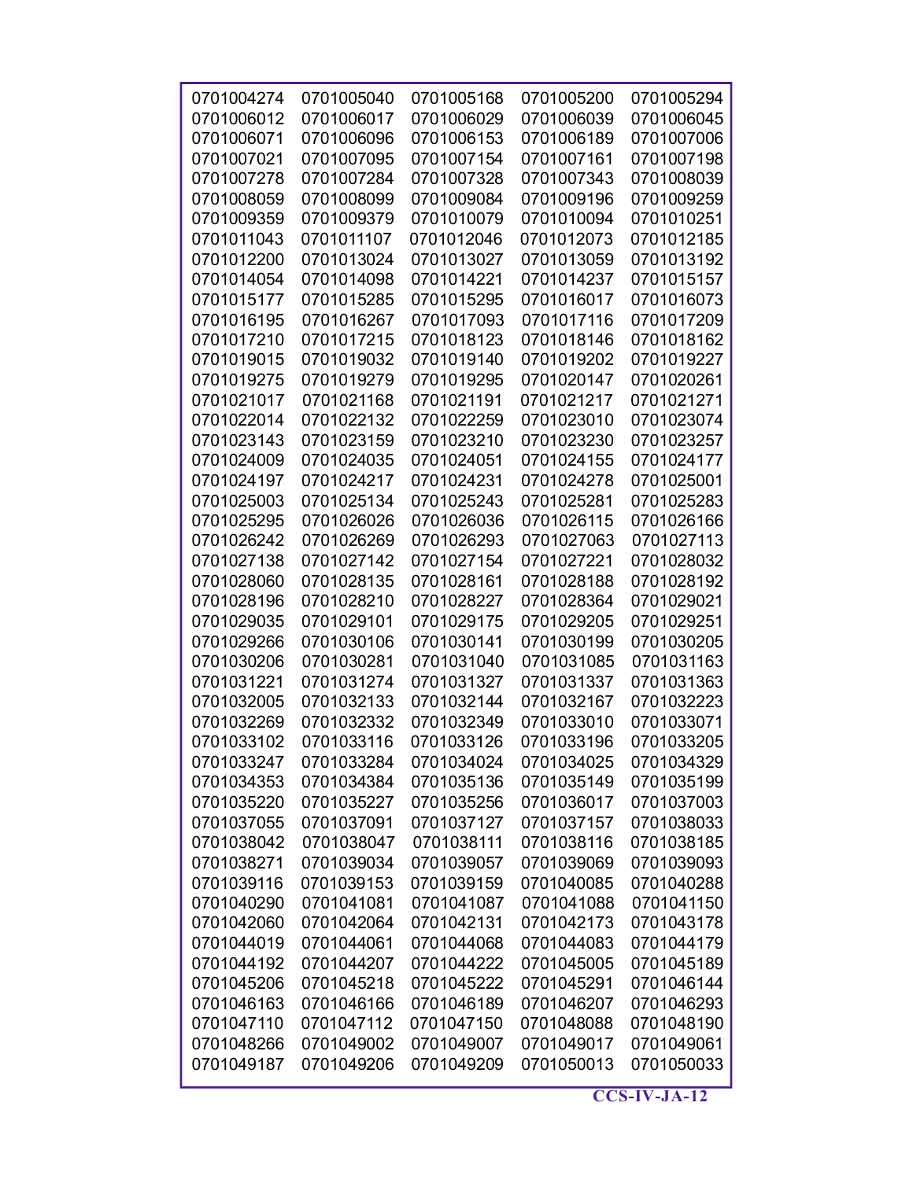| 0701004274 | 0701005040 | 0701005168 | 0701005200 | 0701005294 |
|---|---|---|---|---|
| 0701006012 | 0701006017 | 0701006029 | 0701006039 | 0701006045 |
| 0701006071 | 0701006096 | 0701006153 | 0701006189 | 0701007006 |
| 0701007021 | 0701007095 | 0701007154 | 0701007161 | 0701007198 |
| 0701007278 | 0701007284 | 0701007328 | 0701007343 | 0701008039 |
| 0701008059 | 0701008099 | 0701009084 | 0701009196 | 0701009259 |
| 0701009359 | 0701009379 | 0701010079 | 0701010094 | 0701010251 |
| 0701011043 | 0701011107 | 0701012046 | 0701012073 | 0701012185 |
| 0701012200 | 0701013024 | 0701013027 | 0701013059 | 0701013192 |
| 0701014054 | 0701014098 | 0701014221 | 0701014237 | 0701015157 |
| 0701015177 | 0701015285 | 0701015295 | 0701016017 | 0701016073 |
| 0701016195 | 0701016267 | 0701017093 | 0701017116 | 0701017209 |
| 0701017210 | 0701017215 | 0701018123 | 0701018146 | 0701018162 |
| 0701019015 | 0701019032 | 0701019140 | 0701019202 | 0701019227 |
| 0701019275 | 0701019279 | 0701019295 | 0701020147 | 0701020261 |
| 0701021017 | 0701021168 | 0701021191 | 0701021217 | 0701021271 |
| 0701022014 | 0701022132 | 0701022259 | 0701023010 | 0701023074 |
| 0701023143 | 0701023159 | 0701023210 | 0701023230 | 0701023257 |
| 0701024009 | 0701024035 | 0701024051 | 0701024155 | 0701024177 |
| 0701024197 | 0701024217 | 0701024231 | 0701024278 | 0701025001 |
| 0701025003 | 0701025134 | 0701025243 | 0701025281 | 0701025283 |
| 0701025295 | 0701026026 | 0701026036 | 0701026115 | 0701026166 |
| 0701026242 | 0701026269 | 0701026293 | 0701027063 | 0701027113 |
| 0701027138 | 0701027142 | 0701027154 | 0701027221 | 0701028032 |
| 0701028060 | 0701028135 | 0701028161 | 0701028188 | 0701028192 |
| 0701028196 | 0701028210 | 0701028227 | 0701028364 | 0701029021 |
| 0701029035 | 0701029101 | 0701029175 | 0701029205 | 0701029251 |
| 0701029266 | 0701030106 | 0701030141 | 0701030199 | 0701030205 |
| 0701030206 | 0701030281 | 0701031040 | 0701031085 | 0701031163 |
| 0701031221 | 0701031274 | 0701031327 | 0701031337 | 0701031363 |
| 0701032005 | 0701032133 | 0701032144 | 0701032167 | 0701032223 |
| 0701032269 | 0701032332 | 0701032349 | 0701033010 | 0701033071 |
| 0701033102 | 0701033116 | 0701033126 | 0701033196 | 0701033205 |
| 0701033247 | 0701033284 | 0701034024 | 0701034025 | 0701034329 |
| 0701034353 | 0701034384 | 0701035136 | 0701035149 | 0701035199 |
| 0701035220 | 0701035227 | 0701035256 | 0701036017 | 0701037003 |
| 0701037055 | 0701037091 | 0701037127 | 0701037157 | 0701038033 |
| 0701038042 | 0701038047 | 0701038111 | 0701038116 | 0701038185 |
| 0701038271 | 0701039034 | 0701039057 | 0701039069 | 0701039093 |
| 0701039116 | 0701039153 | 0701039159 | 0701040085 | 0701040288 |
| 0701040290 | 0701041081 | 0701041087 | 0701041088 | 0701041150 |
| 0701042060 | 0701042064 | 0701042131 | 0701042173 | 0701043178 |
| 0701044019 | 0701044061 | 0701044068 | 0701044083 | 0701044179 |
| 0701044192 | 0701044207 | 0701044222 | 0701045005 | 0701045189 |
| 0701045206 | 0701045218 | 0701045222 | 0701045291 | 0701046144 |
| 0701046163 | 0701046166 | 0701046189 | 0701046207 | 0701046293 |
| 0701047110 | 0701047112 | 0701047150 | 0701048088 | 0701048190 |
| 0701048266 | 0701049002 | 0701049007 | 0701049017 | 0701049061 |
| 0701049187 | 0701049206 | 0701049209 | 0701050013 | 0701050033 |

CCS-IV-JA-12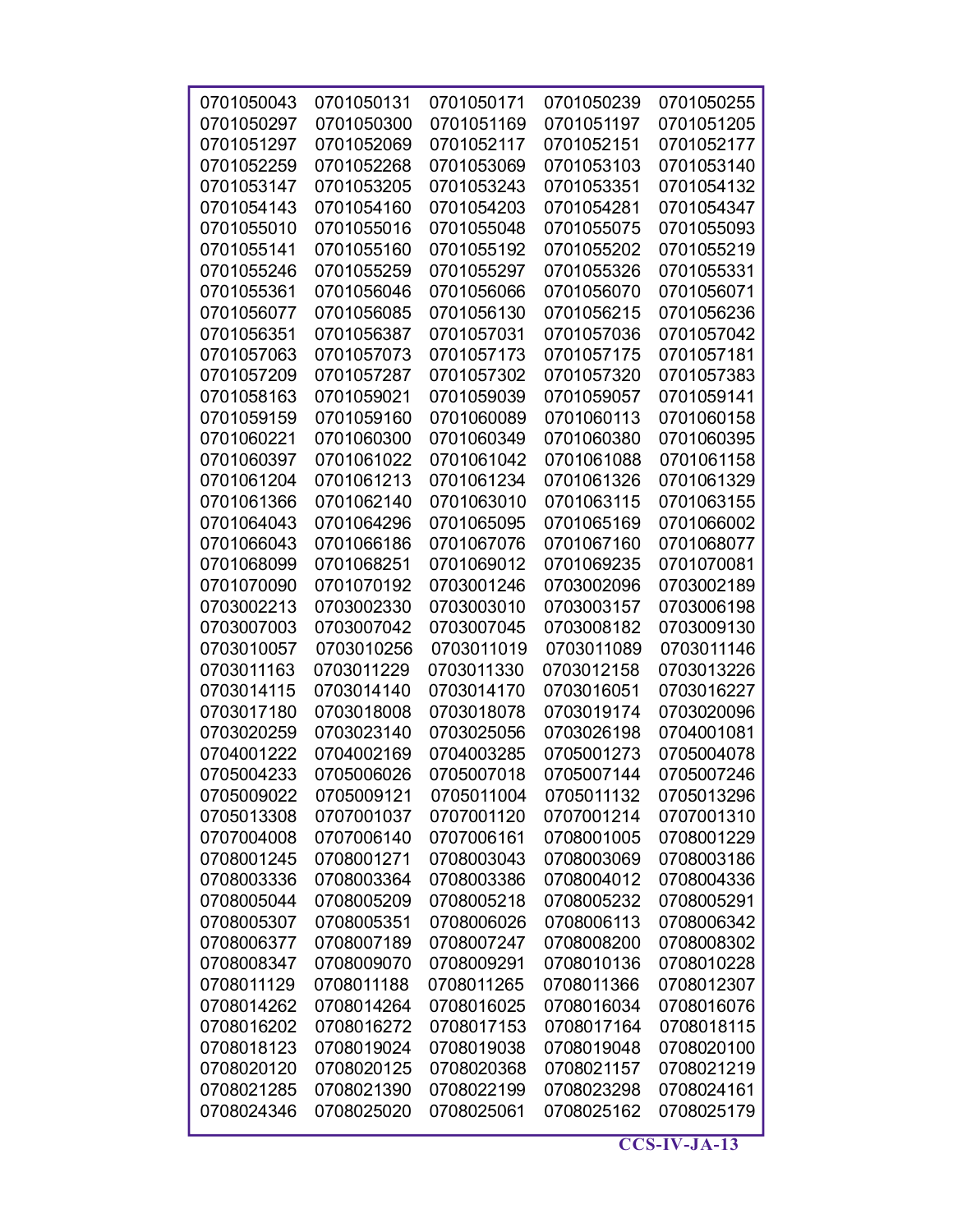| | | | | |
|---|---|---|---|---|
| 0701050043 | 0701050131 | 0701050171 | 0701050239 | 0701050255 |
| 0701050297 | 0701050300 | 0701051169 | 0701051197 | 0701051205 |
| 0701051297 | 0701052069 | 0701052117 | 0701052151 | 0701052177 |
| 0701052259 | 0701052268 | 0701053069 | 0701053103 | 0701053140 |
| 0701053147 | 0701053205 | 0701053243 | 0701053351 | 0701054132 |
| 0701054143 | 0701054160 | 0701054203 | 0701054281 | 0701054347 |
| 0701055010 | 0701055016 | 0701055048 | 0701055075 | 0701055093 |
| 0701055141 | 0701055160 | 0701055192 | 0701055202 | 0701055219 |
| 0701055246 | 0701055259 | 0701055297 | 0701055326 | 0701055331 |
| 0701055361 | 0701056046 | 0701056066 | 0701056070 | 0701056071 |
| 0701056077 | 0701056085 | 0701056130 | 0701056215 | 0701056236 |
| 0701056351 | 0701056387 | 0701057031 | 0701057036 | 0701057042 |
| 0701057063 | 0701057073 | 0701057173 | 0701057175 | 0701057181 |
| 0701057209 | 0701057287 | 0701057302 | 0701057320 | 0701057383 |
| 0701058163 | 0701059021 | 0701059039 | 0701059057 | 0701059141 |
| 0701059159 | 0701059160 | 0701060089 | 0701060113 | 0701060158 |
| 0701060221 | 0701060300 | 0701060349 | 0701060380 | 0701060395 |
| 0701060397 | 0701061022 | 0701061042 | 0701061088 | 0701061158 |
| 0701061204 | 0701061213 | 0701061234 | 0701061326 | 0701061329 |
| 0701061366 | 0701062140 | 0701063010 | 0701063115 | 0701063155 |
| 0701064043 | 0701064296 | 0701065095 | 0701065169 | 0701066002 |
| 0701066043 | 0701066186 | 0701067076 | 0701067160 | 0701068077 |
| 0701068099 | 0701068251 | 0701069012 | 0701069235 | 0701070081 |
| 0701070090 | 0701070192 | 0703001246 | 0703002096 | 0703002189 |
| 0703002213 | 0703002330 | 0703003010 | 0703003157 | 0703006198 |
| 0703007003 | 0703007042 | 0703007045 | 0703008182 | 0703009130 |
| 0703010057 | 0703010256 | 0703011019 | 0703011089 | 0703011146 |
| 0703011163 | 0703011229 | 0703011330 | 0703012158 | 0703013226 |
| 0703014115 | 0703014140 | 0703014170 | 0703016051 | 0703016227 |
| 0703017180 | 0703018008 | 0703018078 | 0703019174 | 0703020096 |
| 0703020259 | 0703023140 | 0703025056 | 0703026198 | 0704001081 |
| 0704001222 | 0704002169 | 0704003285 | 0705001273 | 0705004078 |
| 0705004233 | 0705006026 | 0705007018 | 0705007144 | 0705007246 |
| 0705009022 | 0705009121 | 0705011004 | 0705011132 | 0705013296 |
| 0705013308 | 0707001037 | 0707001120 | 0707001214 | 0707001310 |
| 0707004008 | 0707006140 | 0707006161 | 0708001005 | 0708001229 |
| 0708001245 | 0708001271 | 0708003043 | 0708003069 | 0708003186 |
| 0708003336 | 0708003364 | 0708003386 | 0708004012 | 0708004336 |
| 0708005044 | 0708005209 | 0708005218 | 0708005232 | 0708005291 |
| 0708005307 | 0708005351 | 0708006026 | 0708006113 | 0708006342 |
| 0708006377 | 0708007189 | 0708007247 | 0708008200 | 0708008302 |
| 0708008347 | 0708009070 | 0708009291 | 0708010136 | 0708010228 |
| 0708011129 | 0708011188 | 0708011265 | 0708011366 | 0708012307 |
| 0708014262 | 0708014264 | 0708016025 | 0708016034 | 0708016076 |
| 0708016202 | 0708016272 | 0708017153 | 0708017164 | 0708018115 |
| 0708018123 | 0708019024 | 0708019038 | 0708019048 | 0708020100 |
| 0708020120 | 0708020125 | 0708020368 | 0708021157 | 0708021219 |
| 0708021285 | 0708021390 | 0708022199 | 0708023298 | 0708024161 |
| 0708024346 | 0708025020 | 0708025061 | 0708025162 | 0708025179 |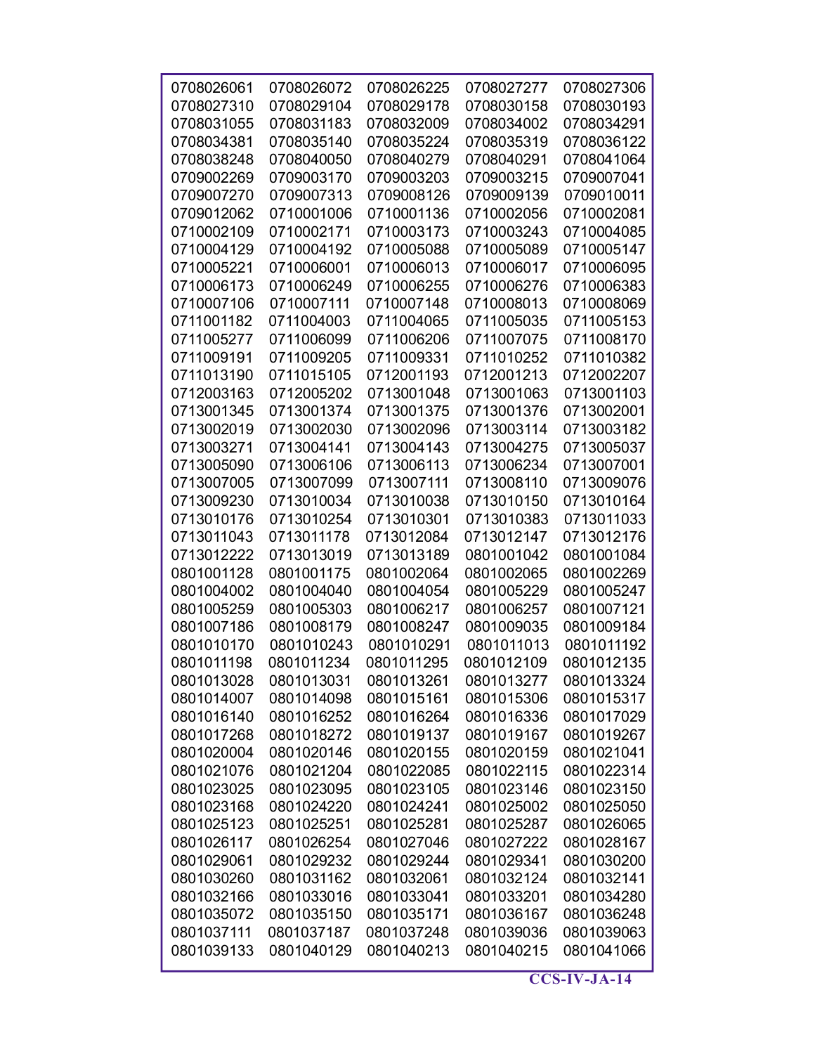| | | | | |
|---|---|---|---|---|
| 0708026061 | 0708026072 | 0708026225 | 0708027277 | 0708027306 |
| 0708027310 | 0708029104 | 0708029178 | 0708030158 | 0708030193 |
| 0708031055 | 0708031183 | 0708032009 | 0708034002 | 0708034291 |
| 0708034381 | 0708035140 | 0708035224 | 0708035319 | 0708036122 |
| 0708038248 | 0708040050 | 0708040279 | 0708040291 | 0708041064 |
| 0709002269 | 0709003170 | 0709003203 | 0709003215 | 0709007041 |
| 0709007270 | 0709007313 | 0709008126 | 0709009139 | 0709010011 |
| 0709012062 | 0710001006 | 0710001136 | 0710002056 | 0710002081 |
| 0710002109 | 0710002171 | 0710003173 | 0710003243 | 0710004085 |
| 0710004129 | 0710004192 | 0710005088 | 0710005089 | 0710005147 |
| 0710005221 | 0710006001 | 0710006013 | 0710006017 | 0710006095 |
| 0710006173 | 0710006249 | 0710006255 | 0710006276 | 0710006383 |
| 0710007106 | 0710007111 | 0710007148 | 0710008013 | 0710008069 |
| 0711001182 | 0711004003 | 0711004065 | 0711005035 | 0711005153 |
| 0711005277 | 0711006099 | 0711006206 | 0711007075 | 0711008170 |
| 0711009191 | 0711009205 | 0711009331 | 0711010252 | 0711010382 |
| 0711013190 | 0711015105 | 0712001193 | 0712001213 | 0712002207 |
| 0712003163 | 0712005202 | 0713001048 | 0713001063 | 0713001103 |
| 0713001345 | 0713001374 | 0713001375 | 0713001376 | 0713002001 |
| 0713002019 | 0713002030 | 0713002096 | 0713003114 | 0713003182 |
| 0713003271 | 0713004141 | 0713004143 | 0713004275 | 0713005037 |
| 0713005090 | 0713006106 | 0713006113 | 0713006234 | 0713007001 |
| 0713007005 | 0713007099 | 0713007111 | 0713008110 | 0713009076 |
| 0713009230 | 0713010034 | 0713010038 | 0713010150 | 0713010164 |
| 0713010176 | 0713010254 | 0713010301 | 0713010383 | 0713011033 |
| 0713011043 | 0713011178 | 0713012084 | 0713012147 | 0713012176 |
| 0713012222 | 0713013019 | 0713013189 | 0801001042 | 0801001084 |
| 0801001128 | 0801001175 | 0801002064 | 0801002065 | 0801002269 |
| 0801004002 | 0801004040 | 0801004054 | 0801005229 | 0801005247 |
| 0801005259 | 0801005303 | 0801006217 | 0801006257 | 0801007121 |
| 0801007186 | 0801008179 | 0801008247 | 0801009035 | 0801009184 |
| 0801010170 | 0801010243 | 0801010291 | 0801011013 | 0801011192 |
| 0801011198 | 0801011234 | 0801011295 | 0801012109 | 0801012135 |
| 0801013028 | 0801013031 | 0801013261 | 0801013277 | 0801013324 |
| 0801014007 | 0801014098 | 0801015161 | 0801015306 | 0801015317 |
| 0801016140 | 0801016252 | 0801016264 | 0801016336 | 0801017029 |
| 0801017268 | 0801018272 | 0801019137 | 0801019167 | 0801019267 |
| 0801020004 | 0801020146 | 0801020155 | 0801020159 | 0801021041 |
| 0801021076 | 0801021204 | 0801022085 | 0801022115 | 0801022314 |
| 0801023025 | 0801023095 | 0801023105 | 0801023146 | 0801023150 |
| 0801023168 | 0801024220 | 0801024241 | 0801025002 | 0801025050 |
| 0801025123 | 0801025251 | 0801025281 | 0801025287 | 0801026065 |
| 0801026117 | 0801026254 | 0801027046 | 0801027222 | 0801028167 |
| 0801029061 | 0801029232 | 0801029244 | 0801029341 | 0801030200 |
| 0801030260 | 0801031162 | 0801032061 | 0801032124 | 0801032141 |
| 0801032166 | 0801033016 | 0801033041 | 0801033201 | 0801034280 |
| 0801035072 | 0801035150 | 0801035171 | 0801036167 | 0801036248 |
| 0801037111 | 0801037187 | 0801037248 | 0801039036 | 0801039063 |
| 0801039133 | 0801040129 | 0801040213 | 0801040215 | 0801041066 |

CCS-IV-JA-14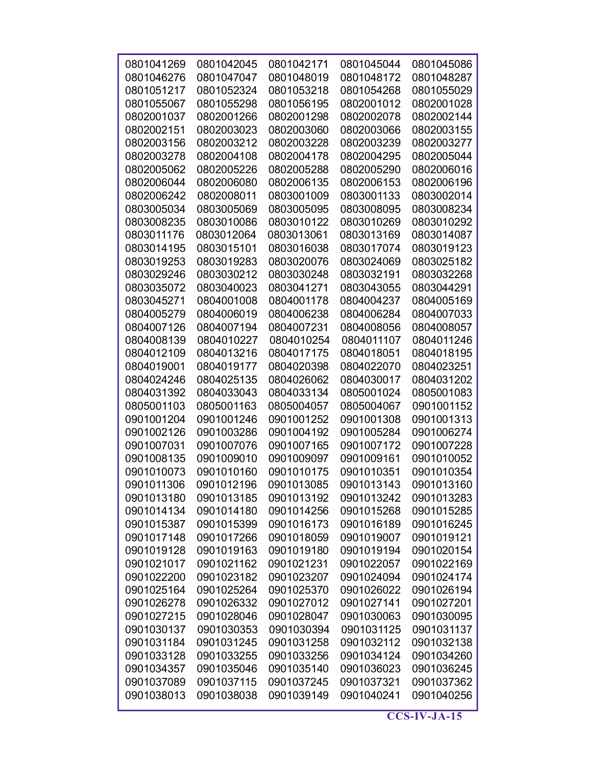| | | | | |
|---|---|---|---|---|
| 0801041269 | 0801042045 | 0801042171 | 0801045044 | 0801045086 |
| 0801046276 | 0801047047 | 0801048019 | 0801048172 | 0801048287 |
| 0801051217 | 0801052324 | 0801053218 | 0801054268 | 0801055029 |
| 0801055067 | 0801055298 | 0801056195 | 0802001012 | 0802001028 |
| 0802001037 | 0802001266 | 0802001298 | 0802002078 | 0802002144 |
| 0802002151 | 0802003023 | 0802003060 | 0802003066 | 0802003155 |
| 0802003156 | 0802003212 | 0802003228 | 0802003239 | 0802003277 |
| 0802003278 | 0802004108 | 0802004178 | 0802004295 | 0802005044 |
| 0802005062 | 0802005226 | 0802005288 | 0802005290 | 0802006016 |
| 0802006044 | 0802006080 | 0802006135 | 0802006153 | 0802006196 |
| 0802006242 | 0802008011 | 0803001009 | 0803001133 | 0803002014 |
| 0803005034 | 0803005069 | 0803005095 | 0803008095 | 0803008234 |
| 0803008235 | 0803010086 | 0803010122 | 0803010269 | 0803010292 |
| 0803011176 | 0803012064 | 0803013061 | 0803013169 | 0803014087 |
| 0803014195 | 0803015101 | 0803016038 | 0803017074 | 0803019123 |
| 0803019253 | 0803019283 | 0803020076 | 0803024069 | 0803025182 |
| 0803029246 | 0803030212 | 0803030248 | 0803032191 | 0803032268 |
| 0803035072 | 0803040023 | 0803041271 | 0803043055 | 0803044291 |
| 0803045271 | 0804001008 | 0804001178 | 0804004237 | 0804005169 |
| 0804005279 | 0804006019 | 0804006238 | 0804006284 | 0804007033 |
| 0804007126 | 0804007194 | 0804007231 | 0804008056 | 0804008057 |
| 0804008139 | 0804010227 | 0804010254 | 0804011107 | 0804011246 |
| 0804012109 | 0804013216 | 0804017175 | 0804018051 | 0804018195 |
| 0804019001 | 0804019177 | 0804020398 | 0804022070 | 0804023251 |
| 0804024246 | 0804025135 | 0804026062 | 0804030017 | 0804031202 |
| 0804031392 | 0804033043 | 0804033134 | 0805001024 | 0805001083 |
| 0805001103 | 0805001163 | 0805004057 | 0805004067 | 0901001152 |
| 0901001204 | 0901001246 | 0901001252 | 0901001308 | 0901001313 |
| 0901002126 | 0901003286 | 0901004192 | 0901005284 | 0901006274 |
| 0901007031 | 0901007076 | 0901007165 | 0901007172 | 0901007228 |
| 0901008135 | 0901009010 | 0901009097 | 0901009161 | 0901010052 |
| 0901010073 | 0901010160 | 0901010175 | 0901010351 | 0901010354 |
| 0901011306 | 0901012196 | 0901013085 | 0901013143 | 0901013160 |
| 0901013180 | 0901013185 | 0901013192 | 0901013242 | 0901013283 |
| 0901014134 | 0901014180 | 0901014256 | 0901015268 | 0901015285 |
| 0901015387 | 0901015399 | 0901016173 | 0901016189 | 0901016245 |
| 0901017148 | 0901017266 | 0901018059 | 0901019007 | 0901019121 |
| 0901019128 | 0901019163 | 0901019180 | 0901019194 | 0901020154 |
| 0901021017 | 0901021162 | 0901021231 | 0901022057 | 0901022169 |
| 0901022200 | 0901023182 | 0901023207 | 0901024094 | 0901024174 |
| 0901025164 | 0901025264 | 0901025370 | 0901026022 | 0901026194 |
| 0901026278 | 0901026332 | 0901027012 | 0901027141 | 0901027201 |
| 0901027215 | 0901028046 | 0901028047 | 0901030063 | 0901030095 |
| 0901030137 | 0901030353 | 0901030394 | 0901031125 | 0901031137 |
| 0901031184 | 0901031245 | 0901031258 | 0901032112 | 0901032138 |
| 0901033128 | 0901033255 | 0901033256 | 0901034124 | 0901034260 |
| 0901034357 | 0901035046 | 0901035140 | 0901036023 | 0901036245 |
| 0901037089 | 0901037115 | 0901037245 | 0901037321 | 0901037362 |
| 0901038013 | 0901038038 | 0901039149 | 0901040241 | 0901040256 |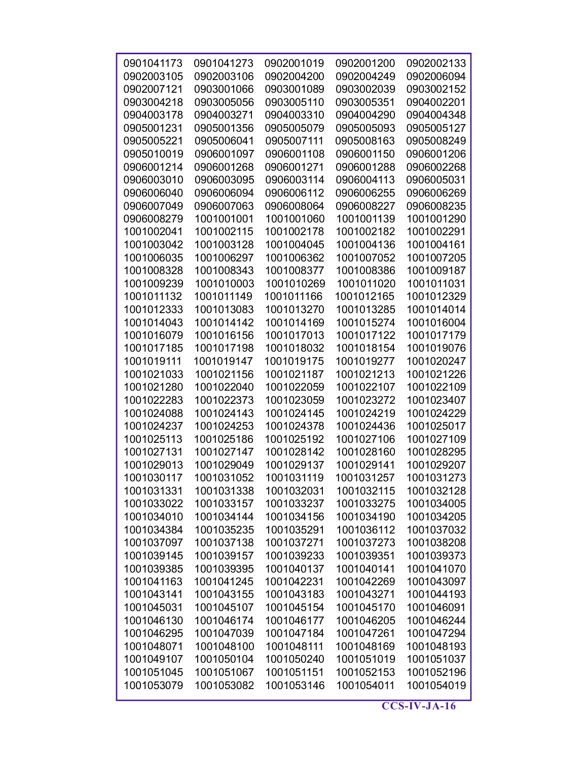| | | | | |
|---|---|---|---|---|
| 0901041173 | 0901041273 | 0902001019 | 0902001200 | 0902002133 |
| 0902003105 | 0902003106 | 0902004200 | 0902004249 | 0902006094 |
| 0902007121 | 0903001066 | 0903001089 | 0903002039 | 0903002152 |
| 0903004218 | 0903005056 | 0903005110 | 0903005351 | 0904002201 |
| 0904003178 | 0904003271 | 0904003310 | 0904004290 | 0904004348 |
| 0905001231 | 0905001356 | 0905005079 | 0905005093 | 0905005127 |
| 0905005221 | 0905006041 | 0905007111 | 0905008163 | 0905008249 |
| 0905010019 | 0906001097 | 0906001108 | 0906001150 | 0906001206 |
| 0906001214 | 0906001268 | 0906001271 | 0906001288 | 0906002268 |
| 0906003010 | 0906003095 | 0906003114 | 0906004113 | 0906005031 |
| 0906006040 | 0906006094 | 0906006112 | 0906006255 | 0906006269 |
| 0906007049 | 0906007063 | 0906008064 | 0906008227 | 0906008235 |
| 0906008279 | 1001001001 | 1001001060 | 1001001139 | 1001001290 |
| 1001002041 | 1001002115 | 1001002178 | 1001002182 | 1001002291 |
| 1001003042 | 1001003128 | 1001004045 | 1001004136 | 1001004161 |
| 1001006035 | 1001006297 | 1001006362 | 1001007052 | 1001007205 |
| 1001008328 | 1001008343 | 1001008377 | 1001008386 | 1001009187 |
| 1001009239 | 1001010003 | 1001010269 | 1001011020 | 1001011031 |
| 1001011132 | 1001011149 | 1001011166 | 1001012165 | 1001012329 |
| 1001012333 | 1001013083 | 1001013270 | 1001013285 | 1001014014 |
| 1001014043 | 1001014142 | 1001014169 | 1001015274 | 1001016004 |
| 1001016079 | 1001016156 | 1001017013 | 1001017122 | 1001017179 |
| 1001017185 | 1001017198 | 1001018032 | 1001018154 | 1001019076 |
| 1001019111 | 1001019147 | 1001019175 | 1001019277 | 1001020247 |
| 1001021033 | 1001021156 | 1001021187 | 1001021213 | 1001021226 |
| 1001021280 | 1001022040 | 1001022059 | 1001022107 | 1001022109 |
| 1001022283 | 1001022373 | 1001023059 | 1001023272 | 1001023407 |
| 1001024088 | 1001024143 | 1001024145 | 1001024219 | 1001024229 |
| 1001024237 | 1001024253 | 1001024378 | 1001024436 | 1001025017 |
| 1001025113 | 1001025186 | 1001025192 | 1001027106 | 1001027109 |
| 1001027131 | 1001027147 | 1001028142 | 1001028160 | 1001028295 |
| 1001029013 | 1001029049 | 1001029137 | 1001029141 | 1001029207 |
| 1001030117 | 1001031052 | 1001031119 | 1001031257 | 1001031273 |
| 1001031331 | 1001031338 | 1001032031 | 1001032115 | 1001032128 |
| 1001033022 | 1001033157 | 1001033237 | 1001033275 | 1001034005 |
| 1001034010 | 1001034144 | 1001034156 | 1001034190 | 1001034205 |
| 1001034384 | 1001035235 | 1001035291 | 1001036112 | 1001037032 |
| 1001037097 | 1001037138 | 1001037271 | 1001037273 | 1001038208 |
| 1001039145 | 1001039157 | 1001039233 | 1001039351 | 1001039373 |
| 1001039385 | 1001039395 | 1001040137 | 1001040141 | 1001041070 |
| 1001041163 | 1001041245 | 1001042231 | 1001042269 | 1001043097 |
| 1001043141 | 1001043155 | 1001043183 | 1001043271 | 1001044193 |
| 1001045031 | 1001045107 | 1001045154 | 1001045170 | 1001046091 |
| 1001046130 | 1001046174 | 1001046177 | 1001046205 | 1001046244 |
| 1001046295 | 1001047039 | 1001047184 | 1001047261 | 1001047294 |
| 1001048071 | 1001048100 | 1001048111 | 1001048169 | 1001048193 |
| 1001049107 | 1001050104 | 1001050240 | 1001051019 | 1001051037 |
| 1001051045 | 1001051067 | 1001051151 | 1001052153 | 1001052196 |
| 1001053079 | 1001053082 | 1001053146 | 1001054011 | 1001054019 |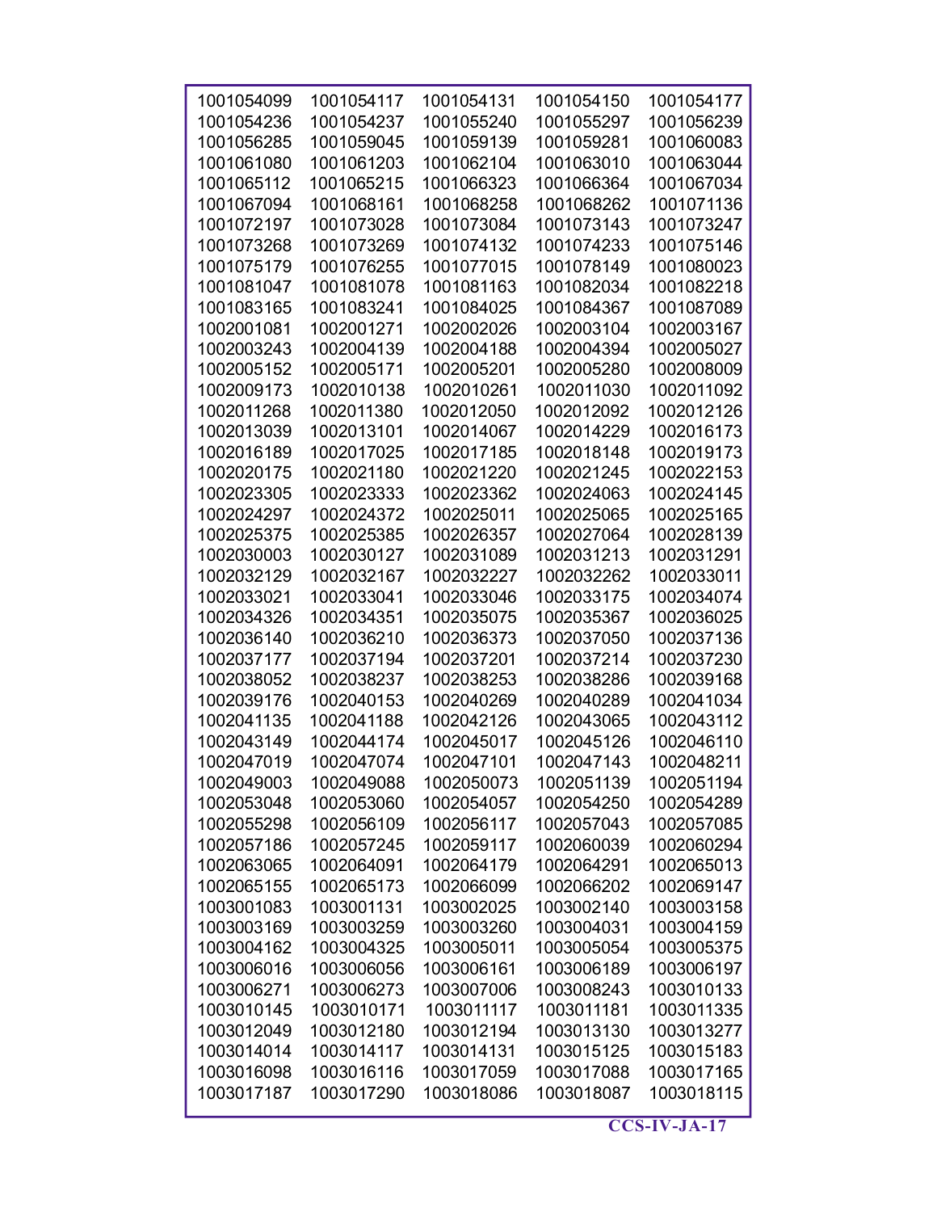| | | | | |
|---|---|---|---|---|
| 1001054099 | 1001054117 | 1001054131 | 1001054150 | 1001054177 |
| 1001054236 | 1001054237 | 1001055240 | 1001055297 | 1001056239 |
| 1001056285 | 1001059045 | 1001059139 | 1001059281 | 1001060083 |
| 1001061080 | 1001061203 | 1001062104 | 1001063010 | 1001063044 |
| 1001065112 | 1001065215 | 1001066323 | 1001066364 | 1001067034 |
| 1001067094 | 1001068161 | 1001068258 | 1001068262 | 1001071136 |
| 1001072197 | 1001073028 | 1001073084 | 1001073143 | 1001073247 |
| 1001073268 | 1001073269 | 1001074132 | 1001074233 | 1001075146 |
| 1001075179 | 1001076255 | 1001077015 | 1001078149 | 1001080023 |
| 1001081047 | 1001081078 | 1001081163 | 1001082034 | 1001082218 |
| 1001083165 | 1001083241 | 1001084025 | 1001084367 | 1001087089 |
| 1002001081 | 1002001271 | 1002002026 | 1002003104 | 1002003167 |
| 1002003243 | 1002004139 | 1002004188 | 1002004394 | 1002005027 |
| 1002005152 | 1002005171 | 1002005201 | 1002005280 | 1002008009 |
| 1002009173 | 1002010138 | 1002010261 | 1002011030 | 1002011092 |
| 1002011268 | 1002011380 | 1002012050 | 1002012092 | 1002012126 |
| 1002013039 | 1002013101 | 1002014067 | 1002014229 | 1002016173 |
| 1002016189 | 1002017025 | 1002017185 | 1002018148 | 1002019173 |
| 1002020175 | 1002021180 | 1002021220 | 1002021245 | 1002022153 |
| 1002023305 | 1002023333 | 1002023362 | 1002024063 | 1002024145 |
| 1002024297 | 1002024372 | 1002025011 | 1002025065 | 1002025165 |
| 1002025375 | 1002025385 | 1002026357 | 1002027064 | 1002028139 |
| 1002030003 | 1002030127 | 1002031089 | 1002031213 | 1002031291 |
| 1002032129 | 1002032167 | 1002032227 | 1002032262 | 1002033011 |
| 1002033021 | 1002033041 | 1002033046 | 1002033175 | 1002034074 |
| 1002034326 | 1002034351 | 1002035075 | 1002035367 | 1002036025 |
| 1002036140 | 1002036210 | 1002036373 | 1002037050 | 1002037136 |
| 1002037177 | 1002037194 | 1002037201 | 1002037214 | 1002037230 |
| 1002038052 | 1002038237 | 1002038253 | 1002038286 | 1002039168 |
| 1002039176 | 1002040153 | 1002040269 | 1002040289 | 1002041034 |
| 1002041135 | 1002041188 | 1002042126 | 1002043065 | 1002043112 |
| 1002043149 | 1002044174 | 1002045017 | 1002045126 | 1002046110 |
| 1002047019 | 1002047074 | 1002047101 | 1002047143 | 1002048211 |
| 1002049003 | 1002049088 | 1002050073 | 1002051139 | 1002051194 |
| 1002053048 | 1002053060 | 1002054057 | 1002054250 | 1002054289 |
| 1002055298 | 1002056109 | 1002056117 | 1002057043 | 1002057085 |
| 1002057186 | 1002057245 | 1002059117 | 1002060039 | 1002060294 |
| 1002063065 | 1002064091 | 1002064179 | 1002064291 | 1002065013 |
| 1002065155 | 1002065173 | 1002066099 | 1002066202 | 1002069147 |
| 1003001083 | 1003001131 | 1003002025 | 1003002140 | 1003003158 |
| 1003003169 | 1003003259 | 1003003260 | 1003004031 | 1003004159 |
| 1003004162 | 1003004325 | 1003005011 | 1003005054 | 1003005375 |
| 1003006016 | 1003006056 | 1003006161 | 1003006189 | 1003006197 |
| 1003006271 | 1003006273 | 1003007006 | 1003008243 | 1003010133 |
| 1003010145 | 1003010171 | 1003011117 | 1003011181 | 1003011335 |
| 1003012049 | 1003012180 | 1003012194 | 1003013130 | 1003013277 |
| 1003014014 | 1003014117 | 1003014131 | 1003015125 | 1003015183 |
| 1003016098 | 1003016116 | 1003017059 | 1003017088 | 1003017165 |
| 1003017187 | 1003017290 | 1003018086 | 1003018087 | 1003018115 |

CCS-IV-JA-17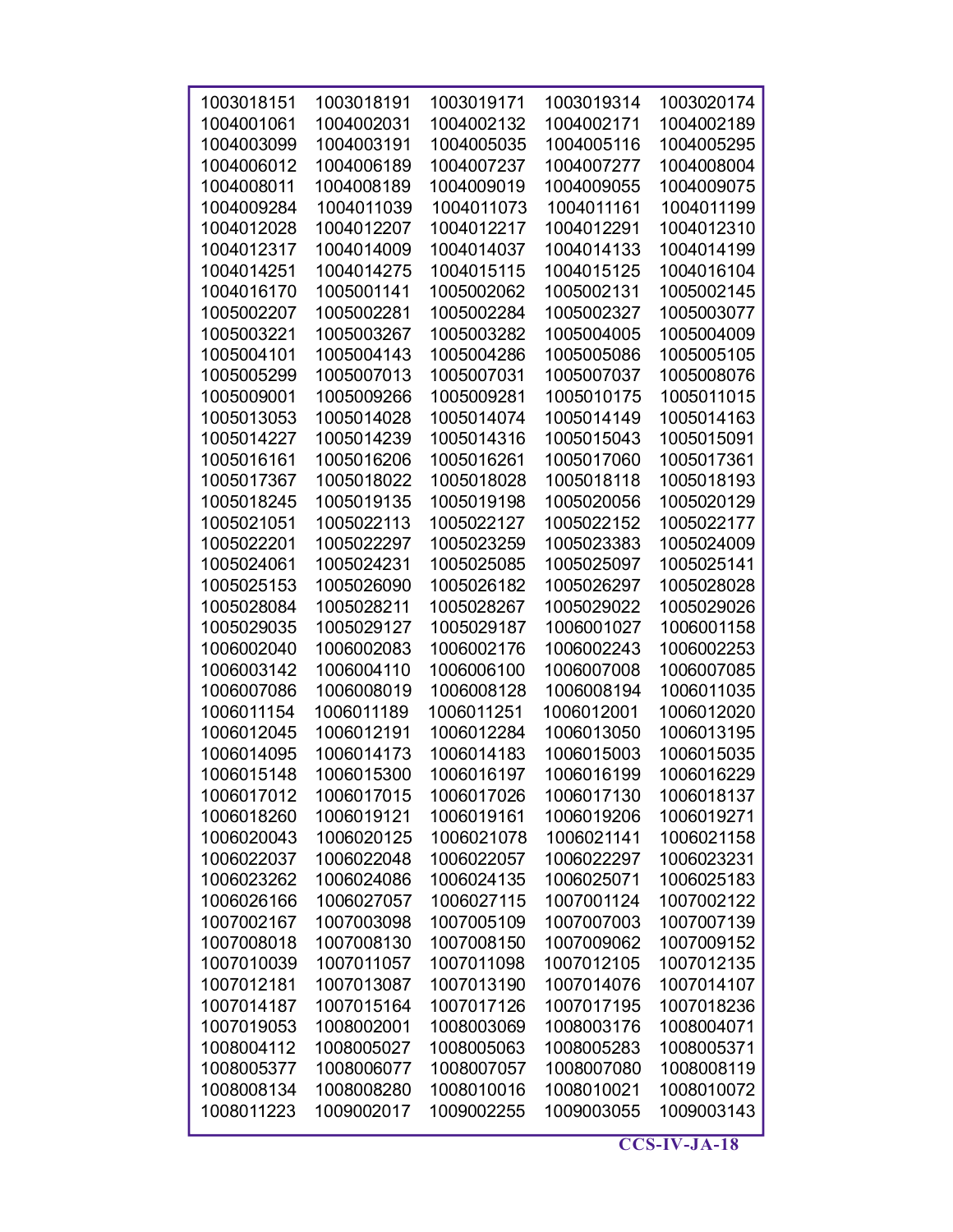| | | | | |
|---|---|---|---|---|
| 1003018151 | 1003018191 | 1003019171 | 1003019314 | 1003020174 |
| 1004001061 | 1004002031 | 1004002132 | 1004002171 | 1004002189 |
| 1004003099 | 1004003191 | 1004005035 | 1004005116 | 1004005295 |
| 1004006012 | 1004006189 | 1004007237 | 1004007277 | 1004008004 |
| 1004008011 | 1004008189 | 1004009019 | 1004009055 | 1004009075 |
| 1004009284 | 1004011039 | 1004011073 | 1004011161 | 1004011199 |
| 1004012028 | 1004012207 | 1004012217 | 1004012291 | 1004012310 |
| 1004012317 | 1004014009 | 1004014037 | 1004014133 | 1004014199 |
| 1004014251 | 1004014275 | 1004015115 | 1004015125 | 1004016104 |
| 1004016170 | 1005001141 | 1005002062 | 1005002131 | 1005002145 |
| 1005002207 | 1005002281 | 1005002284 | 1005002327 | 1005003077 |
| 1005003221 | 1005003267 | 1005003282 | 1005004005 | 1005004009 |
| 1005004101 | 1005004143 | 1005004286 | 1005005086 | 1005005105 |
| 1005005299 | 1005007013 | 1005007031 | 1005007037 | 1005008076 |
| 1005009001 | 1005009266 | 1005009281 | 1005010175 | 1005011015 |
| 1005013053 | 1005014028 | 1005014074 | 1005014149 | 1005014163 |
| 1005014227 | 1005014239 | 1005014316 | 1005015043 | 1005015091 |
| 1005016161 | 1005016206 | 1005016261 | 1005017060 | 1005017361 |
| 1005017367 | 1005018022 | 1005018028 | 1005018118 | 1005018193 |
| 1005018245 | 1005019135 | 1005019198 | 1005020056 | 1005020129 |
| 1005021051 | 1005022113 | 1005022127 | 1005022152 | 1005022177 |
| 1005022201 | 1005022297 | 1005023259 | 1005023383 | 1005024009 |
| 1005024061 | 1005024231 | 1005025085 | 1005025097 | 1005025141 |
| 1005025153 | 1005026090 | 1005026182 | 1005026297 | 1005028028 |
| 1005028084 | 1005028211 | 1005028267 | 1005029022 | 1005029026 |
| 1005029035 | 1005029127 | 1005029187 | 1006001027 | 1006001158 |
| 1006002040 | 1006002083 | 1006002176 | 1006002243 | 1006002253 |
| 1006003142 | 1006004110 | 1006006100 | 1006007008 | 1006007085 |
| 1006007086 | 1006008019 | 1006008128 | 1006008194 | 1006011035 |
| 1006011154 | 1006011189 | 1006011251 | 1006012001 | 1006012020 |
| 1006012045 | 1006012191 | 1006012284 | 1006013050 | 1006013195 |
| 1006014095 | 1006014173 | 1006014183 | 1006015003 | 1006015035 |
| 1006015148 | 1006015300 | 1006016197 | 1006016199 | 1006016229 |
| 1006017012 | 1006017015 | 1006017026 | 1006017130 | 1006018137 |
| 1006018260 | 1006019121 | 1006019161 | 1006019206 | 1006019271 |
| 1006020043 | 1006020125 | 1006021078 | 1006021141 | 1006021158 |
| 1006022037 | 1006022048 | 1006022057 | 1006022297 | 1006023231 |
| 1006023262 | 1006024086 | 1006024135 | 1006025071 | 1006025183 |
| 1006026166 | 1006027057 | 1006027115 | 1007001124 | 1007002122 |
| 1007002167 | 1007003098 | 1007005109 | 1007007003 | 1007007139 |
| 1007008018 | 1007008130 | 1007008150 | 1007009062 | 1007009152 |
| 1007010039 | 1007011057 | 1007011098 | 1007012105 | 1007012135 |
| 1007012181 | 1007013087 | 1007013190 | 1007014076 | 1007014107 |
| 1007014187 | 1007015164 | 1007017126 | 1007017195 | 1007018236 |
| 1007019053 | 1008002001 | 1008003069 | 1008003176 | 1008004071 |
| 1008004112 | 1008005027 | 1008005063 | 1008005283 | 1008005371 |
| 1008005377 | 1008006077 | 1008007057 | 1008007080 | 1008008119 |
| 1008008134 | 1008008280 | 1008010016 | 1008010021 | 1008010072 |
| 1008011223 | 1009002017 | 1009002255 | 1009003055 | 1009003143 |

**CCS-IV-JA-18**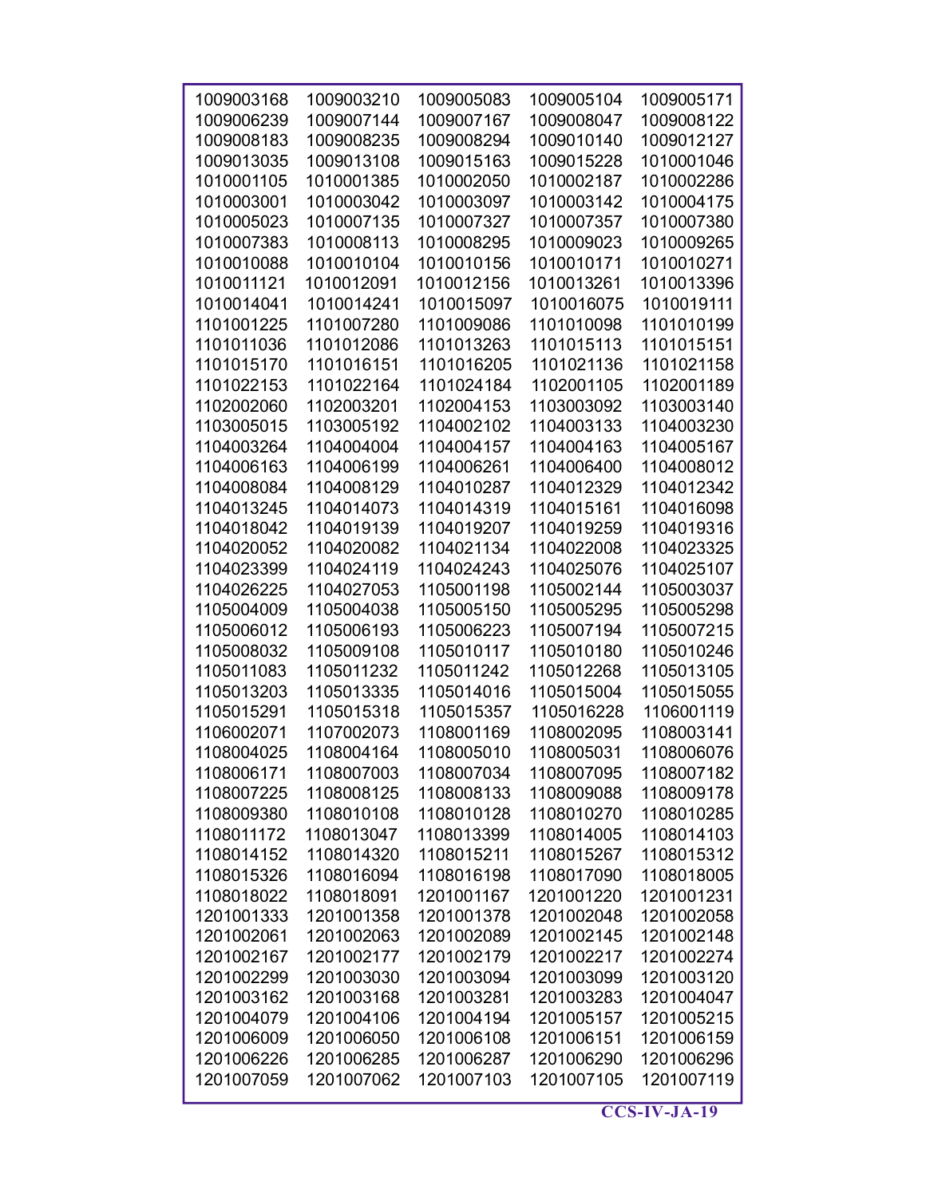| | | | | |
|---|---|---|---|---|
| 1009003168 | 1009003210 | 1009005083 | 1009005104 | 1009005171 |
| 1009006239 | 1009007144 | 1009007167 | 1009008047 | 1009008122 |
| 1009008183 | 1009008235 | 1009008294 | 1009010140 | 1009012127 |
| 1009013035 | 1009013108 | 1009015163 | 1009015228 | 1010001046 |
| 1010001105 | 1010001385 | 1010002050 | 1010002187 | 1010002286 |
| 1010003001 | 1010003042 | 1010003097 | 1010003142 | 1010004175 |
| 1010005023 | 1010007135 | 1010007327 | 1010007357 | 1010007380 |
| 1010007383 | 1010008113 | 1010008295 | 1010009023 | 1010009265 |
| 1010010088 | 1010010104 | 1010010156 | 1010010171 | 1010010271 |
| 1010011121 | 1010012091 | 1010012156 | 1010013261 | 1010013396 |
| 1010014041 | 1010014241 | 1010015097 | 1010016075 | 1010019111 |
| 1101001225 | 1101007280 | 1101009086 | 1101010098 | 1101010199 |
| 1101011036 | 1101012086 | 1101013263 | 1101015113 | 1101015151 |
| 1101015170 | 1101016151 | 1101016205 | 1101021136 | 1101021158 |
| 1101022153 | 1101022164 | 1101024184 | 1102001105 | 1102001189 |
| 1102002060 | 1102003201 | 1102004153 | 1103003092 | 1103003140 |
| 1103005015 | 1103005192 | 1104002102 | 1104003133 | 1104003230 |
| 1104003264 | 1104004004 | 1104004157 | 1104004163 | 1104005167 |
| 1104006163 | 1104006199 | 1104006261 | 1104006400 | 1104008012 |
| 1104008084 | 1104008129 | 1104010287 | 1104012329 | 1104012342 |
| 1104013245 | 1104014073 | 1104014319 | 1104015161 | 1104016098 |
| 1104018042 | 1104019139 | 1104019207 | 1104019259 | 1104019316 |
| 1104020052 | 1104020082 | 1104021134 | 1104022008 | 1104023325 |
| 1104023399 | 1104024119 | 1104024243 | 1104025076 | 1104025107 |
| 1104026225 | 1104027053 | 1105001198 | 1105002144 | 1105003037 |
| 1105004009 | 1105004038 | 1105005150 | 1105005295 | 1105005298 |
| 1105006012 | 1105006193 | 1105006223 | 1105007194 | 1105007215 |
| 1105008032 | 1105009108 | 1105010117 | 1105010180 | 1105010246 |
| 1105011083 | 1105011232 | 1105011242 | 1105012268 | 1105013105 |
| 1105013203 | 1105013335 | 1105014016 | 1105015004 | 1105015055 |
| 1105015291 | 1105015318 | 1105015357 | 1105016228 | 1106001119 |
| 1106002071 | 1107002073 | 1108001169 | 1108002095 | 1108003141 |
| 1108004025 | 1108004164 | 1108005010 | 1108005031 | 1108006076 |
| 1108006171 | 1108007003 | 1108007034 | 1108007095 | 1108007182 |
| 1108007225 | 1108008125 | 1108008133 | 1108009088 | 1108009178 |
| 1108009380 | 1108010108 | 1108010128 | 1108010270 | 1108010285 |
| 1108011172 | 1108013047 | 1108013399 | 1108014005 | 1108014103 |
| 1108014152 | 1108014320 | 1108015211 | 1108015267 | 1108015312 |
| 1108015326 | 1108016094 | 1108016198 | 1108017090 | 1108018005 |
| 1108018022 | 1108018091 | 1201001167 | 1201001220 | 1201001231 |
| 1201001333 | 1201001358 | 1201001378 | 1201002048 | 1201002058 |
| 1201002061 | 1201002063 | 1201002089 | 1201002145 | 1201002148 |
| 1201002167 | 1201002177 | 1201002179 | 1201002217 | 1201002274 |
| 1201002299 | 1201003030 | 1201003094 | 1201003099 | 1201003120 |
| 1201003162 | 1201003168 | 1201003281 | 1201003283 | 1201004047 |
| 1201004079 | 1201004106 | 1201004194 | 1201005157 | 1201005215 |
| 1201006009 | 1201006050 | 1201006108 | 1201006151 | 1201006159 |
| 1201006226 | 1201006285 | 1201006287 | 1201006290 | 1201006296 |
| 1201007059 | 1201007062 | 1201007103 | 1201007105 | 1201007119 |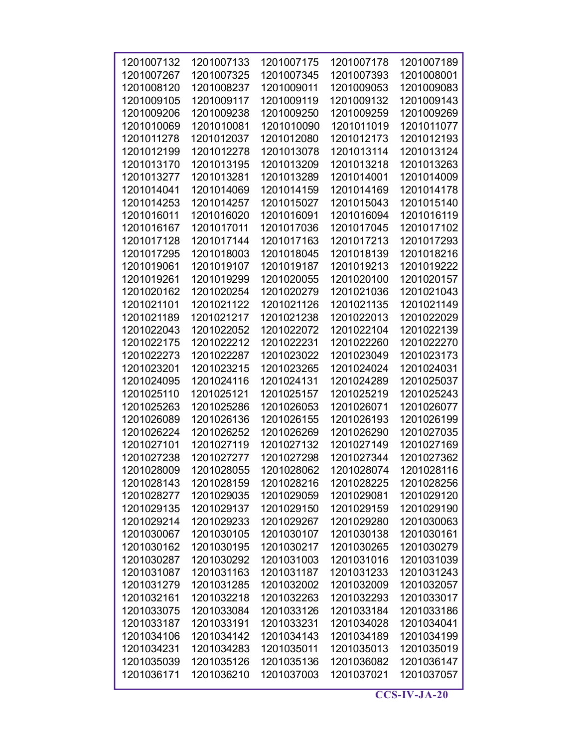| | | | | |
|---|---|---|---|---|
| 1201007132 | 1201007133 | 1201007175 | 1201007178 | 1201007189 |
| 1201007267 | 1201007325 | 1201007345 | 1201007393 | 1201008001 |
| 1201008120 | 1201008237 | 1201009011 | 1201009053 | 1201009083 |
| 1201009105 | 1201009117 | 1201009119 | 1201009132 | 1201009143 |
| 1201009206 | 1201009238 | 1201009250 | 1201009259 | 1201009269 |
| 1201010069 | 1201010081 | 1201010090 | 1201011019 | 1201011077 |
| 1201011278 | 1201012037 | 1201012080 | 1201012173 | 1201012193 |
| 1201012199 | 1201012278 | 1201013078 | 1201013114 | 1201013124 |
| 1201013170 | 1201013195 | 1201013209 | 1201013218 | 1201013263 |
| 1201013277 | 1201013281 | 1201013289 | 1201014001 | 1201014009 |
| 1201014041 | 1201014069 | 1201014159 | 1201014169 | 1201014178 |
| 1201014253 | 1201014257 | 1201015027 | 1201015043 | 1201015140 |
| 1201016011 | 1201016020 | 1201016091 | 1201016094 | 1201016119 |
| 1201016167 | 1201017011 | 1201017036 | 1201017045 | 1201017102 |
| 1201017128 | 1201017144 | 1201017163 | 1201017213 | 1201017293 |
| 1201017295 | 1201018003 | 1201018045 | 1201018139 | 1201018216 |
| 1201019061 | 1201019107 | 1201019187 | 1201019213 | 1201019222 |
| 1201019261 | 1201019299 | 1201020055 | 1201020100 | 1201020157 |
| 1201020162 | 1201020254 | 1201020279 | 1201021036 | 1201021043 |
| 1201021101 | 1201021122 | 1201021126 | 1201021135 | 1201021149 |
| 1201021189 | 1201021217 | 1201021238 | 1201022013 | 1201022029 |
| 1201022043 | 1201022052 | 1201022072 | 1201022104 | 1201022139 |
| 1201022175 | 1201022212 | 1201022231 | 1201022260 | 1201022270 |
| 1201022273 | 1201022287 | 1201023022 | 1201023049 | 1201023173 |
| 1201023201 | 1201023215 | 1201023265 | 1201024024 | 1201024031 |
| 1201024095 | 1201024116 | 1201024131 | 1201024289 | 1201025037 |
| 1201025110 | 1201025121 | 1201025157 | 1201025219 | 1201025243 |
| 1201025263 | 1201025286 | 1201026053 | 1201026071 | 1201026077 |
| 1201026089 | 1201026136 | 1201026155 | 1201026193 | 1201026199 |
| 1201026224 | 1201026252 | 1201026269 | 1201026290 | 1201027035 |
| 1201027101 | 1201027119 | 1201027132 | 1201027149 | 1201027169 |
| 1201027238 | 1201027277 | 1201027298 | 1201027344 | 1201027362 |
| 1201028009 | 1201028055 | 1201028062 | 1201028074 | 1201028116 |
| 1201028143 | 1201028159 | 1201028216 | 1201028225 | 1201028256 |
| 1201028277 | 1201029035 | 1201029059 | 1201029081 | 1201029120 |
| 1201029135 | 1201029137 | 1201029150 | 1201029159 | 1201029190 |
| 1201029214 | 1201029233 | 1201029267 | 1201029280 | 1201030063 |
| 1201030067 | 1201030105 | 1201030107 | 1201030138 | 1201030161 |
| 1201030162 | 1201030195 | 1201030217 | 1201030265 | 1201030279 |
| 1201030287 | 1201030292 | 1201031003 | 1201031016 | 1201031039 |
| 1201031087 | 1201031163 | 1201031187 | 1201031233 | 1201031243 |
| 1201031279 | 1201031285 | 1201032002 | 1201032009 | 1201032057 |
| 1201032161 | 1201032218 | 1201032263 | 1201032293 | 1201033017 |
| 1201033075 | 1201033084 | 1201033126 | 1201033184 | 1201033186 |
| 1201033187 | 1201033191 | 1201033231 | 1201034028 | 1201034041 |
| 1201034106 | 1201034142 | 1201034143 | 1201034189 | 1201034199 |
| 1201034231 | 1201034283 | 1201035011 | 1201035013 | 1201035019 |
| 1201035039 | 1201035126 | 1201035136 | 1201036082 | 1201036147 |
| 1201036171 | 1201036210 | 1201037003 | 1201037021 | 1201037057 |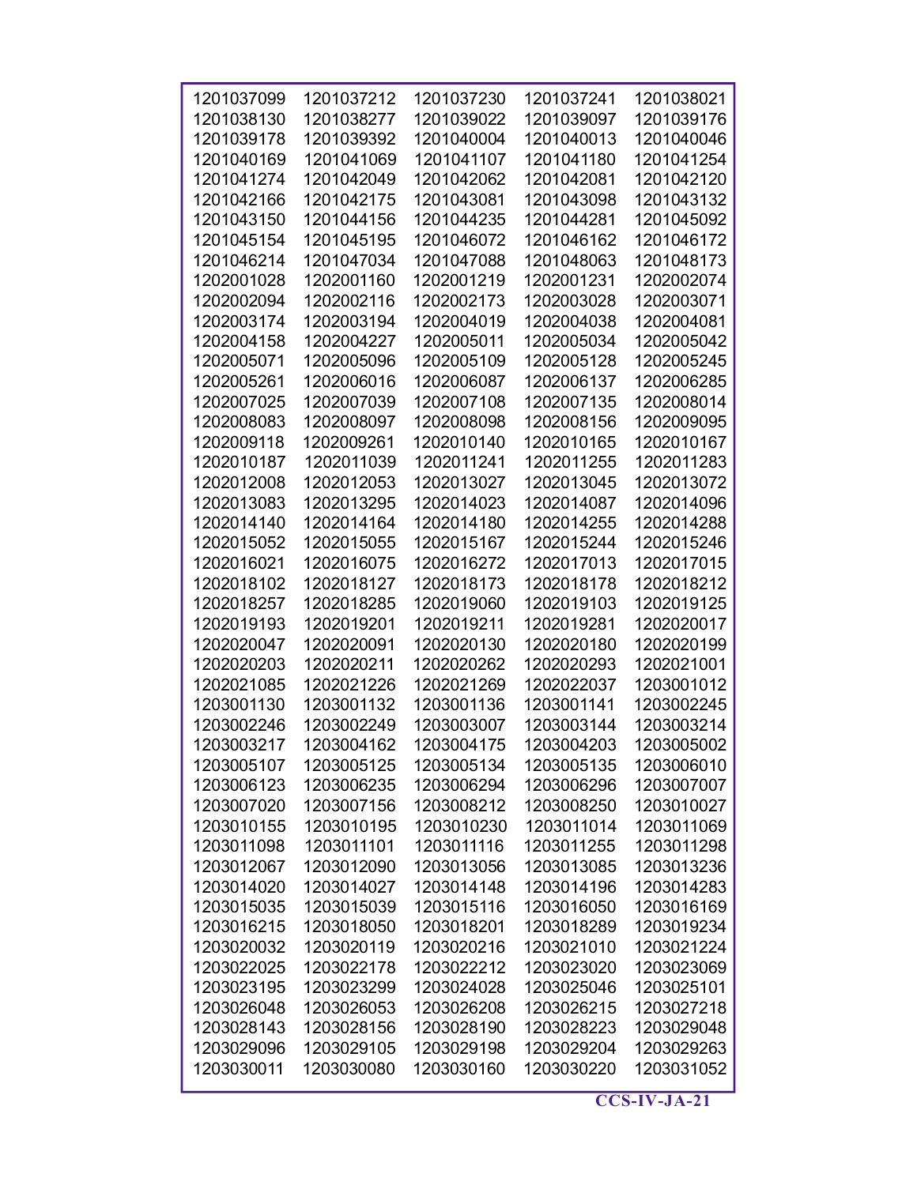| 1201037099 | 1201037212 | 1201037230 | 1201037241 | 1201038021 |
|---|---|---|---|---|
| 1201038130 | 1201038277 | 1201039022 | 1201039097 | 1201039176 |
| 1201039178 | 1201039392 | 1201040004 | 1201040013 | 1201040046 |
| 1201040169 | 1201041069 | 1201041107 | 1201041180 | 1201041254 |
| 1201041274 | 1201042049 | 1201042062 | 1201042081 | 1201042120 |
| 1201042166 | 1201042175 | 1201043081 | 1201043098 | 1201043132 |
| 1201043150 | 1201044156 | 1201044235 | 1201044281 | 1201045092 |
| 1201045154 | 1201045195 | 1201046072 | 1201046162 | 1201046172 |
| 1201046214 | 1201047034 | 1201047088 | 1201048063 | 1201048173 |
| 1202001028 | 1202001160 | 1202001219 | 1202001231 | 1202002074 |
| 1202002094 | 1202002116 | 1202002173 | 1202003028 | 1202003071 |
| 1202003174 | 1202003194 | 1202004019 | 1202004038 | 1202004081 |
| 1202004158 | 1202004227 | 1202005011 | 1202005034 | 1202005042 |
| 1202005071 | 1202005096 | 1202005109 | 1202005128 | 1202005245 |
| 1202005261 | 1202006016 | 1202006087 | 1202006137 | 1202006285 |
| 1202007025 | 1202007039 | 1202007108 | 1202007135 | 1202008014 |
| 1202008083 | 1202008097 | 1202008098 | 1202008156 | 1202009095 |
| 1202009118 | 1202009261 | 1202010140 | 1202010165 | 1202010167 |
| 1202010187 | 1202011039 | 1202011241 | 1202011255 | 1202011283 |
| 1202012008 | 1202012053 | 1202013027 | 1202013045 | 1202013072 |
| 1202013083 | 1202013295 | 1202014023 | 1202014087 | 1202014096 |
| 1202014140 | 1202014164 | 1202014180 | 1202014255 | 1202014288 |
| 1202015052 | 1202015055 | 1202015167 | 1202015244 | 1202015246 |
| 1202016021 | 1202016075 | 1202016272 | 1202017013 | 1202017015 |
| 1202018102 | 1202018127 | 1202018173 | 1202018178 | 1202018212 |
| 1202018257 | 1202018285 | 1202019060 | 1202019103 | 1202019125 |
| 1202019193 | 1202019201 | 1202019211 | 1202019281 | 1202020017 |
| 1202020047 | 1202020091 | 1202020130 | 1202020180 | 1202020199 |
| 1202020203 | 1202020211 | 1202020262 | 1202020293 | 1202021001 |
| 1202021085 | 1202021226 | 1202021269 | 1202022037 | 1203001012 |
| 1203001130 | 1203001132 | 1203001136 | 1203001141 | 1203002245 |
| 1203002246 | 1203002249 | 1203003007 | 1203003144 | 1203003214 |
| 1203003217 | 1203004162 | 1203004175 | 1203004203 | 1203005002 |
| 1203005107 | 1203005125 | 1203005134 | 1203005135 | 1203006010 |
| 1203006123 | 1203006235 | 1203006294 | 1203006296 | 1203007007 |
| 1203007020 | 1203007156 | 1203008212 | 1203008250 | 1203010027 |
| 1203010155 | 1203010195 | 1203010230 | 1203011014 | 1203011069 |
| 1203011098 | 1203011101 | 1203011116 | 1203011255 | 1203011298 |
| 1203012067 | 1203012090 | 1203013056 | 1203013085 | 1203013236 |
| 1203014020 | 1203014027 | 1203014148 | 1203014196 | 1203014283 |
| 1203015035 | 1203015039 | 1203015116 | 1203016050 | 1203016169 |
| 1203016215 | 1203018050 | 1203018201 | 1203018289 | 1203019234 |
| 1203020032 | 1203020119 | 1203020216 | 1203021010 | 1203021224 |
| 1203022025 | 1203022178 | 1203022212 | 1203023020 | 1203023069 |
| 1203023195 | 1203023299 | 1203024028 | 1203025046 | 1203025101 |
| 1203026048 | 1203026053 | 1203026208 | 1203026215 | 1203027218 |
| 1203028143 | 1203028156 | 1203028190 | 1203028223 | 1203029048 |
| 1203029096 | 1203029105 | 1203029198 | 1203029204 | 1203029263 |
| 1203030011 | 1203030080 | 1203030160 | 1203030220 | 1203031052 |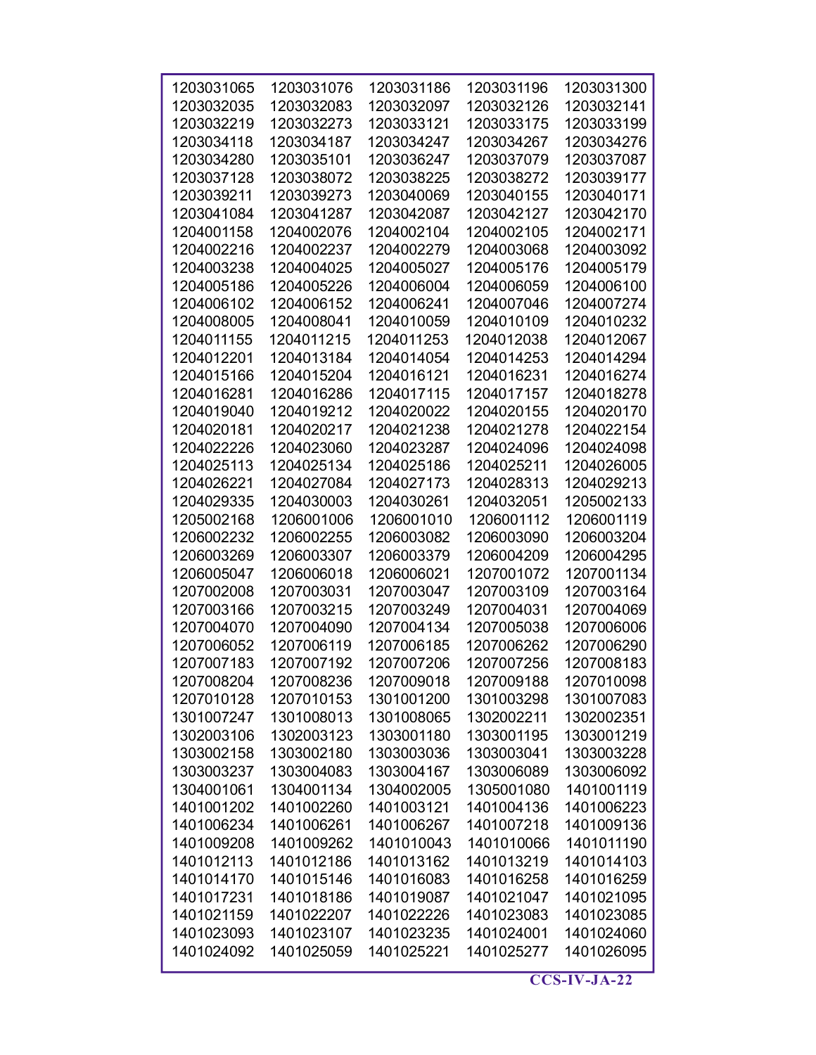| | | | | |
|---|---|---|---|---|
| 1203031065 | 1203031076 | 1203031186 | 1203031196 | 1203031300 |
| 1203032035 | 1203032083 | 1203032097 | 1203032126 | 1203032141 |
| 1203032219 | 1203032273 | 1203033121 | 1203033175 | 1203033199 |
| 1203034118 | 1203034187 | 1203034247 | 1203034267 | 1203034276 |
| 1203034280 | 1203035101 | 1203036247 | 1203037079 | 1203037087 |
| 1203037128 | 1203038072 | 1203038225 | 1203038272 | 1203039177 |
| 1203039211 | 1203039273 | 1203040069 | 1203040155 | 1203040171 |
| 1203041084 | 1203041287 | 1203042087 | 1203042127 | 1203042170 |
| 1204001158 | 1204002076 | 1204002104 | 1204002105 | 1204002171 |
| 1204002216 | 1204002237 | 1204002279 | 1204003068 | 1204003092 |
| 1204003238 | 1204004025 | 1204005027 | 1204005176 | 1204005179 |
| 1204005186 | 1204005226 | 1204006004 | 1204006059 | 1204006100 |
| 1204006102 | 1204006152 | 1204006241 | 1204007046 | 1204007274 |
| 1204008005 | 1204008041 | 1204010059 | 1204010109 | 1204010232 |
| 1204011155 | 1204011215 | 1204011253 | 1204012038 | 1204012067 |
| 1204012201 | 1204013184 | 1204014054 | 1204014253 | 1204014294 |
| 1204015166 | 1204015204 | 1204016121 | 1204016231 | 1204016274 |
| 1204016281 | 1204016286 | 1204017115 | 1204017157 | 1204018278 |
| 1204019040 | 1204019212 | 1204020022 | 1204020155 | 1204020170 |
| 1204020181 | 1204020217 | 1204021238 | 1204021278 | 1204022154 |
| 1204022226 | 1204023060 | 1204023287 | 1204024096 | 1204024098 |
| 1204025113 | 1204025134 | 1204025186 | 1204025211 | 1204026005 |
| 1204026221 | 1204027084 | 1204027173 | 1204028313 | 1204029213 |
| 1204029335 | 1204030003 | 1204030261 | 1204032051 | 1205002133 |
| 1205002168 | 1206001006 | 1206001010 | 1206001112 | 1206001119 |
| 1206002232 | 1206002255 | 1206003082 | 1206003090 | 1206003204 |
| 1206003269 | 1206003307 | 1206003379 | 1206004209 | 1206004295 |
| 1206005047 | 1206006018 | 1206006021 | 1207001072 | 1207001134 |
| 1207002008 | 1207003031 | 1207003047 | 1207003109 | 1207003164 |
| 1207003166 | 1207003215 | 1207003249 | 1207004031 | 1207004069 |
| 1207004070 | 1207004090 | 1207004134 | 1207005038 | 1207006006 |
| 1207006052 | 1207006119 | 1207006185 | 1207006262 | 1207006290 |
| 1207007183 | 1207007192 | 1207007206 | 1207007256 | 1207008183 |
| 1207008204 | 1207008236 | 1207009018 | 1207009188 | 1207010098 |
| 1207010128 | 1207010153 | 1301001200 | 1301003298 | 1301007083 |
| 1301007247 | 1301008013 | 1301008065 | 1302002211 | 1302002351 |
| 1302003106 | 1302003123 | 1303001180 | 1303001195 | 1303001219 |
| 1303002158 | 1303002180 | 1303003036 | 1303003041 | 1303003228 |
| 1303003237 | 1303004083 | 1303004167 | 1303006089 | 1303006092 |
| 1304001061 | 1304001134 | 1304002005 | 1305001080 | 1401001119 |
| 1401001202 | 1401002260 | 1401003121 | 1401004136 | 1401006223 |
| 1401006234 | 1401006261 | 1401006267 | 1401007218 | 1401009136 |
| 1401009208 | 1401009262 | 1401010043 | 1401010066 | 1401011190 |
| 1401012113 | 1401012186 | 1401013162 | 1401013219 | 1401014103 |
| 1401014170 | 1401015146 | 1401016083 | 1401016258 | 1401016259 |
| 1401017231 | 1401018186 | 1401019087 | 1401021047 | 1401021095 |
| 1401021159 | 1401022207 | 1401022226 | 1401023083 | 1401023085 |
| 1401023093 | 1401023107 | 1401023235 | 1401024001 | 1401024060 |
| 1401024092 | 1401025059 | 1401025221 | 1401025277 | 1401026095 |

**CCS-IV-JA-22**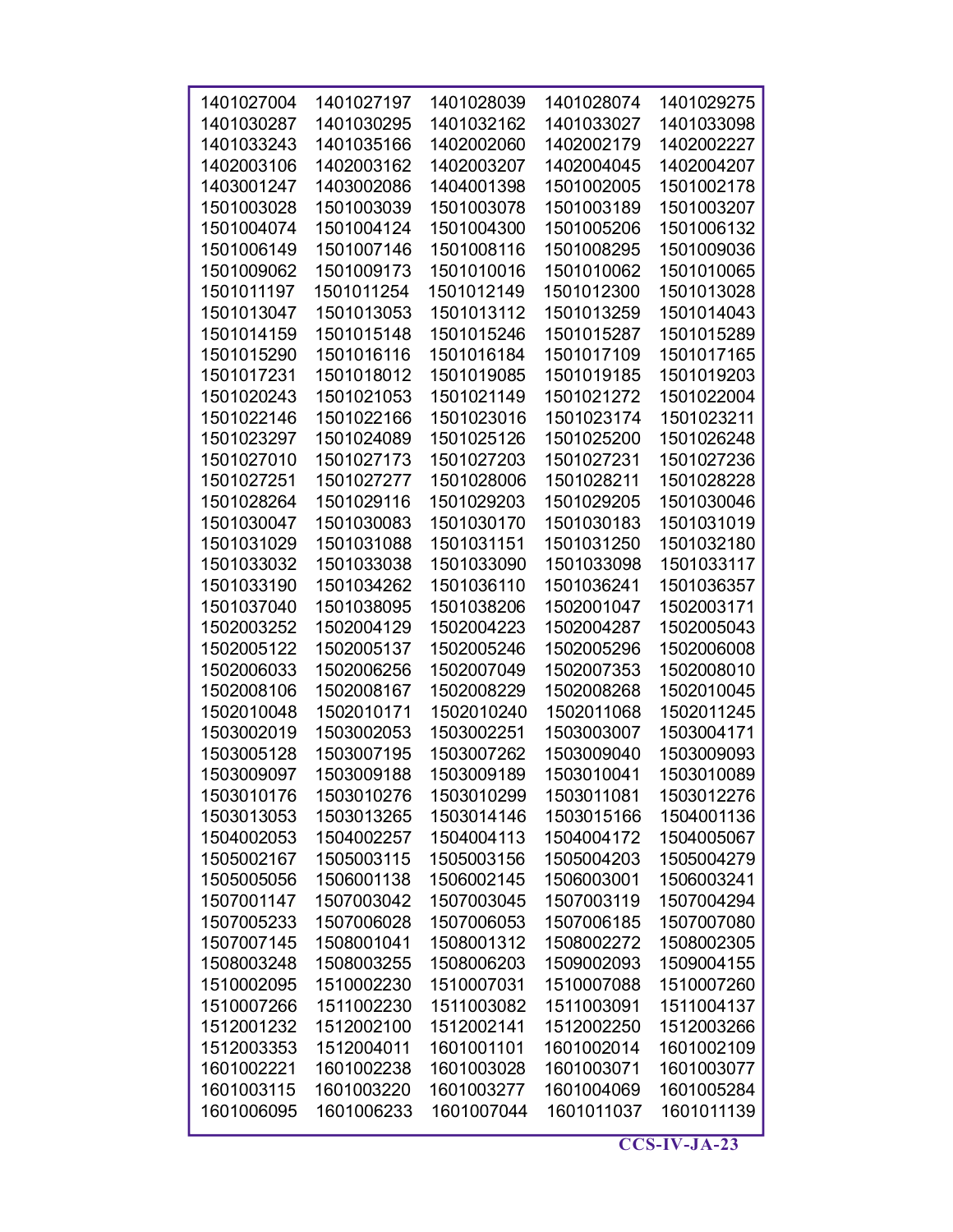| | | | | |
|---|---|---|---|---|
| 1401027004 | 1401027197 | 1401028039 | 1401028074 | 1401029275 |
| 1401030287 | 1401030295 | 1401032162 | 1401033027 | 1401033098 |
| 1401033243 | 1401035166 | 1402002060 | 1402002179 | 1402002227 |
| 1402003106 | 1402003162 | 1402003207 | 1402004045 | 1402004207 |
| 1403001247 | 1403002086 | 1404001398 | 1501002005 | 1501002178 |
| 1501003028 | 1501003039 | 1501003078 | 1501003189 | 1501003207 |
| 1501004074 | 1501004124 | 1501004300 | 1501005206 | 1501006132 |
| 1501006149 | 1501007146 | 1501008116 | 1501008295 | 1501009036 |
| 1501009062 | 1501009173 | 1501010016 | 1501010062 | 1501010065 |
| 1501011197 | 1501011254 | 1501012149 | 1501012300 | 1501013028 |
| 1501013047 | 1501013053 | 1501013112 | 1501013259 | 1501014043 |
| 1501014159 | 1501015148 | 1501015246 | 1501015287 | 1501015289 |
| 1501015290 | 1501016116 | 1501016184 | 1501017109 | 1501017165 |
| 1501017231 | 1501018012 | 1501019085 | 1501019185 | 1501019203 |
| 1501020243 | 1501021053 | 1501021149 | 1501021272 | 1501022004 |
| 1501022146 | 1501022166 | 1501023016 | 1501023174 | 1501023211 |
| 1501023297 | 1501024089 | 1501025126 | 1501025200 | 1501026248 |
| 1501027010 | 1501027173 | 1501027203 | 1501027231 | 1501027236 |
| 1501027251 | 1501027277 | 1501028006 | 1501028211 | 1501028228 |
| 1501028264 | 1501029116 | 1501029203 | 1501029205 | 1501030046 |
| 1501030047 | 1501030083 | 1501030170 | 1501030183 | 1501031019 |
| 1501031029 | 1501031088 | 1501031151 | 1501031250 | 1501032180 |
| 1501033032 | 1501033038 | 1501033090 | 1501033098 | 1501033117 |
| 1501033190 | 1501034262 | 1501036110 | 1501036241 | 1501036357 |
| 1501037040 | 1501038095 | 1501038206 | 1502001047 | 1502003171 |
| 1502003252 | 1502004129 | 1502004223 | 1502004287 | 1502005043 |
| 1502005122 | 1502005137 | 1502005246 | 1502005296 | 1502006008 |
| 1502006033 | 1502006256 | 1502007049 | 1502007353 | 1502008010 |
| 1502008106 | 1502008167 | 1502008229 | 1502008268 | 1502010045 |
| 1502010048 | 1502010171 | 1502010240 | 1502011068 | 1502011245 |
| 1503002019 | 1503002053 | 1503002251 | 1503003007 | 1503004171 |
| 1503005128 | 1503007195 | 1503007262 | 1503009040 | 1503009093 |
| 1503009097 | 1503009188 | 1503009189 | 1503010041 | 1503010089 |
| 1503010176 | 1503010276 | 1503010299 | 1503011081 | 1503012276 |
| 1503013053 | 1503013265 | 1503014146 | 1503015166 | 1504001136 |
| 1504002053 | 1504002257 | 1504004113 | 1504004172 | 1504005067 |
| 1505002167 | 1505003115 | 1505003156 | 1505004203 | 1505004279 |
| 1505005056 | 1506001138 | 1506002145 | 1506003001 | 1506003241 |
| 1507001147 | 1507003042 | 1507003045 | 1507003119 | 1507004294 |
| 1507005233 | 1507006028 | 1507006053 | 1507006185 | 1507007080 |
| 1507007145 | 1508001041 | 1508001312 | 1508002272 | 1508002305 |
| 1508003248 | 1508003255 | 1508006203 | 1509002093 | 1509004155 |
| 1510002095 | 1510002230 | 1510007031 | 1510007088 | 1510007260 |
| 1510007266 | 1511002230 | 1511003082 | 1511003091 | 1511004137 |
| 1512001232 | 1512002100 | 1512002141 | 1512002250 | 1512003266 |
| 1512003353 | 1512004011 | 1601001101 | 1601002014 | 1601002109 |
| 1601002221 | 1601002238 | 1601003028 | 1601003071 | 1601003077 |
| 1601003115 | 1601003220 | 1601003277 | 1601004069 | 1601005284 |
| 1601006095 | 1601006233 | 1601007044 | 1601011037 | 1601011139 |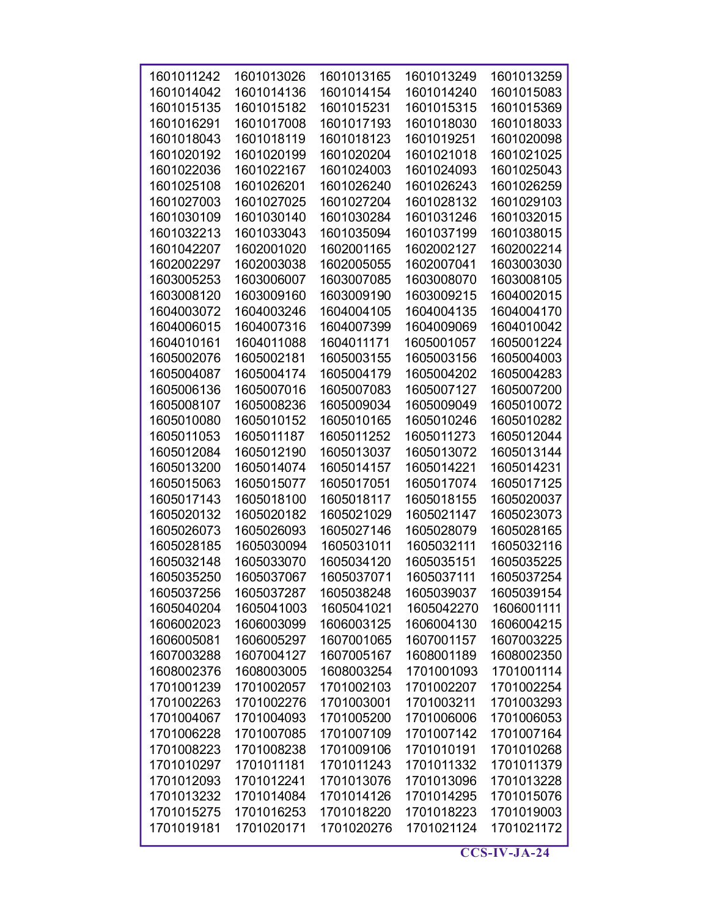| | | | | |
|---|---|---|---|---|
| 1601011242 | 1601013026 | 1601013165 | 1601013249 | 1601013259 |
| 1601014042 | 1601014136 | 1601014154 | 1601014240 | 1601015083 |
| 1601015135 | 1601015182 | 1601015231 | 1601015315 | 1601015369 |
| 1601016291 | 1601017008 | 1601017193 | 1601018030 | 1601018033 |
| 1601018043 | 1601018119 | 1601018123 | 1601019251 | 1601020098 |
| 1601020192 | 1601020199 | 1601020204 | 1601021018 | 1601021025 |
| 1601022036 | 1601022167 | 1601024003 | 1601024093 | 1601025043 |
| 1601025108 | 1601026201 | 1601026240 | 1601026243 | 1601026259 |
| 1601027003 | 1601027025 | 1601027204 | 1601028132 | 1601029103 |
| 1601030109 | 1601030140 | 1601030284 | 1601031246 | 1601032015 |
| 1601032213 | 1601033043 | 1601035094 | 1601037199 | 1601038015 |
| 1601042207 | 1602001020 | 1602001165 | 1602002127 | 1602002214 |
| 1602002297 | 1602003038 | 1602005055 | 1602007041 | 1603003030 |
| 1603005253 | 1603006007 | 1603007085 | 1603008070 | 1603008105 |
| 1603008120 | 1603009160 | 1603009190 | 1603009215 | 1604002015 |
| 1604003072 | 1604003246 | 1604004105 | 1604004135 | 1604004170 |
| 1604006015 | 1604007316 | 1604007399 | 1604009069 | 1604010042 |
| 1604010161 | 1604011088 | 1604011171 | 1605001057 | 1605001224 |
| 1605002076 | 1605002181 | 1605003155 | 1605003156 | 1605004003 |
| 1605004087 | 1605004174 | 1605004179 | 1605004202 | 1605004283 |
| 1605006136 | 1605007016 | 1605007083 | 1605007127 | 1605007200 |
| 1605008107 | 1605008236 | 1605009034 | 1605009049 | 1605010072 |
| 1605010080 | 1605010152 | 1605010165 | 1605010246 | 1605010282 |
| 1605011053 | 1605011187 | 1605011252 | 1605011273 | 1605012044 |
| 1605012084 | 1605012190 | 1605013037 | 1605013072 | 1605013144 |
| 1605013200 | 1605014074 | 1605014157 | 1605014221 | 1605014231 |
| 1605015063 | 1605015077 | 1605017051 | 1605017074 | 1605017125 |
| 1605017143 | 1605018100 | 1605018117 | 1605018155 | 1605020037 |
| 1605020132 | 1605020182 | 1605021029 | 1605021147 | 1605023073 |
| 1605026073 | 1605026093 | 1605027146 | 1605028079 | 1605028165 |
| 1605028185 | 1605030094 | 1605031011 | 1605032111 | 1605032116 |
| 1605032148 | 1605033070 | 1605034120 | 1605035151 | 1605035225 |
| 1605035250 | 1605037067 | 1605037071 | 1605037111 | 1605037254 |
| 1605037256 | 1605037287 | 1605038248 | 1605039037 | 1605039154 |
| 1605040204 | 1605041003 | 1605041021 | 1605042270 | 1606001111 |
| 1606002023 | 1606003099 | 1606003125 | 1606004130 | 1606004215 |
| 1606005081 | 1606005297 | 1607001065 | 1607001157 | 1607003225 |
| 1607003288 | 1607004127 | 1607005167 | 1608001189 | 1608002350 |
| 1608002376 | 1608003005 | 1608003254 | 1701001093 | 1701001114 |
| 1701001239 | 1701002057 | 1701002103 | 1701002207 | 1701002254 |
| 1701002263 | 1701002276 | 1701003001 | 1701003211 | 1701003293 |
| 1701004067 | 1701004093 | 1701005200 | 1701006006 | 1701006053 |
| 1701006228 | 1701007085 | 1701007109 | 1701007142 | 1701007164 |
| 1701008223 | 1701008238 | 1701009106 | 1701010191 | 1701010268 |
| 1701010297 | 1701011181 | 1701011243 | 1701011332 | 1701011379 |
| 1701012093 | 1701012241 | 1701013076 | 1701013096 | 1701013228 |
| 1701013232 | 1701014084 | 1701014126 | 1701014295 | 1701015076 |
| 1701015275 | 1701016253 | 1701018220 | 1701018223 | 1701019003 |
| 1701019181 | 1701020171 | 1701020276 | 1701021124 | 1701021172 |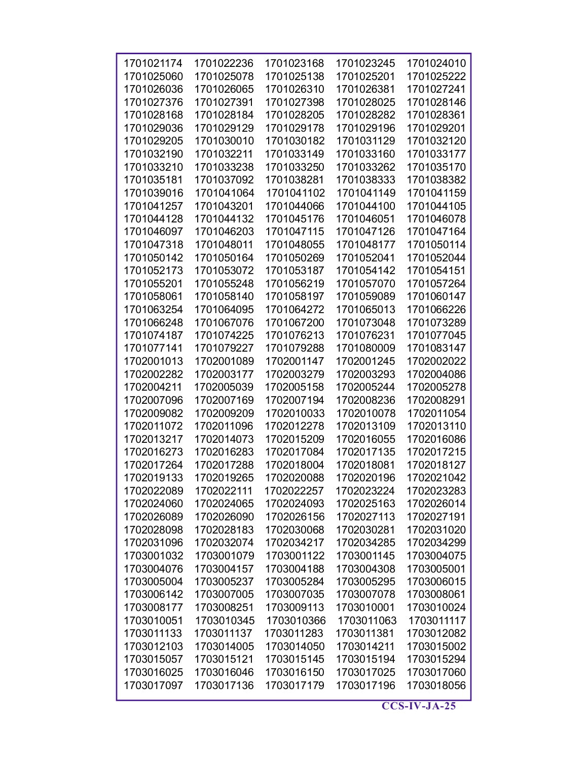| | | | | |
|---|---|---|---|---|
| 1701021174 | 1701022236 | 1701023168 | 1701023245 | 1701024010 |
| 1701025060 | 1701025078 | 1701025138 | 1701025201 | 1701025222 |
| 1701026036 | 1701026065 | 1701026310 | 1701026381 | 1701027241 |
| 1701027376 | 1701027391 | 1701027398 | 1701028025 | 1701028146 |
| 1701028168 | 1701028184 | 1701028205 | 1701028282 | 1701028361 |
| 1701029036 | 1701029129 | 1701029178 | 1701029196 | 1701029201 |
| 1701029205 | 1701030010 | 1701030182 | 1701031129 | 1701032120 |
| 1701032190 | 1701032211 | 1701033149 | 1701033160 | 1701033177 |
| 1701033210 | 1701033238 | 1701033250 | 1701033262 | 1701035170 |
| 1701035181 | 1701037092 | 1701038281 | 1701038333 | 1701038382 |
| 1701039016 | 1701041064 | 1701041102 | 1701041149 | 1701041159 |
| 1701041257 | 1701043201 | 1701044066 | 1701044100 | 1701044105 |
| 1701044128 | 1701044132 | 1701045176 | 1701046051 | 1701046078 |
| 1701046097 | 1701046203 | 1701047115 | 1701047126 | 1701047164 |
| 1701047318 | 1701048011 | 1701048055 | 1701048177 | 1701050114 |
| 1701050142 | 1701050164 | 1701050269 | 1701052041 | 1701052044 |
| 1701052173 | 1701053072 | 1701053187 | 1701054142 | 1701054151 |
| 1701055201 | 1701055248 | 1701056219 | 1701057070 | 1701057264 |
| 1701058061 | 1701058140 | 1701058197 | 1701059089 | 1701060147 |
| 1701063254 | 1701064095 | 1701064272 | 1701065013 | 1701066226 |
| 1701066248 | 1701067076 | 1701067200 | 1701073048 | 1701073289 |
| 1701074187 | 1701074225 | 1701076213 | 1701076231 | 1701077045 |
| 1701077141 | 1701079227 | 1701079288 | 1701080009 | 1701083147 |
| 1702001013 | 1702001089 | 1702001147 | 1702001245 | 1702002022 |
| 1702002282 | 1702003177 | 1702003279 | 1702003293 | 1702004086 |
| 1702004211 | 1702005039 | 1702005158 | 1702005244 | 1702005278 |
| 1702007096 | 1702007169 | 1702007194 | 1702008236 | 1702008291 |
| 1702009082 | 1702009209 | 1702010033 | 1702010078 | 1702011054 |
| 1702011072 | 1702011096 | 1702012278 | 1702013109 | 1702013110 |
| 1702013217 | 1702014073 | 1702015209 | 1702016055 | 1702016086 |
| 1702016273 | 1702016283 | 1702017084 | 1702017135 | 1702017215 |
| 1702017264 | 1702017288 | 1702018004 | 1702018081 | 1702018127 |
| 1702019133 | 1702019265 | 1702020088 | 1702020196 | 1702021042 |
| 1702022089 | 1702022111 | 1702022257 | 1702023224 | 1702023283 |
| 1702024060 | 1702024065 | 1702024093 | 1702025163 | 1702026014 |
| 1702026089 | 1702026090 | 1702026156 | 1702027113 | 1702027191 |
| 1702028098 | 1702028183 | 1702030068 | 1702030281 | 1702031020 |
| 1702031096 | 1702032074 | 1702034217 | 1702034285 | 1702034299 |
| 1703001032 | 1703001079 | 1703001122 | 1703001145 | 1703004075 |
| 1703004076 | 1703004157 | 1703004188 | 1703004308 | 1703005001 |
| 1703005004 | 1703005237 | 1703005284 | 1703005295 | 1703006015 |
| 1703006142 | 1703007005 | 1703007035 | 1703007078 | 1703008061 |
| 1703008177 | 1703008251 | 1703009113 | 1703010001 | 1703010024 |
| 1703010051 | 1703010345 | 1703010366 | 1703011063 | 1703011117 |
| 1703011133 | 1703011137 | 1703011283 | 1703011381 | 1703012082 |
| 1703012103 | 1703014005 | 1703014050 | 1703014211 | 1703015002 |
| 1703015057 | 1703015121 | 1703015145 | 1703015194 | 1703015294 |
| 1703016025 | 1703016046 | 1703016150 | 1703017025 | 1703017060 |
| 1703017097 | 1703017136 | 1703017179 | 1703017196 | 1703018056 |

**CCS-IV-JA-25**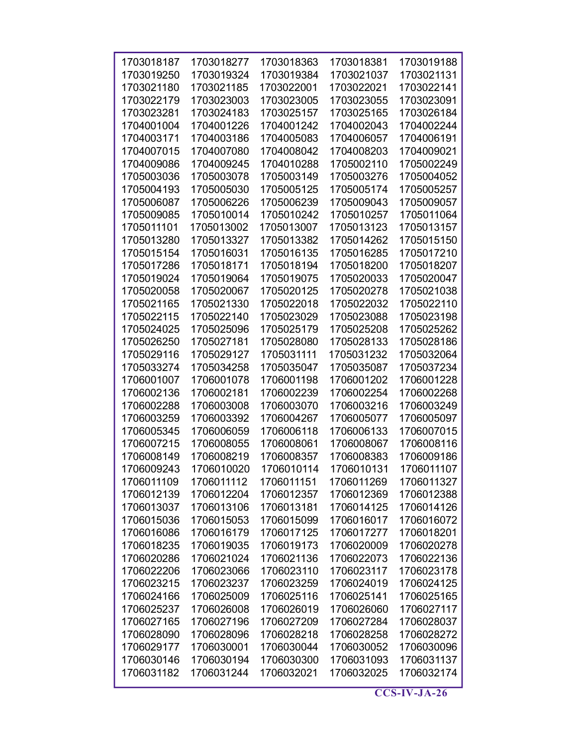| 1703018187 | 1703018277 | 1703018363 | 1703018381 | 1703019188 |
|---|---|---|---|---|
| 1703019250 | 1703019324 | 1703019384 | 1703021037 | 1703021131 |
| 1703021180 | 1703021185 | 1703022001 | 1703022021 | 1703022141 |
| 1703022179 | 1703023003 | 1703023005 | 1703023055 | 1703023091 |
| 1703023281 | 1703024183 | 1703025157 | 1703025165 | 1703026184 |
| 1704001004 | 1704001226 | 1704001242 | 1704002043 | 1704002244 |
| 1704003171 | 1704003186 | 1704005083 | 1704006057 | 1704006191 |
| 1704007015 | 1704007080 | 1704008042 | 1704008203 | 1704009021 |
| 1704009086 | 1704009245 | 1704010288 | 1705002110 | 1705002249 |
| 1705003036 | 1705003078 | 1705003149 | 1705003276 | 1705004052 |
| 1705004193 | 1705005030 | 1705005125 | 1705005174 | 1705005257 |
| 1705006087 | 1705006226 | 1705006239 | 1705009043 | 1705009057 |
| 1705009085 | 1705010014 | 1705010242 | 1705010257 | 1705011064 |
| 1705011101 | 1705013002 | 1705013007 | 1705013123 | 1705013157 |
| 1705013280 | 1705013327 | 1705013382 | 1705014262 | 1705015150 |
| 1705015154 | 1705016031 | 1705016135 | 1705016285 | 1705017210 |
| 1705017286 | 1705018171 | 1705018194 | 1705018200 | 1705018207 |
| 1705019024 | 1705019064 | 1705019075 | 1705020033 | 1705020047 |
| 1705020058 | 1705020067 | 1705020125 | 1705020278 | 1705021038 |
| 1705021165 | 1705021330 | 1705022018 | 1705022032 | 1705022110 |
| 1705022115 | 1705022140 | 1705023029 | 1705023088 | 1705023198 |
| 1705024025 | 1705025096 | 1705025179 | 1705025208 | 1705025262 |
| 1705026250 | 1705027181 | 1705028080 | 1705028133 | 1705028186 |
| 1705029116 | 1705029127 | 1705031111 | 1705031232 | 1705032064 |
| 1705033274 | 1705034258 | 1705035047 | 1705035087 | 1705037234 |
| 1706001007 | 1706001078 | 1706001198 | 1706001202 | 1706001228 |
| 1706002136 | 1706002181 | 1706002239 | 1706002254 | 1706002268 |
| 1706002288 | 1706003008 | 1706003070 | 1706003216 | 1706003249 |
| 1706003259 | 1706003392 | 1706004267 | 1706005077 | 1706005097 |
| 1706005345 | 1706006059 | 1706006118 | 1706006133 | 1706007015 |
| 1706007215 | 1706008055 | 1706008061 | 1706008067 | 1706008116 |
| 1706008149 | 1706008219 | 1706008357 | 1706008383 | 1706009186 |
| 1706009243 | 1706010020 | 1706010114 | 1706010131 | 1706011107 |
| 1706011109 | 1706011112 | 1706011151 | 1706011269 | 1706011327 |
| 1706012139 | 1706012204 | 1706012357 | 1706012369 | 1706012388 |
| 1706013037 | 1706013106 | 1706013181 | 1706014125 | 1706014126 |
| 1706015036 | 1706015053 | 1706015099 | 1706016017 | 1706016072 |
| 1706016086 | 1706016179 | 1706017125 | 1706017277 | 1706018201 |
| 1706018235 | 1706019035 | 1706019173 | 1706020009 | 1706020278 |
| 1706020286 | 1706021024 | 1706021136 | 1706022073 | 1706022136 |
| 1706022206 | 1706023066 | 1706023110 | 1706023117 | 1706023178 |
| 1706023215 | 1706023237 | 1706023259 | 1706024019 | 1706024125 |
| 1706024166 | 1706025009 | 1706025116 | 1706025141 | 1706025165 |
| 1706025237 | 1706026008 | 1706026019 | 1706026060 | 1706027117 |
| 1706027165 | 1706027196 | 1706027209 | 1706027284 | 1706028037 |
| 1706028090 | 1706028096 | 1706028218 | 1706028258 | 1706028272 |
| 1706029177 | 1706030001 | 1706030044 | 1706030052 | 1706030096 |
| 1706030146 | 1706030194 | 1706030300 | 1706031093 | 1706031137 |
| 1706031182 | 1706031244 | 1706032021 | 1706032025 | 1706032174 |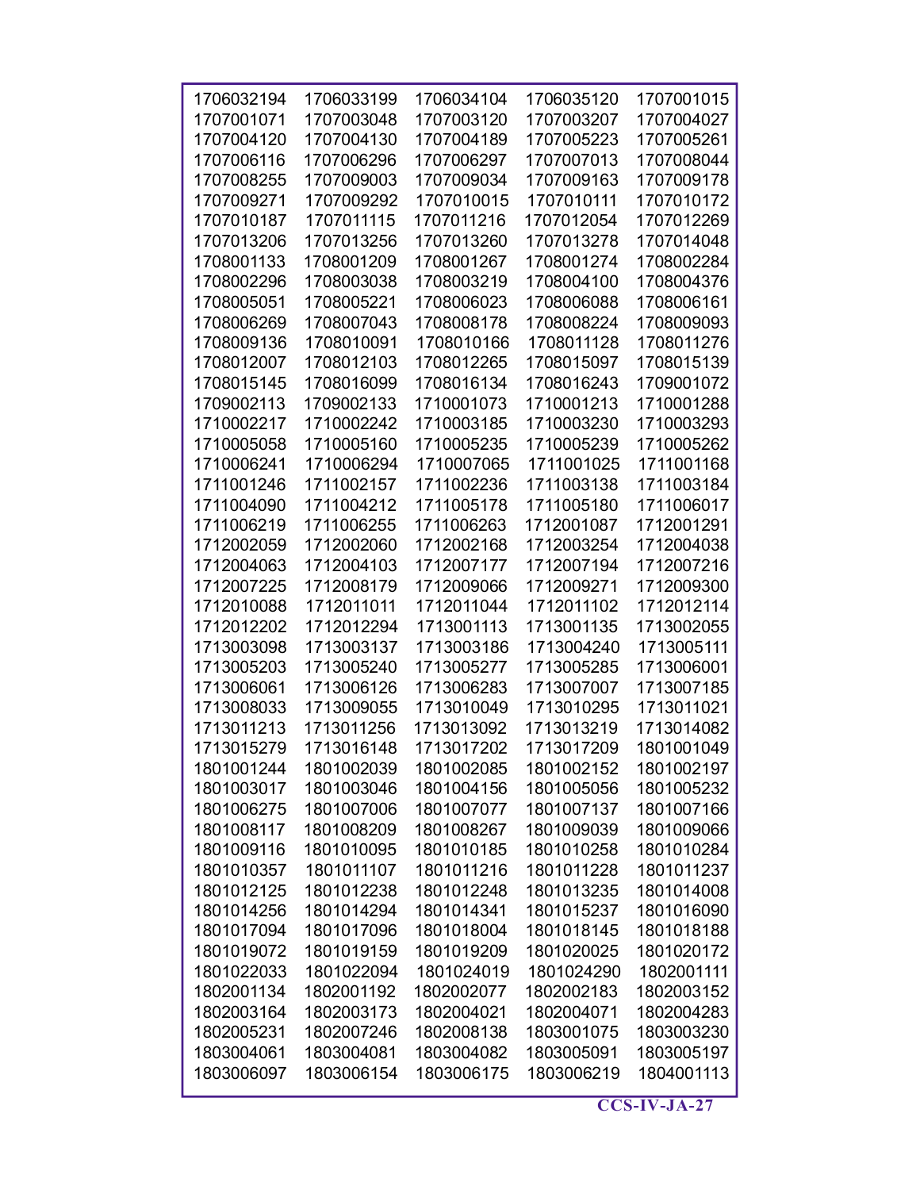| | | | | |
|---|---|---|---|---|
| 1706032194 | 1706033199 | 1706034104 | 1706035120 | 1707001015 |
| 1707001071 | 1707003048 | 1707003120 | 1707003207 | 1707004027 |
| 1707004120 | 1707004130 | 1707004189 | 1707005223 | 1707005261 |
| 1707006116 | 1707006296 | 1707006297 | 1707007013 | 1707008044 |
| 1707008255 | 1707009003 | 1707009034 | 1707009163 | 1707009178 |
| 1707009271 | 1707009292 | 1707010015 | 1707010111 | 1707010172 |
| 1707010187 | 1707011115 | 1707011216 | 1707012054 | 1707012269 |
| 1707013206 | 1707013256 | 1707013260 | 1707013278 | 1707014048 |
| 1708001133 | 1708001209 | 1708001267 | 1708001274 | 1708002284 |
| 1708002296 | 1708003038 | 1708003219 | 1708004100 | 1708004376 |
| 1708005051 | 1708005221 | 1708006023 | 1708006088 | 1708006161 |
| 1708006269 | 1708007043 | 1708008178 | 1708008224 | 1708009093 |
| 1708009136 | 1708010091 | 1708010166 | 1708011128 | 1708011276 |
| 1708012007 | 1708012103 | 1708012265 | 1708015097 | 1708015139 |
| 1708015145 | 1708016099 | 1708016134 | 1708016243 | 1709001072 |
| 1709002113 | 1709002133 | 1710001073 | 1710001213 | 1710001288 |
| 1710002217 | 1710002242 | 1710003185 | 1710003230 | 1710003293 |
| 1710005058 | 1710005160 | 1710005235 | 1710005239 | 1710005262 |
| 1710006241 | 1710006294 | 1710007065 | 1711001025 | 1711001168 |
| 1711001246 | 1711002157 | 1711002236 | 1711003138 | 1711003184 |
| 1711004090 | 1711004212 | 1711005178 | 1711005180 | 1711006017 |
| 1711006219 | 1711006255 | 1711006263 | 1712001087 | 1712001291 |
| 1712002059 | 1712002060 | 1712002168 | 1712003254 | 1712004038 |
| 1712004063 | 1712004103 | 1712007177 | 1712007194 | 1712007216 |
| 1712007225 | 1712008179 | 1712009066 | 1712009271 | 1712009300 |
| 1712010088 | 1712011011 | 1712011044 | 1712011102 | 1712012114 |
| 1712012202 | 1712012294 | 1713001113 | 1713001135 | 1713002055 |
| 1713003098 | 1713003137 | 1713003186 | 1713004240 | 1713005111 |
| 1713005203 | 1713005240 | 1713005277 | 1713005285 | 1713006001 |
| 1713006061 | 1713006126 | 1713006283 | 1713007007 | 1713007185 |
| 1713008033 | 1713009055 | 1713010049 | 1713010295 | 1713011021 |
| 1713011213 | 1713011256 | 1713013092 | 1713013219 | 1713014082 |
| 1713015279 | 1713016148 | 1713017202 | 1713017209 | 1801001049 |
| 1801001244 | 1801002039 | 1801002085 | 1801002152 | 1801002197 |
| 1801003017 | 1801003046 | 1801004156 | 1801005056 | 1801005232 |
| 1801006275 | 1801007006 | 1801007077 | 1801007137 | 1801007166 |
| 1801008117 | 1801008209 | 1801008267 | 1801009039 | 1801009066 |
| 1801009116 | 1801010095 | 1801010185 | 1801010258 | 1801010284 |
| 1801010357 | 1801011107 | 1801011216 | 1801011228 | 1801011237 |
| 1801012125 | 1801012238 | 1801012248 | 1801013235 | 1801014008 |
| 1801014256 | 1801014294 | 1801014341 | 1801015237 | 1801016090 |
| 1801017094 | 1801017096 | 1801018004 | 1801018145 | 1801018188 |
| 1801019072 | 1801019159 | 1801019209 | 1801020025 | 1801020172 |
| 1801022033 | 1801022094 | 1801024019 | 1801024290 | 1802001111 |
| 1802001134 | 1802001192 | 1802002077 | 1802002183 | 1802003152 |
| 1802003164 | 1802003173 | 1802004021 | 1802004071 | 1802004283 |
| 1802005231 | 1802007246 | 1802008138 | 1803001075 | 1803003230 |
| 1803004061 | 1803004081 | 1803004082 | 1803005091 | 1803005197 |
| 1803006097 | 1803006154 | 1803006175 | 1803006219 | 1804001113 |

CCS-IV-JA-27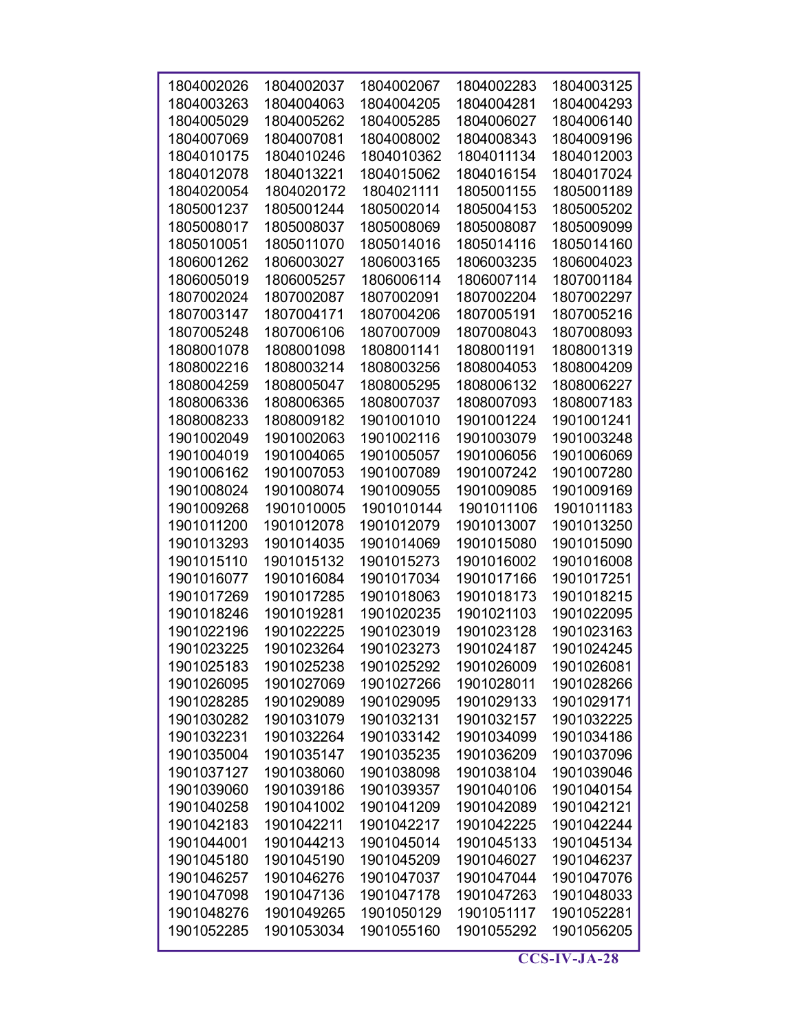| | | | | |
|---|---|---|---|---|
| 1804002026 | 1804002037 | 1804002067 | 1804002283 | 1804003125 |
| 1804003263 | 1804004063 | 1804004205 | 1804004281 | 1804004293 |
| 1804005029 | 1804005262 | 1804005285 | 1804006027 | 1804006140 |
| 1804007069 | 1804007081 | 1804008002 | 1804008343 | 1804009196 |
| 1804010175 | 1804010246 | 1804010362 | 1804011134 | 1804012003 |
| 1804012078 | 1804013221 | 1804015062 | 1804016154 | 1804017024 |
| 1804020054 | 1804020172 | 1804021111 | 1805001155 | 1805001189 |
| 1805001237 | 1805001244 | 1805002014 | 1805004153 | 1805005202 |
| 1805008017 | 1805008037 | 1805008069 | 1805008087 | 1805009099 |
| 1805010051 | 1805011070 | 1805014016 | 1805014116 | 1805014160 |
| 1806001262 | 1806003027 | 1806003165 | 1806003235 | 1806004023 |
| 1806005019 | 1806005257 | 1806006114 | 1806007114 | 1807001184 |
| 1807002024 | 1807002087 | 1807002091 | 1807002204 | 1807002297 |
| 1807003147 | 1807004171 | 1807004206 | 1807005191 | 1807005216 |
| 1807005248 | 1807006106 | 1807007009 | 1807008043 | 1807008093 |
| 1808001078 | 1808001098 | 1808001141 | 1808001191 | 1808001319 |
| 1808002216 | 1808003214 | 1808003256 | 1808004053 | 1808004209 |
| 1808004259 | 1808005047 | 1808005295 | 1808006132 | 1808006227 |
| 1808006336 | 1808006365 | 1808007037 | 1808007093 | 1808007183 |
| 1808008233 | 1808009182 | 1901001010 | 1901001224 | 1901001241 |
| 1901002049 | 1901002063 | 1901002116 | 1901003079 | 1901003248 |
| 1901004019 | 1901004065 | 1901005057 | 1901006056 | 1901006069 |
| 1901006162 | 1901007053 | 1901007089 | 1901007242 | 1901007280 |
| 1901008024 | 1901008074 | 1901009055 | 1901009085 | 1901009169 |
| 1901009268 | 1901010005 | 1901010144 | 1901011106 | 1901011183 |
| 1901011200 | 1901012078 | 1901012079 | 1901013007 | 1901013250 |
| 1901013293 | 1901014035 | 1901014069 | 1901015080 | 1901015090 |
| 1901015110 | 1901015132 | 1901015273 | 1901016002 | 1901016008 |
| 1901016077 | 1901016084 | 1901017034 | 1901017166 | 1901017251 |
| 1901017269 | 1901017285 | 1901018063 | 1901018173 | 1901018215 |
| 1901018246 | 1901019281 | 1901020235 | 1901021103 | 1901022095 |
| 1901022196 | 1901022225 | 1901023019 | 1901023128 | 1901023163 |
| 1901023225 | 1901023264 | 1901023273 | 1901024187 | 1901024245 |
| 1901025183 | 1901025238 | 1901025292 | 1901026009 | 1901026081 |
| 1901026095 | 1901027069 | 1901027266 | 1901028011 | 1901028266 |
| 1901028285 | 1901029089 | 1901029095 | 1901029133 | 1901029171 |
| 1901030282 | 1901031079 | 1901032131 | 1901032157 | 1901032225 |
| 1901032231 | 1901032264 | 1901033142 | 1901034099 | 1901034186 |
| 1901035004 | 1901035147 | 1901035235 | 1901036209 | 1901037096 |
| 1901037127 | 1901038060 | 1901038098 | 1901038104 | 1901039046 |
| 1901039060 | 1901039186 | 1901039357 | 1901040106 | 1901040154 |
| 1901040258 | 1901041002 | 1901041209 | 1901042089 | 1901042121 |
| 1901042183 | 1901042211 | 1901042217 | 1901042225 | 1901042244 |
| 1901044001 | 1901044213 | 1901045014 | 1901045133 | 1901045134 |
| 1901045180 | 1901045190 | 1901045209 | 1901046027 | 1901046237 |
| 1901046257 | 1901046276 | 1901047037 | 1901047044 | 1901047076 |
| 1901047098 | 1901047136 | 1901047178 | 1901047263 | 1901048033 |
| 1901048276 | 1901049265 | 1901050129 | 1901051117 | 1901052281 |
| 1901052285 | 1901053034 | 1901055160 | 1901055292 | 1901056205 |

CCS-IV-JA-28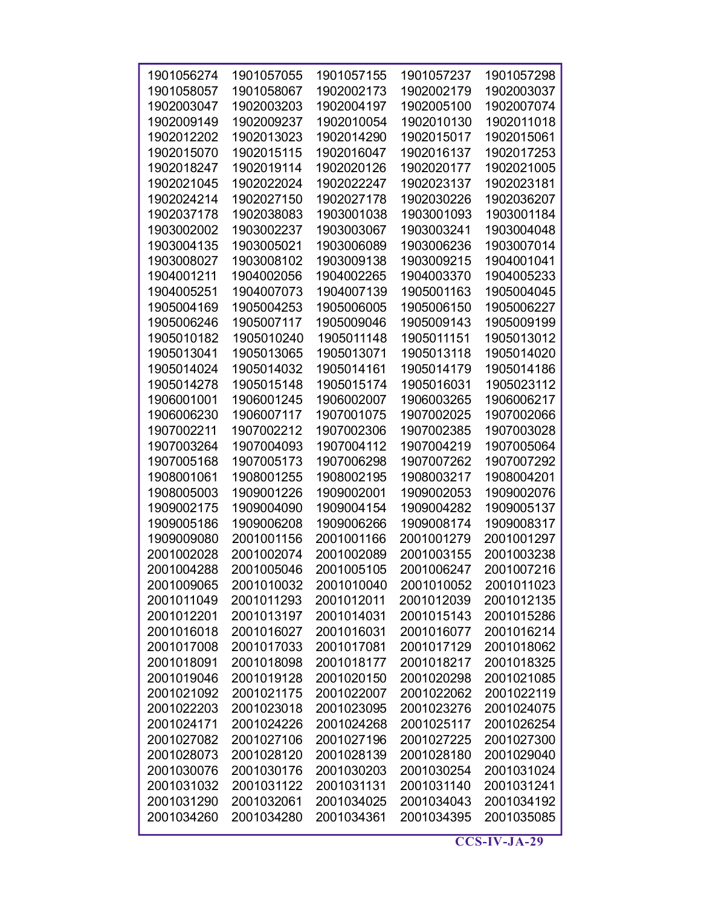| | | | | |
|---|---|---|---|---|
| 1901056274 | 1901057055 | 1901057155 | 1901057237 | 1901057298 |
| 1901058057 | 1901058067 | 1902002173 | 1902002179 | 1902003037 |
| 1902003047 | 1902003203 | 1902004197 | 1902005100 | 1902007074 |
| 1902009149 | 1902009237 | 1902010054 | 1902010130 | 1902011018 |
| 1902012202 | 1902013023 | 1902014290 | 1902015017 | 1902015061 |
| 1902015070 | 1902015115 | 1902016047 | 1902016137 | 1902017253 |
| 1902018247 | 1902019114 | 1902020126 | 1902020177 | 1902021005 |
| 1902021045 | 1902022024 | 1902022247 | 1902023137 | 1902023181 |
| 1902024214 | 1902027150 | 1902027178 | 1902030226 | 1902036207 |
| 1902037178 | 1902038083 | 1903001038 | 1903001093 | 1903001184 |
| 1903002002 | 1903002237 | 1903003067 | 1903003241 | 1903004048 |
| 1903004135 | 1903005021 | 1903006089 | 1903006236 | 1903007014 |
| 1903008027 | 1903008102 | 1903009138 | 1903009215 | 1904001041 |
| 1904001211 | 1904002056 | 1904002265 | 1904003370 | 1904005233 |
| 1904005251 | 1904007073 | 1904007139 | 1905001163 | 1905004045 |
| 1905004169 | 1905004253 | 1905006005 | 1905006150 | 1905006227 |
| 1905006246 | 1905007117 | 1905009046 | 1905009143 | 1905009199 |
| 1905010182 | 1905010240 | 1905011148 | 1905011151 | 1905013012 |
| 1905013041 | 1905013065 | 1905013071 | 1905013118 | 1905014020 |
| 1905014024 | 1905014032 | 1905014161 | 1905014179 | 1905014186 |
| 1905014278 | 1905015148 | 1905015174 | 1905016031 | 1905023112 |
| 1906001001 | 1906001245 | 1906002007 | 1906003265 | 1906006217 |
| 1906006230 | 1906007117 | 1907001075 | 1907002025 | 1907002066 |
| 1907002211 | 1907002212 | 1907002306 | 1907002385 | 1907003028 |
| 1907003264 | 1907004093 | 1907004112 | 1907004219 | 1907005064 |
| 1907005168 | 1907005173 | 1907006298 | 1907007262 | 1907007292 |
| 1908001061 | 1908001255 | 1908002195 | 1908003217 | 1908004201 |
| 1908005003 | 1909001226 | 1909002001 | 1909002053 | 1909002076 |
| 1909002175 | 1909004090 | 1909004154 | 1909004282 | 1909005137 |
| 1909005186 | 1909006208 | 1909006266 | 1909008174 | 1909008317 |
| 1909009080 | 2001001156 | 2001001166 | 2001001279 | 2001001297 |
| 2001002028 | 2001002074 | 2001002089 | 2001003155 | 2001003238 |
| 2001004288 | 2001005046 | 2001005105 | 2001006247 | 2001007216 |
| 2001009065 | 2001010032 | 2001010040 | 2001010052 | 2001011023 |
| 2001011049 | 2001011293 | 2001012011 | 2001012039 | 2001012135 |
| 2001012201 | 2001013197 | 2001014031 | 2001015143 | 2001015286 |
| 2001016018 | 2001016027 | 2001016031 | 2001016077 | 2001016214 |
| 2001017008 | 2001017033 | 2001017081 | 2001017129 | 2001018062 |
| 2001018091 | 2001018098 | 2001018177 | 2001018217 | 2001018325 |
| 2001019046 | 2001019128 | 2001020150 | 2001020298 | 2001021085 |
| 2001021092 | 2001021175 | 2001022007 | 2001022062 | 2001022119 |
| 2001022203 | 2001023018 | 2001023095 | 2001023276 | 2001024075 |
| 2001024171 | 2001024226 | 2001024268 | 2001025117 | 2001026254 |
| 2001027082 | 2001027106 | 2001027196 | 2001027225 | 2001027300 |
| 2001028073 | 2001028120 | 2001028139 | 2001028180 | 2001029040 |
| 2001030076 | 2001030176 | 2001030203 | 2001030254 | 2001031024 |
| 2001031032 | 2001031122 | 2001031131 | 2001031140 | 2001031241 |
| 2001031290 | 2001032061 | 2001034025 | 2001034043 | 2001034192 |
| 2001034260 | 2001034280 | 2001034361 | 2001034395 | 2001035085 |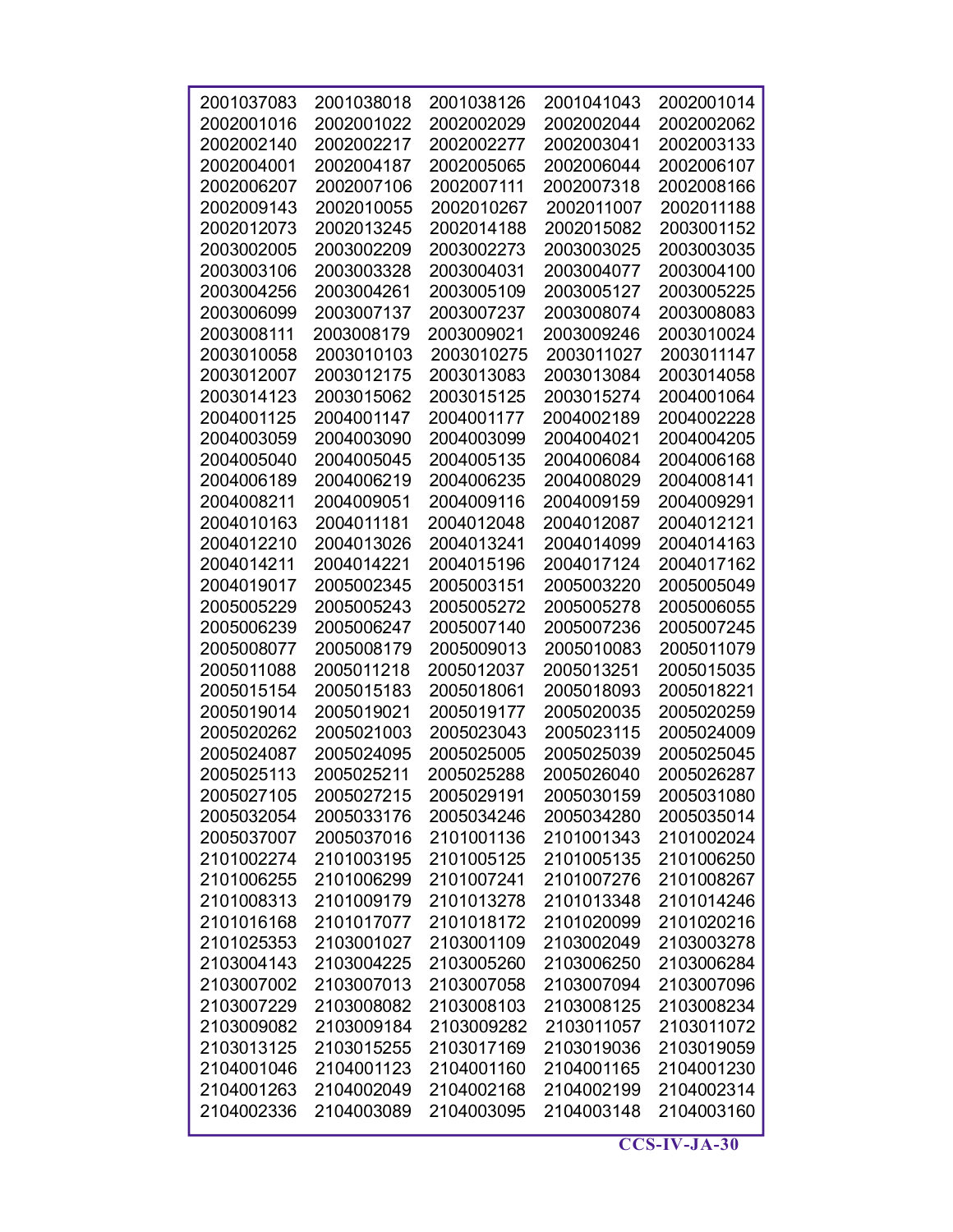| | | | | |
|---|---|---|---|---|
| 2001037083 | 2001038018 | 2001038126 | 2001041043 | 2002001014 |
| 2002001016 | 2002001022 | 2002002029 | 2002002044 | 2002002062 |
| 2002002140 | 2002002217 | 2002002277 | 2002003041 | 2002003133 |
| 2002004001 | 2002004187 | 2002005065 | 2002006044 | 2002006107 |
| 2002006207 | 2002007106 | 2002007111 | 2002007318 | 2002008166 |
| 2002009143 | 2002010055 | 2002010267 | 2002011007 | 2002011188 |
| 2002012073 | 2002013245 | 2002014188 | 2002015082 | 2003001152 |
| 2003002005 | 2003002209 | 2003002273 | 2003003025 | 2003003035 |
| 2003003106 | 2003003328 | 2003004031 | 2003004077 | 2003004100 |
| 2003004256 | 2003004261 | 2003005109 | 2003005127 | 2003005225 |
| 2003006099 | 2003007137 | 2003007237 | 2003008074 | 2003008083 |
| 2003008111 | 2003008179 | 2003009021 | 2003009246 | 2003010024 |
| 2003010058 | 2003010103 | 2003010275 | 2003011027 | 2003011147 |
| 2003012007 | 2003012175 | 2003013083 | 2003013084 | 2003014058 |
| 2003014123 | 2003015062 | 2003015125 | 2003015274 | 2004001064 |
| 2004001125 | 2004001147 | 2004001177 | 2004002189 | 2004002228 |
| 2004003059 | 2004003090 | 2004003099 | 2004004021 | 2004004205 |
| 2004005040 | 2004005045 | 2004005135 | 2004006084 | 2004006168 |
| 2004006189 | 2004006219 | 2004006235 | 2004008029 | 2004008141 |
| 2004008211 | 2004009051 | 2004009116 | 2004009159 | 2004009291 |
| 2004010163 | 2004011181 | 2004012048 | 2004012087 | 2004012121 |
| 2004012210 | 2004013026 | 2004013241 | 2004014099 | 2004014163 |
| 2004014211 | 2004014221 | 2004015196 | 2004017124 | 2004017162 |
| 2004019017 | 2005002345 | 2005003151 | 2005003220 | 2005005049 |
| 2005005229 | 2005005243 | 2005005272 | 2005005278 | 2005006055 |
| 2005006239 | 2005006247 | 2005007140 | 2005007236 | 2005007245 |
| 2005008077 | 2005008179 | 2005009013 | 2005010083 | 2005011079 |
| 2005011088 | 2005011218 | 2005012037 | 2005013251 | 2005015035 |
| 2005015154 | 2005015183 | 2005018061 | 2005018093 | 2005018221 |
| 2005019014 | 2005019021 | 2005019177 | 2005020035 | 2005020259 |
| 2005020262 | 2005021003 | 2005023043 | 2005023115 | 2005024009 |
| 2005024087 | 2005024095 | 2005025005 | 2005025039 | 2005025045 |
| 2005025113 | 2005025211 | 2005025288 | 2005026040 | 2005026287 |
| 2005027105 | 2005027215 | 2005029191 | 2005030159 | 2005031080 |
| 2005032054 | 2005033176 | 2005034246 | 2005034280 | 2005035014 |
| 2005037007 | 2005037016 | 2101001136 | 2101001343 | 2101002024 |
| 2101002274 | 2101003195 | 2101005125 | 2101005135 | 2101006250 |
| 2101006255 | 2101006299 | 2101007241 | 2101007276 | 2101008267 |
| 2101008313 | 2101009179 | 2101013278 | 2101013348 | 2101014246 |
| 2101016168 | 2101017077 | 2101018172 | 2101020099 | 2101020216 |
| 2101025353 | 2103001027 | 2103001109 | 2103002049 | 2103003278 |
| 2103004143 | 2103004225 | 2103005260 | 2103006250 | 2103006284 |
| 2103007002 | 2103007013 | 2103007058 | 2103007094 | 2103007096 |
| 2103007229 | 2103008082 | 2103008103 | 2103008125 | 2103008234 |
| 2103009082 | 2103009184 | 2103009282 | 2103011057 | 2103011072 |
| 2103013125 | 2103015255 | 2103017169 | 2103019036 | 2103019059 |
| 2104001046 | 2104001123 | 2104001160 | 2104001165 | 2104001230 |
| 2104001263 | 2104002049 | 2104002168 | 2104002199 | 2104002314 |
| 2104002336 | 2104003089 | 2104003095 | 2104003148 | 2104003160 |

**CCS-IV-JA-30**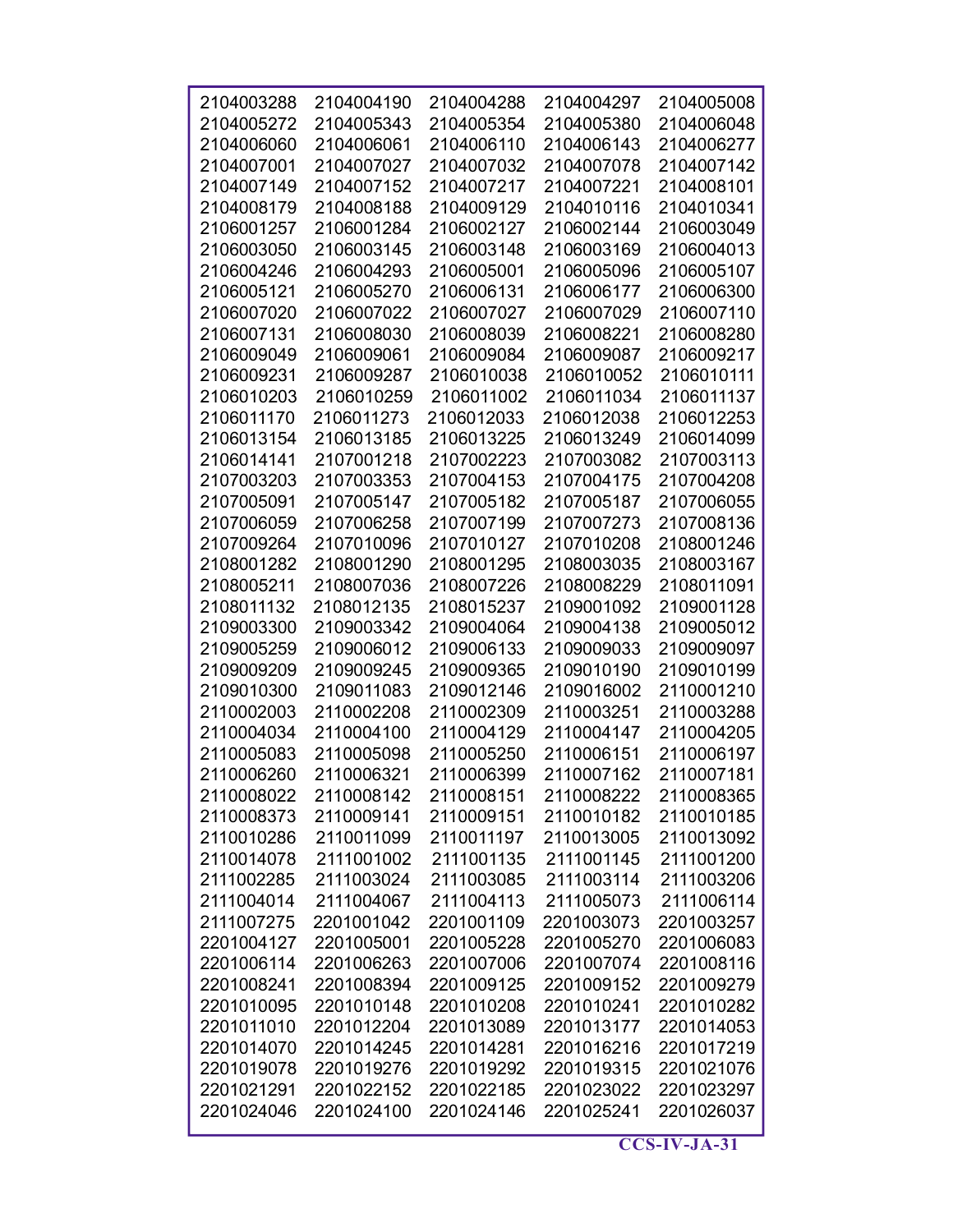| | | | | |
|---|---|---|---|---|
| 2104003288 | 2104004190 | 2104004288 | 2104004297 | 2104005008 |
| 2104005272 | 2104005343 | 2104005354 | 2104005380 | 2104006048 |
| 2104006060 | 2104006061 | 2104006110 | 2104006143 | 2104006277 |
| 2104007001 | 2104007027 | 2104007032 | 2104007078 | 2104007142 |
| 2104007149 | 2104007152 | 2104007217 | 2104007221 | 2104008101 |
| 2104008179 | 2104008188 | 2104009129 | 2104010116 | 2104010341 |
| 2106001257 | 2106001284 | 2106002127 | 2106002144 | 2106003049 |
| 2106003050 | 2106003145 | 2106003148 | 2106003169 | 2106004013 |
| 2106004246 | 2106004293 | 2106005001 | 2106005096 | 2106005107 |
| 2106005121 | 2106005270 | 2106006131 | 2106006177 | 2106006300 |
| 2106007020 | 2106007022 | 2106007027 | 2106007029 | 2106007110 |
| 2106007131 | 2106008030 | 2106008039 | 2106008221 | 2106008280 |
| 2106009049 | 2106009061 | 2106009084 | 2106009087 | 2106009217 |
| 2106009231 | 2106009287 | 2106010038 | 2106010052 | 2106010111 |
| 2106010203 | 2106010259 | 2106011002 | 2106011034 | 2106011137 |
| 2106011170 | 2106011273 | 2106012033 | 2106012038 | 2106012253 |
| 2106013154 | 2106013185 | 2106013225 | 2106013249 | 2106014099 |
| 2106014141 | 2107001218 | 2107002223 | 2107003082 | 2107003113 |
| 2107003203 | 2107003353 | 2107004153 | 2107004175 | 2107004208 |
| 2107005091 | 2107005147 | 2107005182 | 2107005187 | 2107006055 |
| 2107006059 | 2107006258 | 2107007199 | 2107007273 | 2107008136 |
| 2107009264 | 2107010096 | 2107010127 | 2107010208 | 2108001246 |
| 2108001282 | 2108001290 | 2108001295 | 2108003035 | 2108003167 |
| 2108005211 | 2108007036 | 2108007226 | 2108008229 | 2108011091 |
| 2108011132 | 2108012135 | 2108015237 | 2109001092 | 2109001128 |
| 2109003300 | 2109003342 | 2109004064 | 2109004138 | 2109005012 |
| 2109005259 | 2109006012 | 2109006133 | 2109009033 | 2109009097 |
| 2109009209 | 2109009245 | 2109009365 | 2109010190 | 2109010199 |
| 2109010300 | 2109011083 | 2109012146 | 2109016002 | 2110001210 |
| 2110002003 | 2110002208 | 2110002309 | 2110003251 | 2110003288 |
| 2110004034 | 2110004100 | 2110004129 | 2110004147 | 2110004205 |
| 2110005083 | 2110005098 | 2110005250 | 2110006151 | 2110006197 |
| 2110006260 | 2110006321 | 2110006399 | 2110007162 | 2110007181 |
| 2110008022 | 2110008142 | 2110008151 | 2110008222 | 2110008365 |
| 2110008373 | 2110009141 | 2110009151 | 2110010182 | 2110010185 |
| 2110010286 | 2110011099 | 2110011197 | 2110013005 | 2110013092 |
| 2110014078 | 2111001002 | 2111001135 | 2111001145 | 2111001200 |
| 2111002285 | 2111003024 | 2111003085 | 2111003114 | 2111003206 |
| 2111004014 | 2111004067 | 2111004113 | 2111005073 | 2111006114 |
| 2111007275 | 2201001042 | 2201001109 | 2201003073 | 2201003257 |
| 2201004127 | 2201005001 | 2201005228 | 2201005270 | 2201006083 |
| 2201006114 | 2201006263 | 2201007006 | 2201007074 | 2201008116 |
| 2201008241 | 2201008394 | 2201009125 | 2201009152 | 2201009279 |
| 2201010095 | 2201010148 | 2201010208 | 2201010241 | 2201010282 |
| 2201011010 | 2201012204 | 2201013089 | 2201013177 | 2201014053 |
| 2201014070 | 2201014245 | 2201014281 | 2201016216 | 2201017219 |
| 2201019078 | 2201019276 | 2201019292 | 2201019315 | 2201021076 |
| 2201021291 | 2201022152 | 2201022185 | 2201023022 | 2201023297 |
| 2201024046 | 2201024100 | 2201024146 | 2201025241 | 2201026037 |

**CCS-IV-JA-31**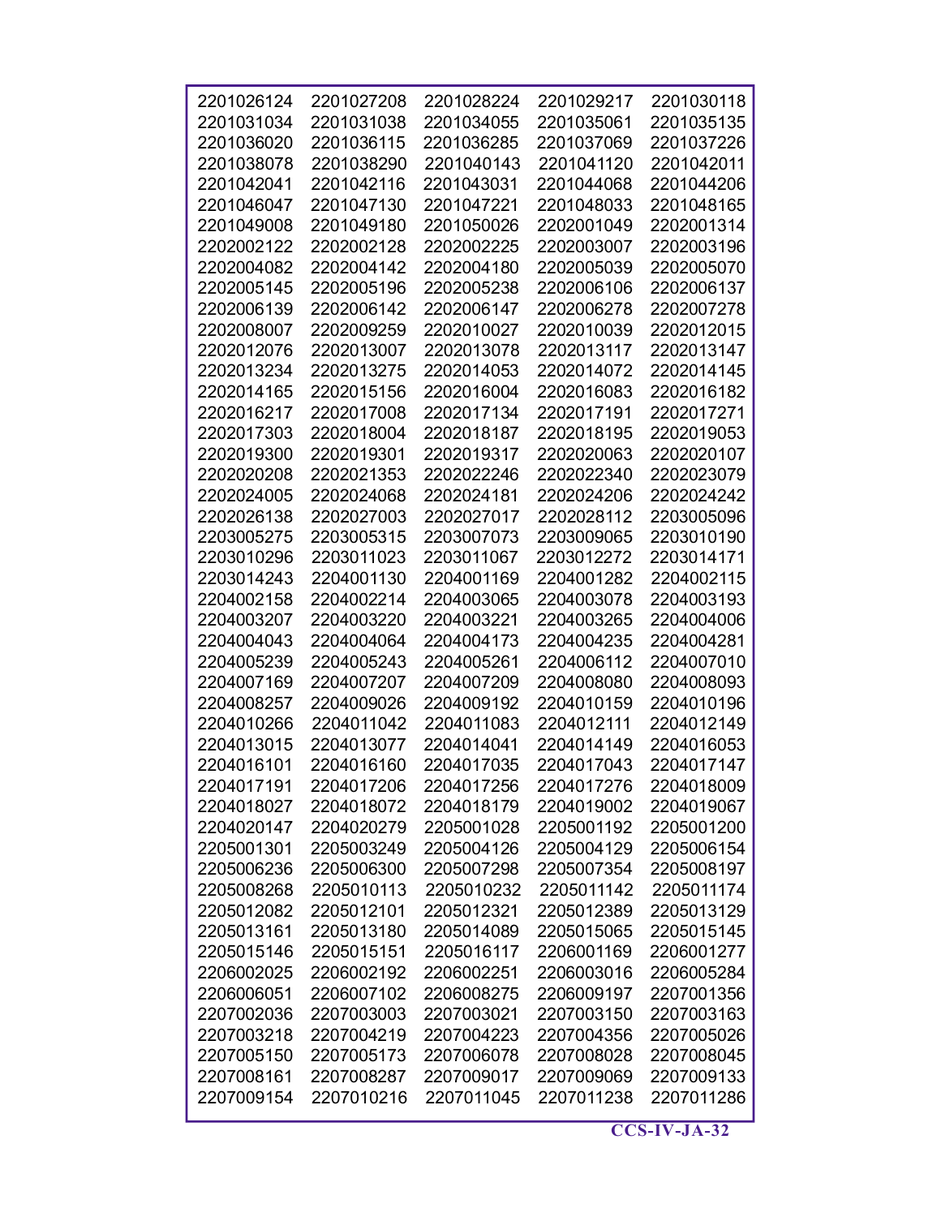| | | | | |
|---|---|---|---|---|
| 2201026124 | 2201027208 | 2201028224 | 2201029217 | 2201030118 |
| 2201031034 | 2201031038 | 2201034055 | 2201035061 | 2201035135 |
| 2201036020 | 2201036115 | 2201036285 | 2201037069 | 2201037226 |
| 2201038078 | 2201038290 | 2201040143 | 2201041120 | 2201042011 |
| 2201042041 | 2201042116 | 2201043031 | 2201044068 | 2201044206 |
| 2201046047 | 2201047130 | 2201047221 | 2201048033 | 2201048165 |
| 2201049008 | 2201049180 | 2201050026 | 2202001049 | 2202001314 |
| 2202002122 | 2202002128 | 2202002225 | 2202003007 | 2202003196 |
| 2202004082 | 2202004142 | 2202004180 | 2202005039 | 2202005070 |
| 2202005145 | 2202005196 | 2202005238 | 2202006106 | 2202006137 |
| 2202006139 | 2202006142 | 2202006147 | 2202006278 | 2202007278 |
| 2202008007 | 2202009259 | 2202010027 | 2202010039 | 2202012015 |
| 2202012076 | 2202013007 | 2202013078 | 2202013117 | 2202013147 |
| 2202013234 | 2202013275 | 2202014053 | 2202014072 | 2202014145 |
| 2202014165 | 2202015156 | 2202016004 | 2202016083 | 2202016182 |
| 2202016217 | 2202017008 | 2202017134 | 2202017191 | 2202017271 |
| 2202017303 | 2202018004 | 2202018187 | 2202018195 | 2202019053 |
| 2202019300 | 2202019301 | 2202019317 | 2202020063 | 2202020107 |
| 2202020208 | 2202021353 | 2202022246 | 2202022340 | 2202023079 |
| 2202024005 | 2202024068 | 2202024181 | 2202024206 | 2202024242 |
| 2202026138 | 2202027003 | 2202027017 | 2202028112 | 2203005096 |
| 2203005275 | 2203005315 | 2203007073 | 2203009065 | 2203010190 |
| 2203010296 | 2203011023 | 2203011067 | 2203012272 | 2203014171 |
| 2203014243 | 2204001130 | 2204001169 | 2204001282 | 2204002115 |
| 2204002158 | 2204002214 | 2204003065 | 2204003078 | 2204003193 |
| 2204003207 | 2204003220 | 2204003221 | 2204003265 | 2204004006 |
| 2204004043 | 2204004064 | 2204004173 | 2204004235 | 2204004281 |
| 2204005239 | 2204005243 | 2204005261 | 2204006112 | 2204007010 |
| 2204007169 | 2204007207 | 2204007209 | 2204008080 | 2204008093 |
| 2204008257 | 2204009026 | 2204009192 | 2204010159 | 2204010196 |
| 2204010266 | 2204011042 | 2204011083 | 2204012111 | 2204012149 |
| 2204013015 | 2204013077 | 2204014041 | 2204014149 | 2204016053 |
| 2204016101 | 2204016160 | 2204017035 | 2204017043 | 2204017147 |
| 2204017191 | 2204017206 | 2204017256 | 2204017276 | 2204018009 |
| 2204018027 | 2204018072 | 2204018179 | 2204019002 | 2204019067 |
| 2204020147 | 2204020279 | 2205001028 | 2205001192 | 2205001200 |
| 2205001301 | 2205003249 | 2205004126 | 2205004129 | 2205006154 |
| 2205006236 | 2205006300 | 2205007298 | 2205007354 | 2205008197 |
| 2205008268 | 2205010113 | 2205010232 | 2205011142 | 2205011174 |
| 2205012082 | 2205012101 | 2205012321 | 2205012389 | 2205013129 |
| 2205013161 | 2205013180 | 2205014089 | 2205015065 | 2205015145 |
| 2205015146 | 2205015151 | 2205016117 | 2206001169 | 2206001277 |
| 2206002025 | 2206002192 | 2206002251 | 2206003016 | 2206005284 |
| 2206006051 | 2206007102 | 2206008275 | 2206009197 | 2207001356 |
| 2207002036 | 2207003003 | 2207003021 | 2207003150 | 2207003163 |
| 2207003218 | 2207004219 | 2207004223 | 2207004356 | 2207005026 |
| 2207005150 | 2207005173 | 2207006078 | 2207008028 | 2207008045 |
| 2207008161 | 2207008287 | 2207009017 | 2207009069 | 2207009133 |
| 2207009154 | 2207010216 | 2207011045 | 2207011238 | 2207011286 |

**CCS-IV-JA-32**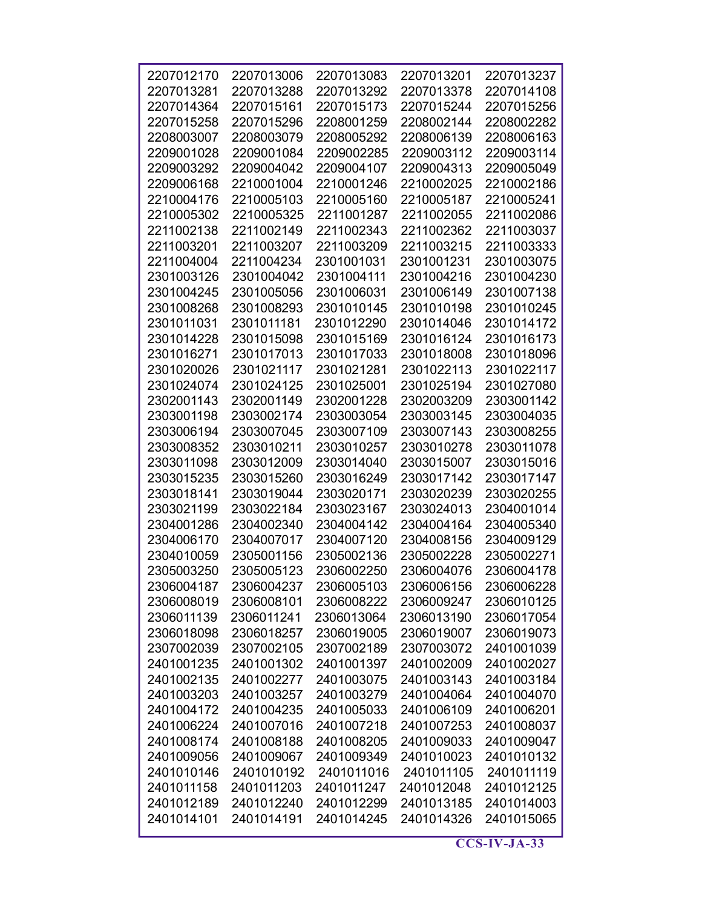| | | | | |
|---|---|---|---|---|
| 2207012170 | 2207013006 | 2207013083 | 2207013201 | 2207013237 |
| 2207013281 | 2207013288 | 2207013292 | 2207013378 | 2207014108 |
| 2207014364 | 2207015161 | 2207015173 | 2207015244 | 2207015256 |
| 2207015258 | 2207015296 | 2208001259 | 2208002144 | 2208002282 |
| 2208003007 | 2208003079 | 2208005292 | 2208006139 | 2208006163 |
| 2209001028 | 2209001084 | 2209002285 | 2209003112 | 2209003114 |
| 2209003292 | 2209004042 | 2209004107 | 2209004313 | 2209005049 |
| 2209006168 | 2210001004 | 2210001246 | 2210002025 | 2210002186 |
| 2210004176 | 2210005103 | 2210005160 | 2210005187 | 2210005241 |
| 2210005302 | 2210005325 | 2211001287 | 2211002055 | 2211002086 |
| 2211002138 | 2211002149 | 2211002343 | 2211002362 | 2211003037 |
| 2211003201 | 2211003207 | 2211003209 | 2211003215 | 2211003333 |
| 2211004004 | 2211004234 | 2301001031 | 2301001231 | 2301003075 |
| 2301003126 | 2301004042 | 2301004111 | 2301004216 | 2301004230 |
| 2301004245 | 2301005056 | 2301006031 | 2301006149 | 2301007138 |
| 2301008268 | 2301008293 | 2301010145 | 2301010198 | 2301010245 |
| 2301011031 | 2301011181 | 2301012290 | 2301014046 | 2301014172 |
| 2301014228 | 2301015098 | 2301015169 | 2301016124 | 2301016173 |
| 2301016271 | 2301017013 | 2301017033 | 2301018008 | 2301018096 |
| 2301020026 | 2301021117 | 2301021281 | 2301022113 | 2301022117 |
| 2301024074 | 2301024125 | 2301025001 | 2301025194 | 2301027080 |
| 2302001143 | 2302001149 | 2302001228 | 2302003209 | 2303001142 |
| 2303001198 | 2303002174 | 2303003054 | 2303003145 | 2303004035 |
| 2303006194 | 2303007045 | 2303007109 | 2303007143 | 2303008255 |
| 2303008352 | 2303010211 | 2303010257 | 2303010278 | 2303011078 |
| 2303011098 | 2303012009 | 2303014040 | 2303015007 | 2303015016 |
| 2303015235 | 2303015260 | 2303016249 | 2303017142 | 2303017147 |
| 2303018141 | 2303019044 | 2303020171 | 2303020239 | 2303020255 |
| 2303021199 | 2303022184 | 2303023167 | 2303024013 | 2304001014 |
| 2304001286 | 2304002340 | 2304004142 | 2304004164 | 2304005340 |
| 2304006170 | 2304007017 | 2304007120 | 2304008156 | 2304009129 |
| 2304010059 | 2305001156 | 2305002136 | 2305002228 | 2305002271 |
| 2305003250 | 2305005123 | 2306002250 | 2306004076 | 2306004178 |
| 2306004187 | 2306004237 | 2306005103 | 2306006156 | 2306006228 |
| 2306008019 | 2306008101 | 2306008222 | 2306009247 | 2306010125 |
| 2306011139 | 2306011241 | 2306013064 | 2306013190 | 2306017054 |
| 2306018098 | 2306018257 | 2306019005 | 2306019007 | 2306019073 |
| 2307002039 | 2307002105 | 2307002189 | 2307003072 | 2401001039 |
| 2401001235 | 2401001302 | 2401001397 | 2401002009 | 2401002027 |
| 2401002135 | 2401002277 | 2401003075 | 2401003143 | 2401003184 |
| 2401003203 | 2401003257 | 2401003279 | 2401004064 | 2401004070 |
| 2401004172 | 2401004235 | 2401005033 | 2401006109 | 2401006201 |
| 2401006224 | 2401007016 | 2401007218 | 2401007253 | 2401008037 |
| 2401008174 | 2401008188 | 2401008205 | 2401009033 | 2401009047 |
| 2401009056 | 2401009067 | 2401009349 | 2401010023 | 2401010132 |
| 2401010146 | 2401010192 | 2401011016 | 2401011105 | 2401011119 |
| 2401011158 | 2401011203 | 2401011247 | 2401012048 | 2401012125 |
| 2401012189 | 2401012240 | 2401012299 | 2401013185 | 2401014003 |
| 2401014101 | 2401014191 | 2401014245 | 2401014326 | 2401015065 |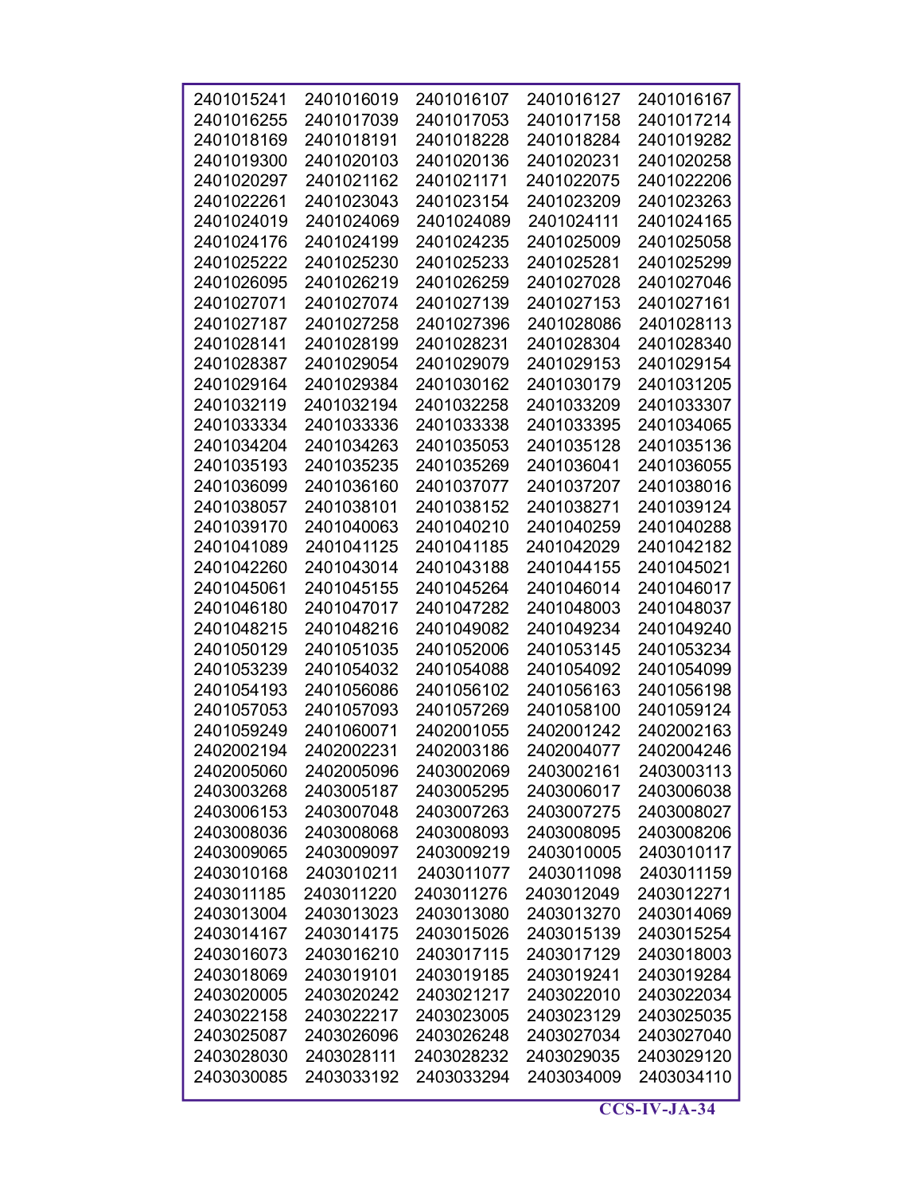| | | | | |
|---|---|---|---|---|
| 2401015241 | 2401016019 | 2401016107 | 2401016127 | 2401016167 |
| 2401016255 | 2401017039 | 2401017053 | 2401017158 | 2401017214 |
| 2401018169 | 2401018191 | 2401018228 | 2401018284 | 2401019282 |
| 2401019300 | 2401020103 | 2401020136 | 2401020231 | 2401020258 |
| 2401020297 | 2401021162 | 2401021171 | 2401022075 | 2401022206 |
| 2401022261 | 2401023043 | 2401023154 | 2401023209 | 2401023263 |
| 2401024019 | 2401024069 | 2401024089 | 2401024111 | 2401024165 |
| 2401024176 | 2401024199 | 2401024235 | 2401025009 | 2401025058 |
| 2401025222 | 2401025230 | 2401025233 | 2401025281 | 2401025299 |
| 2401026095 | 2401026219 | 2401026259 | 2401027028 | 2401027046 |
| 2401027071 | 2401027074 | 2401027139 | 2401027153 | 2401027161 |
| 2401027187 | 2401027258 | 2401027396 | 2401028086 | 2401028113 |
| 2401028141 | 2401028199 | 2401028231 | 2401028304 | 2401028340 |
| 2401028387 | 2401029054 | 2401029079 | 2401029153 | 2401029154 |
| 2401029164 | 2401029384 | 2401030162 | 2401030179 | 2401031205 |
| 2401032119 | 2401032194 | 2401032258 | 2401033209 | 2401033307 |
| 2401033334 | 2401033336 | 2401033338 | 2401033395 | 2401034065 |
| 2401034204 | 2401034263 | 2401035053 | 2401035128 | 2401035136 |
| 2401035193 | 2401035235 | 2401035269 | 2401036041 | 2401036055 |
| 2401036099 | 2401036160 | 2401037077 | 2401037207 | 2401038016 |
| 2401038057 | 2401038101 | 2401038152 | 2401038271 | 2401039124 |
| 2401039170 | 2401040063 | 2401040210 | 2401040259 | 2401040288 |
| 2401041089 | 2401041125 | 2401041185 | 2401042029 | 2401042182 |
| 2401042260 | 2401043014 | 2401043188 | 2401044155 | 2401045021 |
| 2401045061 | 2401045155 | 2401045264 | 2401046014 | 2401046017 |
| 2401046180 | 2401047017 | 2401047282 | 2401048003 | 2401048037 |
| 2401048215 | 2401048216 | 2401049082 | 2401049234 | 2401049240 |
| 2401050129 | 2401051035 | 2401052006 | 2401053145 | 2401053234 |
| 2401053239 | 2401054032 | 2401054088 | 2401054092 | 2401054099 |
| 2401054193 | 2401056086 | 2401056102 | 2401056163 | 2401056198 |
| 2401057053 | 2401057093 | 2401057269 | 2401058100 | 2401059124 |
| 2401059249 | 2401060071 | 2402001055 | 2402001242 | 2402002163 |
| 2402002194 | 2402002231 | 2402003186 | 2402004077 | 2402004246 |
| 2402005060 | 2402005096 | 2403002069 | 2403002161 | 2403003113 |
| 2403003268 | 2403005187 | 2403005295 | 2403006017 | 2403006038 |
| 2403006153 | 2403007048 | 2403007263 | 2403007275 | 2403008027 |
| 2403008036 | 2403008068 | 2403008093 | 2403008095 | 2403008206 |
| 2403009065 | 2403009097 | 2403009219 | 2403010005 | 2403010117 |
| 2403010168 | 2403010211 | 2403011077 | 2403011098 | 2403011159 |
| 2403011185 | 2403011220 | 2403011276 | 2403012049 | 2403012271 |
| 2403013004 | 2403013023 | 2403013080 | 2403013270 | 2403014069 |
| 2403014167 | 2403014175 | 2403015026 | 2403015139 | 2403015254 |
| 2403016073 | 2403016210 | 2403017115 | 2403017129 | 2403018003 |
| 2403018069 | 2403019101 | 2403019185 | 2403019241 | 2403019284 |
| 2403020005 | 2403020242 | 2403021217 | 2403022010 | 2403022034 |
| 2403022158 | 2403022217 | 2403023005 | 2403023129 | 2403025035 |
| 2403025087 | 2403026096 | 2403026248 | 2403027034 | 2403027040 |
| 2403028030 | 2403028111 | 2403028232 | 2403029035 | 2403029120 |
| 2403030085 | 2403033192 | 2403033294 | 2403034009 | 2403034110 |

**CCS-IV-JA-34**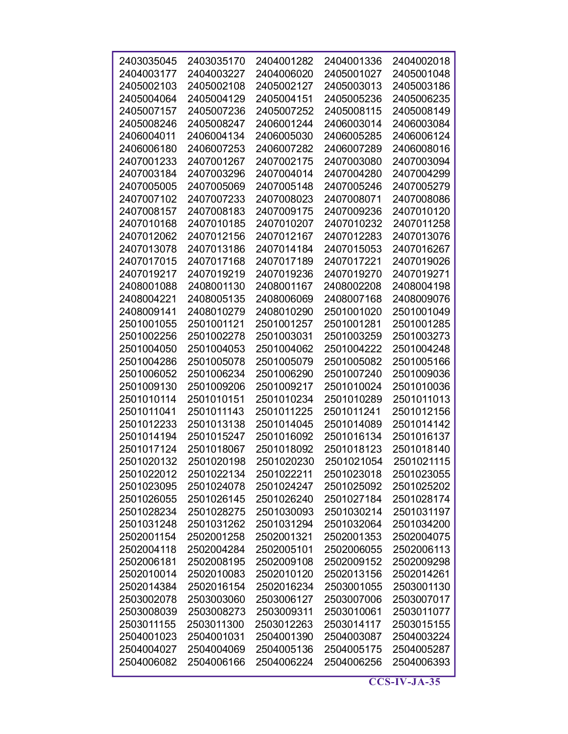| | | | | |
|---|---|---|---|---|
| 2403035045 | 2403035170 | 2404001282 | 2404001336 | 2404002018 |
| 2404003177 | 2404003227 | 2404006020 | 2405001027 | 2405001048 |
| 2405002103 | 2405002108 | 2405002127 | 2405003013 | 2405003186 |
| 2405004064 | 2405004129 | 2405004151 | 2405005236 | 2405006235 |
| 2405007157 | 2405007236 | 2405007252 | 2405008115 | 2405008149 |
| 2405008246 | 2405008247 | 2406001244 | 2406003014 | 2406003084 |
| 2406004011 | 2406004134 | 2406005030 | 2406005285 | 2406006124 |
| 2406006180 | 2406007253 | 2406007282 | 2406007289 | 2406008016 |
| 2407001233 | 2407001267 | 2407002175 | 2407003080 | 2407003094 |
| 2407003184 | 2407003296 | 2407004014 | 2407004280 | 2407004299 |
| 2407005005 | 2407005069 | 2407005148 | 2407005246 | 2407005279 |
| 2407007102 | 2407007233 | 2407008023 | 2407008071 | 2407008086 |
| 2407008157 | 2407008183 | 2407009175 | 2407009236 | 2407010120 |
| 2407010168 | 2407010185 | 2407010207 | 2407010232 | 2407011258 |
| 2407012062 | 2407012156 | 2407012167 | 2407012283 | 2407013076 |
| 2407013078 | 2407013186 | 2407014184 | 2407015053 | 2407016267 |
| 2407017015 | 2407017168 | 2407017189 | 2407017221 | 2407019026 |
| 2407019217 | 2407019219 | 2407019236 | 2407019270 | 2407019271 |
| 2408001088 | 2408001130 | 2408001167 | 2408002208 | 2408004198 |
| 2408004221 | 2408005135 | 2408006069 | 2408007168 | 2408009076 |
| 2408009141 | 2408010279 | 2408010290 | 2501001020 | 2501001049 |
| 2501001055 | 2501001121 | 2501001257 | 2501001281 | 2501001285 |
| 2501002256 | 2501002278 | 2501003031 | 2501003259 | 2501003273 |
| 2501004050 | 2501004053 | 2501004062 | 2501004222 | 2501004248 |
| 2501004286 | 2501005078 | 2501005079 | 2501005082 | 2501005166 |
| 2501006052 | 2501006234 | 2501006290 | 2501007240 | 2501009036 |
| 2501009130 | 2501009206 | 2501009217 | 2501010024 | 2501010036 |
| 2501010114 | 2501010151 | 2501010234 | 2501010289 | 2501011013 |
| 2501011041 | 2501011143 | 2501011225 | 2501011241 | 2501012156 |
| 2501012233 | 2501013138 | 2501014045 | 2501014089 | 2501014142 |
| 2501014194 | 2501015247 | 2501016092 | 2501016134 | 2501016137 |
| 2501017124 | 2501018067 | 2501018092 | 2501018123 | 2501018140 |
| 2501020132 | 2501020198 | 2501020230 | 2501021054 | 2501021115 |
| 2501022012 | 2501022134 | 2501022211 | 2501023018 | 2501023055 |
| 2501023095 | 2501024078 | 2501024247 | 2501025092 | 2501025202 |
| 2501026055 | 2501026145 | 2501026240 | 2501027184 | 2501028174 |
| 2501028234 | 2501028275 | 2501030093 | 2501030214 | 2501031197 |
| 2501031248 | 2501031262 | 2501031294 | 2501032064 | 2501034200 |
| 2502001154 | 2502001258 | 2502001321 | 2502001353 | 2502004075 |
| 2502004118 | 2502004284 | 2502005101 | 2502006055 | 2502006113 |
| 2502006181 | 2502008195 | 2502009108 | 2502009152 | 2502009298 |
| 2502010014 | 2502010083 | 2502010120 | 2502013156 | 2502014261 |
| 2502014384 | 2502016154 | 2502016234 | 2503001055 | 2503001130 |
| 2503002078 | 2503003060 | 2503006127 | 2503007006 | 2503007017 |
| 2503008039 | 2503008273 | 2503009311 | 2503010061 | 2503011077 |
| 2503011155 | 2503011300 | 2503012263 | 2503014117 | 2503015155 |
| 2504001023 | 2504001031 | 2504001390 | 2504003087 | 2504003224 |
| 2504004027 | 2504004069 | 2504005136 | 2504005175 | 2504005287 |
| 2504006082 | 2504006166 | 2504006224 | 2504006256 | 2504006393 |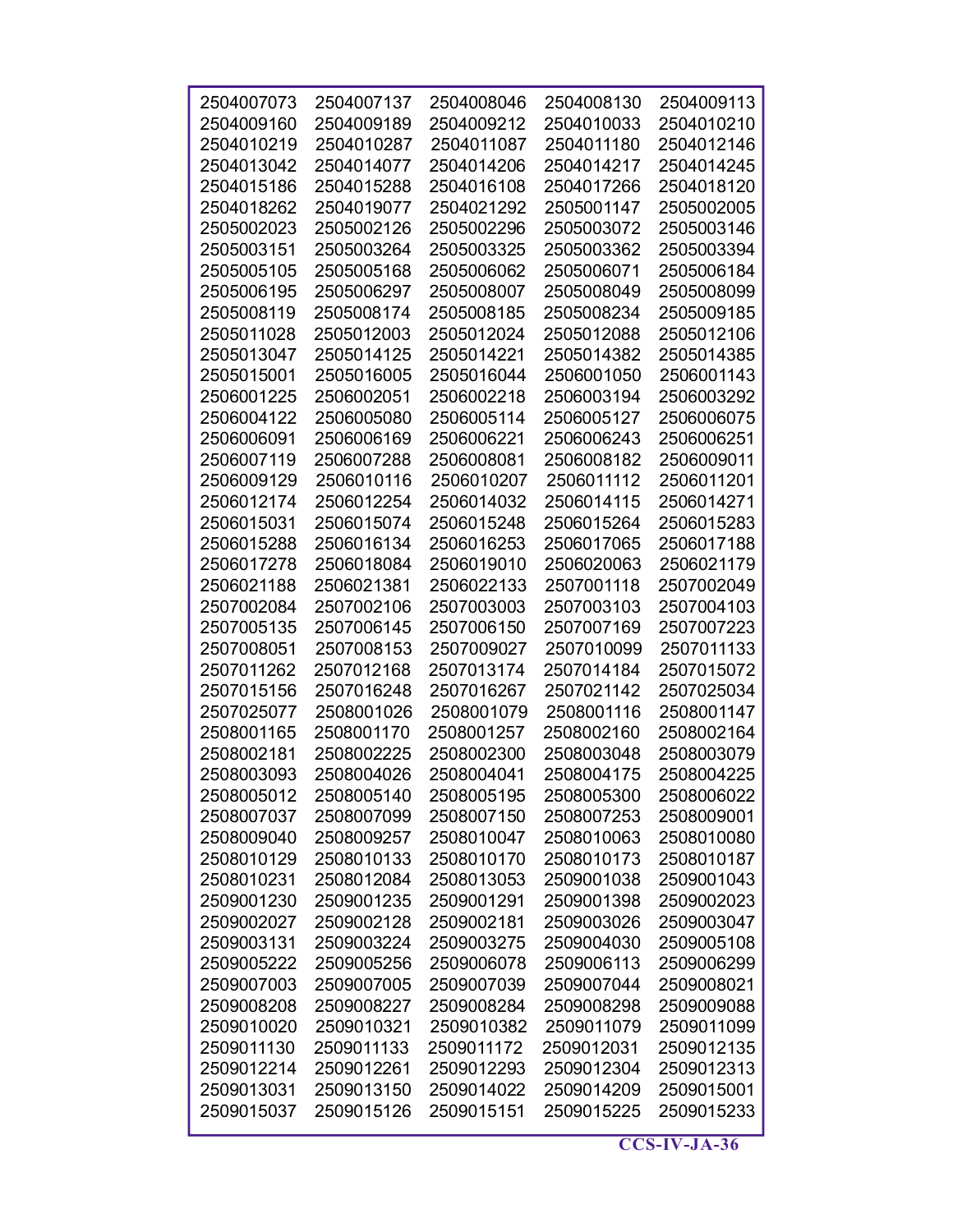| | | | | |
|---|---|---|---|---|
| 2504007073 | 2504007137 | 2504008046 | 2504008130 | 2504009113 |
| 2504009160 | 2504009189 | 2504009212 | 2504010033 | 2504010210 |
| 2504010219 | 2504010287 | 2504011087 | 2504011180 | 2504012146 |
| 2504013042 | 2504014077 | 2504014206 | 2504014217 | 2504014245 |
| 2504015186 | 2504015288 | 2504016108 | 2504017266 | 2504018120 |
| 2504018262 | 2504019077 | 2504021292 | 2505001147 | 2505002005 |
| 2505002023 | 2505002126 | 2505002296 | 2505003072 | 2505003146 |
| 2505003151 | 2505003264 | 2505003325 | 2505003362 | 2505003394 |
| 2505005105 | 2505005168 | 2505006062 | 2505006071 | 2505006184 |
| 2505006195 | 2505006297 | 2505008007 | 2505008049 | 2505008099 |
| 2505008119 | 2505008174 | 2505008185 | 2505008234 | 2505009185 |
| 2505011028 | 2505012003 | 2505012024 | 2505012088 | 2505012106 |
| 2505013047 | 2505014125 | 2505014221 | 2505014382 | 2505014385 |
| 2505015001 | 2505016005 | 2505016044 | 2506001050 | 2506001143 |
| 2506001225 | 2506002051 | 2506002218 | 2506003194 | 2506003292 |
| 2506004122 | 2506005080 | 2506005114 | 2506005127 | 2506006075 |
| 2506006091 | 2506006169 | 2506006221 | 2506006243 | 2506006251 |
| 2506007119 | 2506007288 | 2506008081 | 2506008182 | 2506009011 |
| 2506009129 | 2506010116 | 2506010207 | 2506011112 | 2506011201 |
| 2506012174 | 2506012254 | 2506014032 | 2506014115 | 2506014271 |
| 2506015031 | 2506015074 | 2506015248 | 2506015264 | 2506015283 |
| 2506015288 | 2506016134 | 2506016253 | 2506017065 | 2506017188 |
| 2506017278 | 2506018084 | 2506019010 | 2506020063 | 2506021179 |
| 2506021188 | 2506021381 | 2506022133 | 2507001118 | 2507002049 |
| 2507002084 | 2507002106 | 2507003003 | 2507003103 | 2507004103 |
| 2507005135 | 2507006145 | 2507006150 | 2507007169 | 2507007223 |
| 2507008051 | 2507008153 | 2507009027 | 2507010099 | 2507011133 |
| 2507011262 | 2507012168 | 2507013174 | 2507014184 | 2507015072 |
| 2507015156 | 2507016248 | 2507016267 | 2507021142 | 2507025034 |
| 2507025077 | 2508001026 | 2508001079 | 2508001116 | 2508001147 |
| 2508001165 | 2508001170 | 2508001257 | 2508002160 | 2508002164 |
| 2508002181 | 2508002225 | 2508002300 | 2508003048 | 2508003079 |
| 2508003093 | 2508004026 | 2508004041 | 2508004175 | 2508004225 |
| 2508005012 | 2508005140 | 2508005195 | 2508005300 | 2508006022 |
| 2508007037 | 2508007099 | 2508007150 | 2508007253 | 2508009001 |
| 2508009040 | 2508009257 | 2508010047 | 2508010063 | 2508010080 |
| 2508010129 | 2508010133 | 2508010170 | 2508010173 | 2508010187 |
| 2508010231 | 2508012084 | 2508013053 | 2509001038 | 2509001043 |
| 2509001230 | 2509001235 | 2509001291 | 2509001398 | 2509002023 |
| 2509002027 | 2509002128 | 2509002181 | 2509003026 | 2509003047 |
| 2509003131 | 2509003224 | 2509003275 | 2509004030 | 2509005108 |
| 2509005222 | 2509005256 | 2509006078 | 2509006113 | 2509006299 |
| 2509007003 | 2509007005 | 2509007039 | 2509007044 | 2509008021 |
| 2509008208 | 2509008227 | 2509008284 | 2509008298 | 2509009088 |
| 2509010020 | 2509010321 | 2509010382 | 2509011079 | 2509011099 |
| 2509011130 | 2509011133 | 2509011172 | 2509012031 | 2509012135 |
| 2509012214 | 2509012261 | 2509012293 | 2509012304 | 2509012313 |
| 2509013031 | 2509013150 | 2509014022 | 2509014209 | 2509015001 |
| 2509015037 | 2509015126 | 2509015151 | 2509015225 | 2509015233 |

CCS-IV-JA-36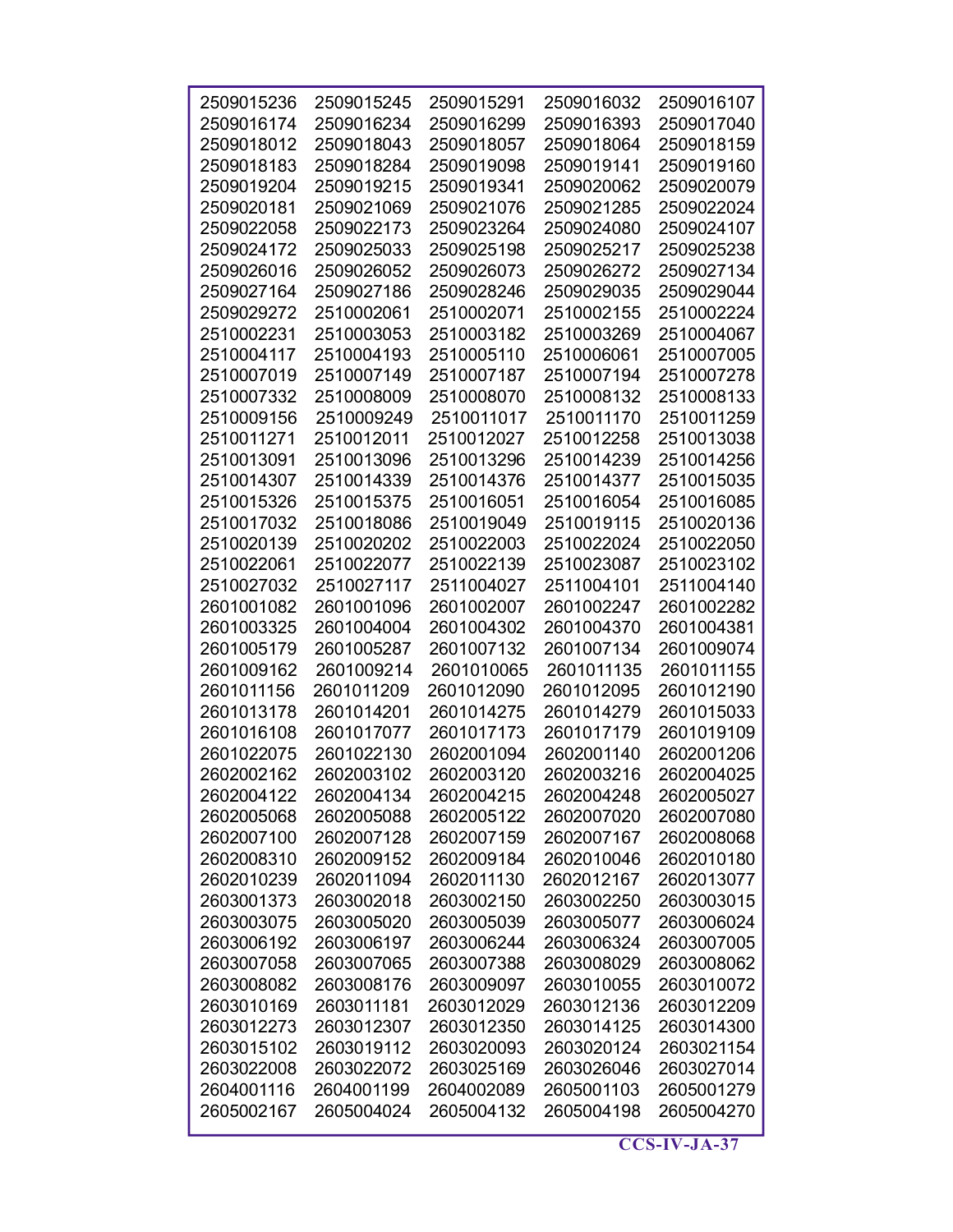| | | | | |
|---|---|---|---|---|
| 2509015236 | 2509015245 | 2509015291 | 2509016032 | 2509016107 |
| 2509016174 | 2509016234 | 2509016299 | 2509016393 | 2509017040 |
| 2509018012 | 2509018043 | 2509018057 | 2509018064 | 2509018159 |
| 2509018183 | 2509018284 | 2509019098 | 2509019141 | 2509019160 |
| 2509019204 | 2509019215 | 2509019341 | 2509020062 | 2509020079 |
| 2509020181 | 2509021069 | 2509021076 | 2509021285 | 2509022024 |
| 2509022058 | 2509022173 | 2509023264 | 2509024080 | 2509024107 |
| 2509024172 | 2509025033 | 2509025198 | 2509025217 | 2509025238 |
| 2509026016 | 2509026052 | 2509026073 | 2509026272 | 2509027134 |
| 2509027164 | 2509027186 | 2509028246 | 2509029035 | 2509029044 |
| 2509029272 | 2510002061 | 2510002071 | 2510002155 | 2510002224 |
| 2510002231 | 2510003053 | 2510003182 | 2510003269 | 2510004067 |
| 2510004117 | 2510004193 | 2510005110 | 2510006061 | 2510007005 |
| 2510007019 | 2510007149 | 2510007187 | 2510007194 | 2510007278 |
| 2510007332 | 2510008009 | 2510008070 | 2510008132 | 2510008133 |
| 2510009156 | 2510009249 | 2510011017 | 2510011170 | 2510011259 |
| 2510011271 | 2510012011 | 2510012027 | 2510012258 | 2510013038 |
| 2510013091 | 2510013096 | 2510013296 | 2510014239 | 2510014256 |
| 2510014307 | 2510014339 | 2510014376 | 2510014377 | 2510015035 |
| 2510015326 | 2510015375 | 2510016051 | 2510016054 | 2510016085 |
| 2510017032 | 2510018086 | 2510019049 | 2510019115 | 2510020136 |
| 2510020139 | 2510020202 | 2510022003 | 2510022024 | 2510022050 |
| 2510022061 | 2510022077 | 2510022139 | 2510023087 | 2510023102 |
| 2510027032 | 2510027117 | 2511004027 | 2511004101 | 2511004140 |
| 2601001082 | 2601001096 | 2601002007 | 2601002247 | 2601002282 |
| 2601003325 | 2601004004 | 2601004302 | 2601004370 | 2601004381 |
| 2601005179 | 2601005287 | 2601007132 | 2601007134 | 2601009074 |
| 2601009162 | 2601009214 | 2601010065 | 2601011135 | 2601011155 |
| 2601011156 | 2601011209 | 2601012090 | 2601012095 | 2601012190 |
| 2601013178 | 2601014201 | 2601014275 | 2601014279 | 2601015033 |
| 2601016108 | 2601017077 | 2601017173 | 2601017179 | 2601019109 |
| 2601022075 | 2601022130 | 2602001094 | 2602001140 | 2602001206 |
| 2602002162 | 2602003102 | 2602003120 | 2602003216 | 2602004025 |
| 2602004122 | 2602004134 | 2602004215 | 2602004248 | 2602005027 |
| 2602005068 | 2602005088 | 2602005122 | 2602007020 | 2602007080 |
| 2602007100 | 2602007128 | 2602007159 | 2602007167 | 2602008068 |
| 2602008310 | 2602009152 | 2602009184 | 2602010046 | 2602010180 |
| 2602010239 | 2602011094 | 2602011130 | 2602012167 | 2602013077 |
| 2603001373 | 2603002018 | 2603002150 | 2603002250 | 2603003015 |
| 2603003075 | 2603005020 | 2603005039 | 2603005077 | 2603006024 |
| 2603006192 | 2603006197 | 2603006244 | 2603006324 | 2603007005 |
| 2603007058 | 2603007065 | 2603007388 | 2603008029 | 2603008062 |
| 2603008082 | 2603008176 | 2603009097 | 2603010055 | 2603010072 |
| 2603010169 | 2603011181 | 2603012029 | 2603012136 | 2603012209 |
| 2603012273 | 2603012307 | 2603012350 | 2603014125 | 2603014300 |
| 2603015102 | 2603019112 | 2603020093 | 2603020124 | 2603021154 |
| 2603022008 | 2603022072 | 2603025169 | 2603026046 | 2603027014 |
| 2604001116 | 2604001199 | 2604002089 | 2605001103 | 2605001279 |
| 2605002167 | 2605004024 | 2605004132 | 2605004198 | 2605004270 |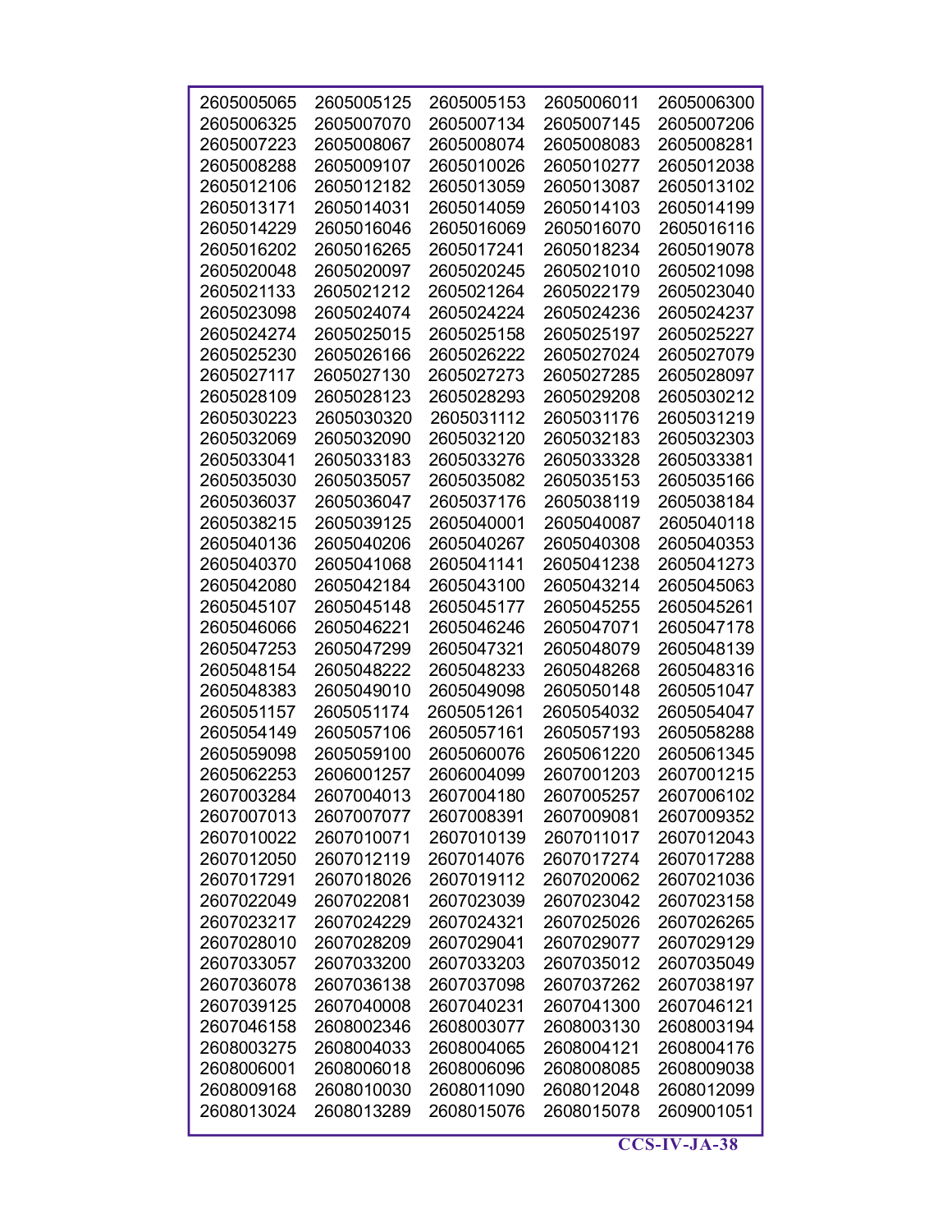| | | | | |
|---|---|---|---|---|
| 2605005065 | 2605005125 | 2605005153 | 2605006011 | 2605006300 |
| 2605006325 | 2605007070 | 2605007134 | 2605007145 | 2605007206 |
| 2605007223 | 2605008067 | 2605008074 | 2605008083 | 2605008281 |
| 2605008288 | 2605009107 | 2605010026 | 2605010277 | 2605012038 |
| 2605012106 | 2605012182 | 2605013059 | 2605013087 | 2605013102 |
| 2605013171 | 2605014031 | 2605014059 | 2605014103 | 2605014199 |
| 2605014229 | 2605016046 | 2605016069 | 2605016070 | 2605016116 |
| 2605016202 | 2605016265 | 2605017241 | 2605018234 | 2605019078 |
| 2605020048 | 2605020097 | 2605020245 | 2605021010 | 2605021098 |
| 2605021133 | 2605021212 | 2605021264 | 2605022179 | 2605023040 |
| 2605023098 | 2605024074 | 2605024224 | 2605024236 | 2605024237 |
| 2605024274 | 2605025015 | 2605025158 | 2605025197 | 2605025227 |
| 2605025230 | 2605026166 | 2605026222 | 2605027024 | 2605027079 |
| 2605027117 | 2605027130 | 2605027273 | 2605027285 | 2605028097 |
| 2605028109 | 2605028123 | 2605028293 | 2605029208 | 2605030212 |
| 2605030223 | 2605030320 | 2605031112 | 2605031176 | 2605031219 |
| 2605032069 | 2605032090 | 2605032120 | 2605032183 | 2605032303 |
| 2605033041 | 2605033183 | 2605033276 | 2605033328 | 2605033381 |
| 2605035030 | 2605035057 | 2605035082 | 2605035153 | 2605035166 |
| 2605036037 | 2605036047 | 2605037176 | 2605038119 | 2605038184 |
| 2605038215 | 2605039125 | 2605040001 | 2605040087 | 2605040118 |
| 2605040136 | 2605040206 | 2605040267 | 2605040308 | 2605040353 |
| 2605040370 | 2605041068 | 2605041141 | 2605041238 | 2605041273 |
| 2605042080 | 2605042184 | 2605043100 | 2605043214 | 2605045063 |
| 2605045107 | 2605045148 | 2605045177 | 2605045255 | 2605045261 |
| 2605046066 | 2605046221 | 2605046246 | 2605047071 | 2605047178 |
| 2605047253 | 2605047299 | 2605047321 | 2605048079 | 2605048139 |
| 2605048154 | 2605048222 | 2605048233 | 2605048268 | 2605048316 |
| 2605048383 | 2605049010 | 2605049098 | 2605050148 | 2605051047 |
| 2605051157 | 2605051174 | 2605051261 | 2605054032 | 2605054047 |
| 2605054149 | 2605057106 | 2605057161 | 2605057193 | 2605058288 |
| 2605059098 | 2605059100 | 2605060076 | 2605061220 | 2605061345 |
| 2605062253 | 2606001257 | 2606004099 | 2607001203 | 2607001215 |
| 2607003284 | 2607004013 | 2607004180 | 2607005257 | 2607006102 |
| 2607007013 | 2607007077 | 2607008391 | 2607009081 | 2607009352 |
| 2607010022 | 2607010071 | 2607010139 | 2607011017 | 2607012043 |
| 2607012050 | 2607012119 | 2607014076 | 2607017274 | 2607017288 |
| 2607017291 | 2607018026 | 2607019112 | 2607020062 | 2607021036 |
| 2607022049 | 2607022081 | 2607023039 | 2607023042 | 2607023158 |
| 2607023217 | 2607024229 | 2607024321 | 2607025026 | 2607026265 |
| 2607028010 | 2607028209 | 2607029041 | 2607029077 | 2607029129 |
| 2607033057 | 2607033200 | 2607033203 | 2607035012 | 2607035049 |
| 2607036078 | 2607036138 | 2607037098 | 2607037262 | 2607038197 |
| 2607039125 | 2607040008 | 2607040231 | 2607041300 | 2607046121 |
| 2607046158 | 2608002346 | 2608003077 | 2608003130 | 2608003194 |
| 2608003275 | 2608004033 | 2608004065 | 2608004121 | 2608004176 |
| 2608006001 | 2608006018 | 2608006096 | 2608008085 | 2608009038 |
| 2608009168 | 2608010030 | 2608011090 | 2608012048 | 2608012099 |
| 2608013024 | 2608013289 | 2608015076 | 2608015078 | 2609001051 |

CCS-IV-JA-38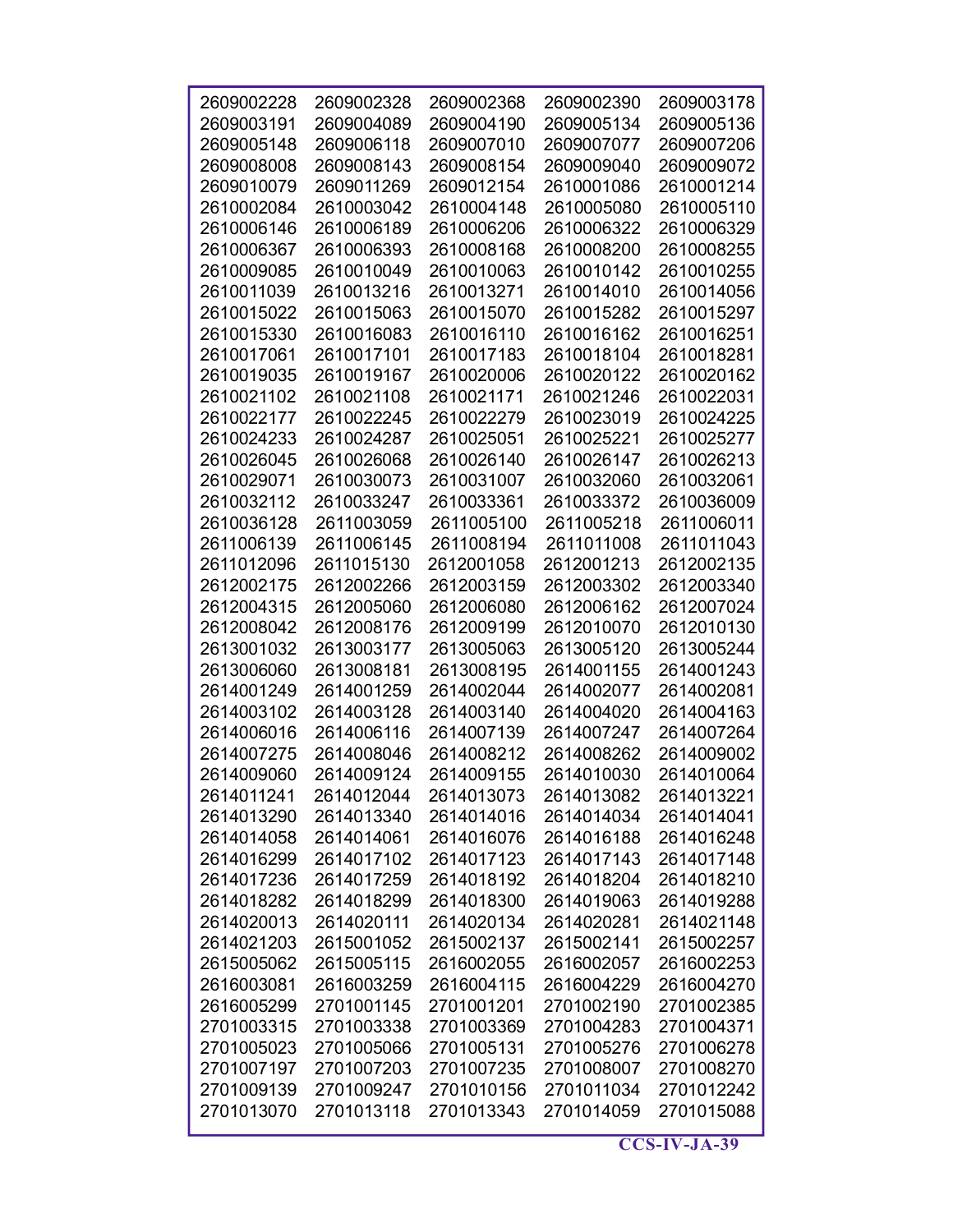| | | | | |
|---|---|---|---|---|
| 2609002228 | 2609002328 | 2609002368 | 2609002390 | 2609003178 |
| 2609003191 | 2609004089 | 2609004190 | 2609005134 | 2609005136 |
| 2609005148 | 2609006118 | 2609007010 | 2609007077 | 2609007206 |
| 2609008008 | 2609008143 | 2609008154 | 2609009040 | 2609009072 |
| 2609010079 | 2609011269 | 2609012154 | 2610001086 | 2610001214 |
| 2610002084 | 2610003042 | 2610004148 | 2610005080 | 2610005110 |
| 2610006146 | 2610006189 | 2610006206 | 2610006322 | 2610006329 |
| 2610006367 | 2610006393 | 2610008168 | 2610008200 | 2610008255 |
| 2610009085 | 2610010049 | 2610010063 | 2610010142 | 2610010255 |
| 2610011039 | 2610013216 | 2610013271 | 2610014010 | 2610014056 |
| 2610015022 | 2610015063 | 2610015070 | 2610015282 | 2610015297 |
| 2610015330 | 2610016083 | 2610016110 | 2610016162 | 2610016251 |
| 2610017061 | 2610017101 | 2610017183 | 2610018104 | 2610018281 |
| 2610019035 | 2610019167 | 2610020006 | 2610020122 | 2610020162 |
| 2610021102 | 2610021108 | 2610021171 | 2610021246 | 2610022031 |
| 2610022177 | 2610022245 | 2610022279 | 2610023019 | 2610024225 |
| 2610024233 | 2610024287 | 2610025051 | 2610025221 | 2610025277 |
| 2610026045 | 2610026068 | 2610026140 | 2610026147 | 2610026213 |
| 2610029071 | 2610030073 | 2610031007 | 2610032060 | 2610032061 |
| 2610032112 | 2610033247 | 2610033361 | 2610033372 | 2610036009 |
| 2610036128 | 2611003059 | 2611005100 | 2611005218 | 2611006011 |
| 2611006139 | 2611006145 | 2611008194 | 2611011008 | 2611011043 |
| 2611012096 | 2611015130 | 2612001058 | 2612001213 | 2612002135 |
| 2612002175 | 2612002266 | 2612003159 | 2612003302 | 2612003340 |
| 2612004315 | 2612005060 | 2612006080 | 2612006162 | 2612007024 |
| 2612008042 | 2612008176 | 2612009199 | 2612010070 | 2612010130 |
| 2613001032 | 2613003177 | 2613005063 | 2613005120 | 2613005244 |
| 2613006060 | 2613008181 | 2613008195 | 2614001155 | 2614001243 |
| 2614001249 | 2614001259 | 2614002044 | 2614002077 | 2614002081 |
| 2614003102 | 2614003128 | 2614003140 | 2614004020 | 2614004163 |
| 2614006016 | 2614006116 | 2614007139 | 2614007247 | 2614007264 |
| 2614007275 | 2614008046 | 2614008212 | 2614008262 | 2614009002 |
| 2614009060 | 2614009124 | 2614009155 | 2614010030 | 2614010064 |
| 2614011241 | 2614012044 | 2614013073 | 2614013082 | 2614013221 |
| 2614013290 | 2614013340 | 2614014016 | 2614014034 | 2614014041 |
| 2614014058 | 2614014061 | 2614016076 | 2614016188 | 2614016248 |
| 2614016299 | 2614017102 | 2614017123 | 2614017143 | 2614017148 |
| 2614017236 | 2614017259 | 2614018192 | 2614018204 | 2614018210 |
| 2614018282 | 2614018299 | 2614018300 | 2614019063 | 2614019288 |
| 2614020013 | 2614020111 | 2614020134 | 2614020281 | 2614021148 |
| 2614021203 | 2615001052 | 2615002137 | 2615002141 | 2615002257 |
| 2615005062 | 2615005115 | 2616002055 | 2616002057 | 2616002253 |
| 2616003081 | 2616003259 | 2616004115 | 2616004229 | 2616004270 |
| 2616005299 | 2701001145 | 2701001201 | 2701002190 | 2701002385 |
| 2701003315 | 2701003338 | 2701003369 | 2701004283 | 2701004371 |
| 2701005023 | 2701005066 | 2701005131 | 2701005276 | 2701006278 |
| 2701007197 | 2701007203 | 2701007235 | 2701008007 | 2701008270 |
| 2701009139 | 2701009247 | 2701010156 | 2701011034 | 2701012242 |
| 2701013070 | 2701013118 | 2701013343 | 2701014059 | 2701015088 |

CCS-IV-JA-39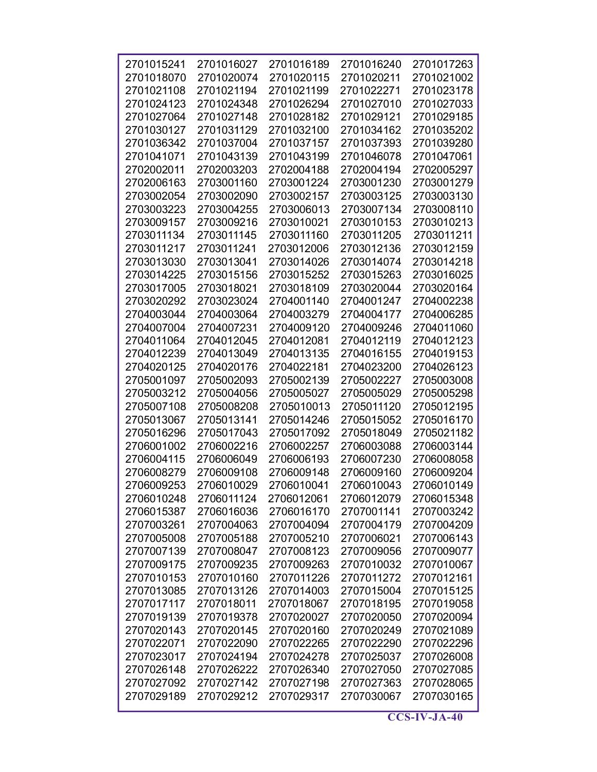| | | | | |
|---|---|---|---|---|
| 2701015241 | 2701016027 | 2701016189 | 2701016240 | 2701017263 |
| 2701018070 | 2701020074 | 2701020115 | 2701020211 | 2701021002 |
| 2701021108 | 2701021194 | 2701021199 | 2701022271 | 2701023178 |
| 2701024123 | 2701024348 | 2701026294 | 2701027010 | 2701027033 |
| 2701027064 | 2701027148 | 2701028182 | 2701029121 | 2701029185 |
| 2701030127 | 2701031129 | 2701032100 | 2701034162 | 2701035202 |
| 2701036342 | 2701037004 | 2701037157 | 2701037393 | 2701039280 |
| 2701041071 | 2701043139 | 2701043199 | 2701046078 | 2701047061 |
| 2702002011 | 2702003203 | 2702004188 | 2702004194 | 2702005297 |
| 2702006163 | 2703001160 | 2703001224 | 2703001230 | 2703001279 |
| 2703002054 | 2703002090 | 2703002157 | 2703003125 | 2703003130 |
| 2703003223 | 2703004255 | 2703006013 | 2703007134 | 2703008110 |
| 2703009157 | 2703009216 | 2703010021 | 2703010153 | 2703010213 |
| 2703011134 | 2703011145 | 2703011160 | 2703011205 | 2703011211 |
| 2703011217 | 2703011241 | 2703012006 | 2703012136 | 2703012159 |
| 2703013030 | 2703013041 | 2703014026 | 2703014074 | 2703014218 |
| 2703014225 | 2703015156 | 2703015252 | 2703015263 | 2703016025 |
| 2703017005 | 2703018021 | 2703018109 | 2703020044 | 2703020164 |
| 2703020292 | 2703023024 | 2704001140 | 2704001247 | 2704002238 |
| 2704003044 | 2704003064 | 2704003279 | 2704004177 | 2704006285 |
| 2704007004 | 2704007231 | 2704009120 | 2704009246 | 2704011060 |
| 2704011064 | 2704012045 | 2704012081 | 2704012119 | 2704012123 |
| 2704012239 | 2704013049 | 2704013135 | 2704016155 | 2704019153 |
| 2704020125 | 2704020176 | 2704022181 | 2704023200 | 2704026123 |
| 2705001097 | 2705002093 | 2705002139 | 2705002227 | 2705003008 |
| 2705003212 | 2705004056 | 2705005027 | 2705005029 | 2705005298 |
| 2705007108 | 2705008208 | 2705010013 | 2705011120 | 2705012195 |
| 2705013067 | 2705013141 | 2705014246 | 2705015052 | 2705016170 |
| 2705016296 | 2705017043 | 2705017092 | 2705018049 | 2705021182 |
| 2706001002 | 2706002216 | 2706002257 | 2706003088 | 2706003144 |
| 2706004115 | 2706006049 | 2706006193 | 2706007230 | 2706008058 |
| 2706008279 | 2706009108 | 2706009148 | 2706009160 | 2706009204 |
| 2706009253 | 2706010029 | 2706010041 | 2706010043 | 2706010149 |
| 2706010248 | 2706011124 | 2706012061 | 2706012079 | 2706015348 |
| 2706015387 | 2706016036 | 2706016170 | 2707001141 | 2707003242 |
| 2707003261 | 2707004063 | 2707004094 | 2707004179 | 2707004209 |
| 2707005008 | 2707005188 | 2707005210 | 2707006021 | 2707006143 |
| 2707007139 | 2707008047 | 2707008123 | 2707009056 | 2707009077 |
| 2707009175 | 2707009235 | 2707009263 | 2707010032 | 2707010067 |
| 2707010153 | 2707010160 | 2707011226 | 2707011272 | 2707012161 |
| 2707013085 | 2707013126 | 2707014003 | 2707015004 | 2707015125 |
| 2707017117 | 2707018011 | 2707018067 | 2707018195 | 2707019058 |
| 2707019139 | 2707019378 | 2707020027 | 2707020050 | 2707020094 |
| 2707020143 | 2707020145 | 2707020160 | 2707020249 | 2707021089 |
| 2707022071 | 2707022090 | 2707022265 | 2707022290 | 2707022296 |
| 2707023017 | 2707024194 | 2707024278 | 2707025037 | 2707026008 |
| 2707026148 | 2707026222 | 2707026340 | 2707027050 | 2707027085 |
| 2707027092 | 2707027142 | 2707027198 | 2707027363 | 2707028065 |
| 2707029189 | 2707029212 | 2707029317 | 2707030067 | 2707030165 |

**CCS-IV-JA-40**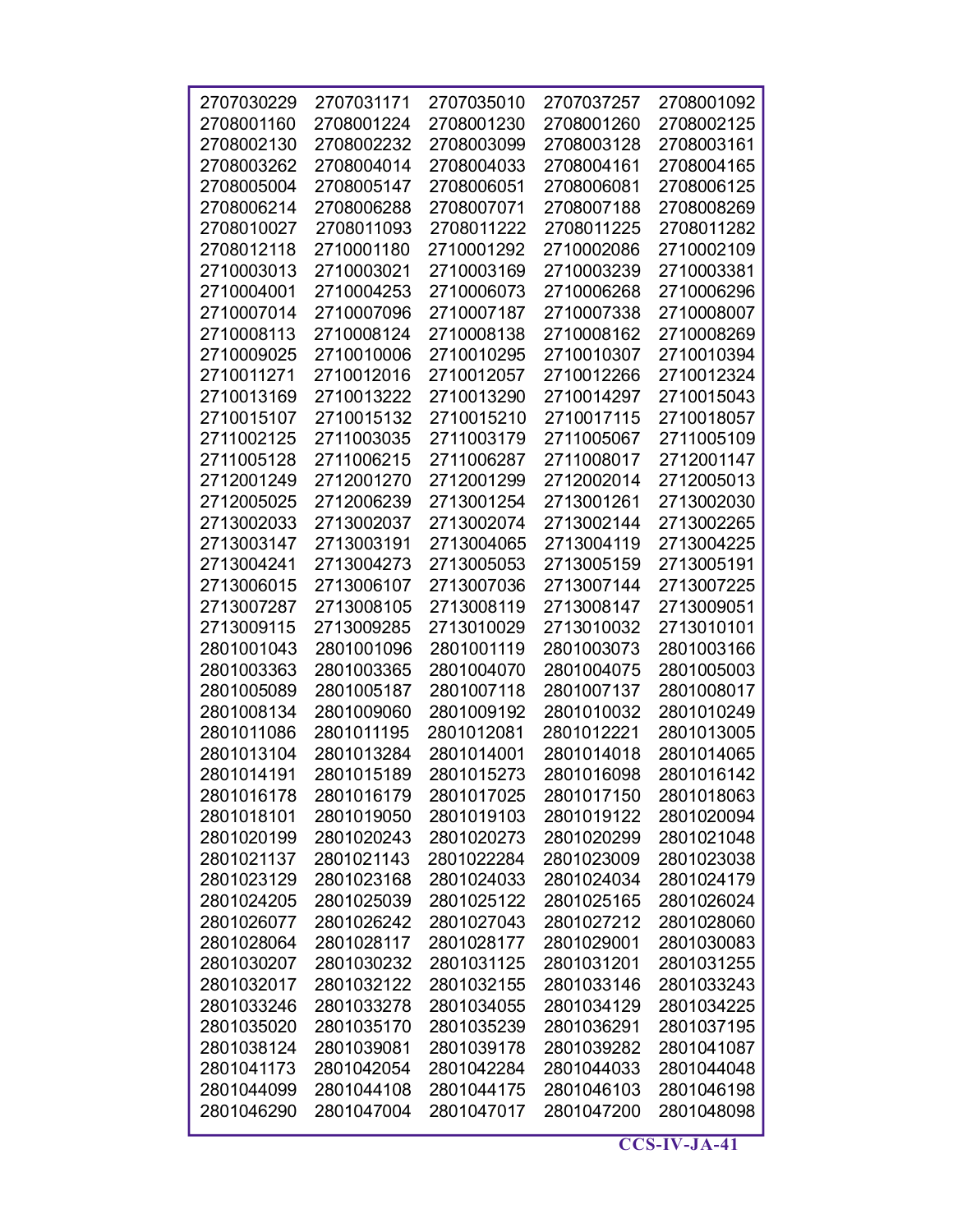| | | | | |
|---|---|---|---|---|
| 2707030229 | 2707031171 | 2707035010 | 2707037257 | 2708001092 |
| 2708001160 | 2708001224 | 2708001230 | 2708001260 | 2708002125 |
| 2708002130 | 2708002232 | 2708003099 | 2708003128 | 2708003161 |
| 2708003262 | 2708004014 | 2708004033 | 2708004161 | 2708004165 |
| 2708005004 | 2708005147 | 2708006051 | 2708006081 | 2708006125 |
| 2708006214 | 2708006288 | 2708007071 | 2708007188 | 2708008269 |
| 2708010027 | 2708011093 | 2708011222 | 2708011225 | 2708011282 |
| 2708012118 | 2710001180 | 2710001292 | 2710002086 | 2710002109 |
| 2710003013 | 2710003021 | 2710003169 | 2710003239 | 2710003381 |
| 2710004001 | 2710004253 | 2710006073 | 2710006268 | 2710006296 |
| 2710007014 | 2710007096 | 2710007187 | 2710007338 | 2710008007 |
| 2710008113 | 2710008124 | 2710008138 | 2710008162 | 2710008269 |
| 2710009025 | 2710010006 | 2710010295 | 2710010307 | 2710010394 |
| 2710011271 | 2710012016 | 2710012057 | 2710012266 | 2710012324 |
| 2710013169 | 2710013222 | 2710013290 | 2710014297 | 2710015043 |
| 2710015107 | 2710015132 | 2710015210 | 2710017115 | 2710018057 |
| 2711002125 | 2711003035 | 2711003179 | 2711005067 | 2711005109 |
| 2711005128 | 2711006215 | 2711006287 | 2711008017 | 2712001147 |
| 2712001249 | 2712001270 | 2712001299 | 2712002014 | 2712005013 |
| 2712005025 | 2712006239 | 2713001254 | 2713001261 | 2713002030 |
| 2713002033 | 2713002037 | 2713002074 | 2713002144 | 2713002265 |
| 2713003147 | 2713003191 | 2713004065 | 2713004119 | 2713004225 |
| 2713004241 | 2713004273 | 2713005053 | 2713005159 | 2713005191 |
| 2713006015 | 2713006107 | 2713007036 | 2713007144 | 2713007225 |
| 2713007287 | 2713008105 | 2713008119 | 2713008147 | 2713009051 |
| 2713009115 | 2713009285 | 2713010029 | 2713010032 | 2713010101 |
| 2801001043 | 2801001096 | 2801001119 | 2801003073 | 2801003166 |
| 2801003363 | 2801003365 | 2801004070 | 2801004075 | 2801005003 |
| 2801005089 | 2801005187 | 2801007118 | 2801007137 | 2801008017 |
| 2801008134 | 2801009060 | 2801009192 | 2801010032 | 2801010249 |
| 2801011086 | 2801011195 | 2801012081 | 2801012221 | 2801013005 |
| 2801013104 | 2801013284 | 2801014001 | 2801014018 | 2801014065 |
| 2801014191 | 2801015189 | 2801015273 | 2801016098 | 2801016142 |
| 2801016178 | 2801016179 | 2801017025 | 2801017150 | 2801018063 |
| 2801018101 | 2801019050 | 2801019103 | 2801019122 | 2801020094 |
| 2801020199 | 2801020243 | 2801020273 | 2801020299 | 2801021048 |
| 2801021137 | 2801021143 | 2801022284 | 2801023009 | 2801023038 |
| 2801023129 | 2801023168 | 2801024033 | 2801024034 | 2801024179 |
| 2801024205 | 2801025039 | 2801025122 | 2801025165 | 2801026024 |
| 2801026077 | 2801026242 | 2801027043 | 2801027212 | 2801028060 |
| 2801028064 | 2801028117 | 2801028177 | 2801029001 | 2801030083 |
| 2801030207 | 2801030232 | 2801031125 | 2801031201 | 2801031255 |
| 2801032017 | 2801032122 | 2801032155 | 2801033146 | 2801033243 |
| 2801033246 | 2801033278 | 2801034055 | 2801034129 | 2801034225 |
| 2801035020 | 2801035170 | 2801035239 | 2801036291 | 2801037195 |
| 2801038124 | 2801039081 | 2801039178 | 2801039282 | 2801041087 |
| 2801041173 | 2801042054 | 2801042284 | 2801044033 | 2801044048 |
| 2801044099 | 2801044108 | 2801044175 | 2801046103 | 2801046198 |
| 2801046290 | 2801047004 | 2801047017 | 2801047200 | 2801048098 |

**CCS-IV-JA-41**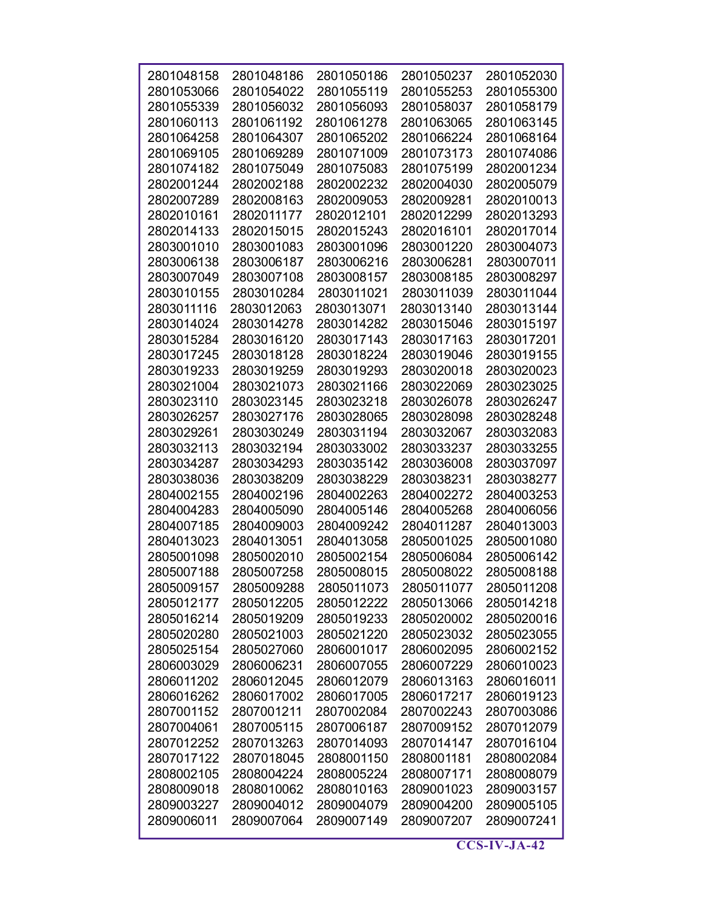| | | | | |
|---|---|---|---|---|
| 2801048158 | 2801048186 | 2801050186 | 2801050237 | 2801052030 |
| 2801053066 | 2801054022 | 2801055119 | 2801055253 | 2801055300 |
| 2801055339 | 2801056032 | 2801056093 | 2801058037 | 2801058179 |
| 2801060113 | 2801061192 | 2801061278 | 2801063065 | 2801063145 |
| 2801064258 | 2801064307 | 2801065202 | 2801066224 | 2801068164 |
| 2801069105 | 2801069289 | 2801071009 | 2801073173 | 2801074086 |
| 2801074182 | 2801075049 | 2801075083 | 2801075199 | 2802001234 |
| 2802001244 | 2802002188 | 2802002232 | 2802004030 | 2802005079 |
| 2802007289 | 2802008163 | 2802009053 | 2802009281 | 2802010013 |
| 2802010161 | 2802011177 | 2802012101 | 2802012299 | 2802013293 |
| 2802014133 | 2802015015 | 2802015243 | 2802016101 | 2802017014 |
| 2803001010 | 2803001083 | 2803001096 | 2803001220 | 2803004073 |
| 2803006138 | 2803006187 | 2803006216 | 2803006281 | 2803007011 |
| 2803007049 | 2803007108 | 2803008157 | 2803008185 | 2803008297 |
| 2803010155 | 2803010284 | 2803011021 | 2803011039 | 2803011044 |
| 2803011116 | 2803012063 | 2803013071 | 2803013140 | 2803013144 |
| 2803014024 | 2803014278 | 2803014282 | 2803015046 | 2803015197 |
| 2803015284 | 2803016120 | 2803017143 | 2803017163 | 2803017201 |
| 2803017245 | 2803018128 | 2803018224 | 2803019046 | 2803019155 |
| 2803019233 | 2803019259 | 2803019293 | 2803020018 | 2803020023 |
| 2803021004 | 2803021073 | 2803021166 | 2803022069 | 2803023025 |
| 2803023110 | 2803023145 | 2803023218 | 2803026078 | 2803026247 |
| 2803026257 | 2803027176 | 2803028065 | 2803028098 | 2803028248 |
| 2803029261 | 2803030249 | 2803031194 | 2803032067 | 2803032083 |
| 2803032113 | 2803032194 | 2803033002 | 2803033237 | 2803033255 |
| 2803034287 | 2803034293 | 2803035142 | 2803036008 | 2803037097 |
| 2803038036 | 2803038209 | 2803038229 | 2803038231 | 2803038277 |
| 2804002155 | 2804002196 | 2804002263 | 2804002272 | 2804003253 |
| 2804004283 | 2804005090 | 2804005146 | 2804005268 | 2804006056 |
| 2804007185 | 2804009003 | 2804009242 | 2804011287 | 2804013003 |
| 2804013023 | 2804013051 | 2804013058 | 2805001025 | 2805001080 |
| 2805001098 | 2805002010 | 2805002154 | 2805006084 | 2805006142 |
| 2805007188 | 2805007258 | 2805008015 | 2805008022 | 2805008188 |
| 2805009157 | 2805009288 | 2805011073 | 2805011077 | 2805011208 |
| 2805012177 | 2805012205 | 2805012222 | 2805013066 | 2805014218 |
| 2805016214 | 2805019209 | 2805019233 | 2805020002 | 2805020016 |
| 2805020280 | 2805021003 | 2805021220 | 2805023032 | 2805023055 |
| 2805025154 | 2805027060 | 2806001017 | 2806002095 | 2806002152 |
| 2806003029 | 2806006231 | 2806007055 | 2806007229 | 2806010023 |
| 2806011202 | 2806012045 | 2806012079 | 2806013163 | 2806016011 |
| 2806016262 | 2806017002 | 2806017005 | 2806017217 | 2806019123 |
| 2807001152 | 2807001211 | 2807002084 | 2807002243 | 2807003086 |
| 2807004061 | 2807005115 | 2807006187 | 2807009152 | 2807012079 |
| 2807012252 | 2807013263 | 2807014093 | 2807014147 | 2807016104 |
| 2807017122 | 2807018045 | 2808001150 | 2808001181 | 2808002084 |
| 2808002105 | 2808004224 | 2808005224 | 2808007171 | 2808008079 |
| 2808009018 | 2808010062 | 2808010163 | 2809001023 | 2809003157 |
| 2809003227 | 2809004012 | 2809004079 | 2809004200 | 2809005105 |
| 2809006011 | 2809007064 | 2809007149 | 2809007207 | 2809007241 |

**CCS-IV-JA-42**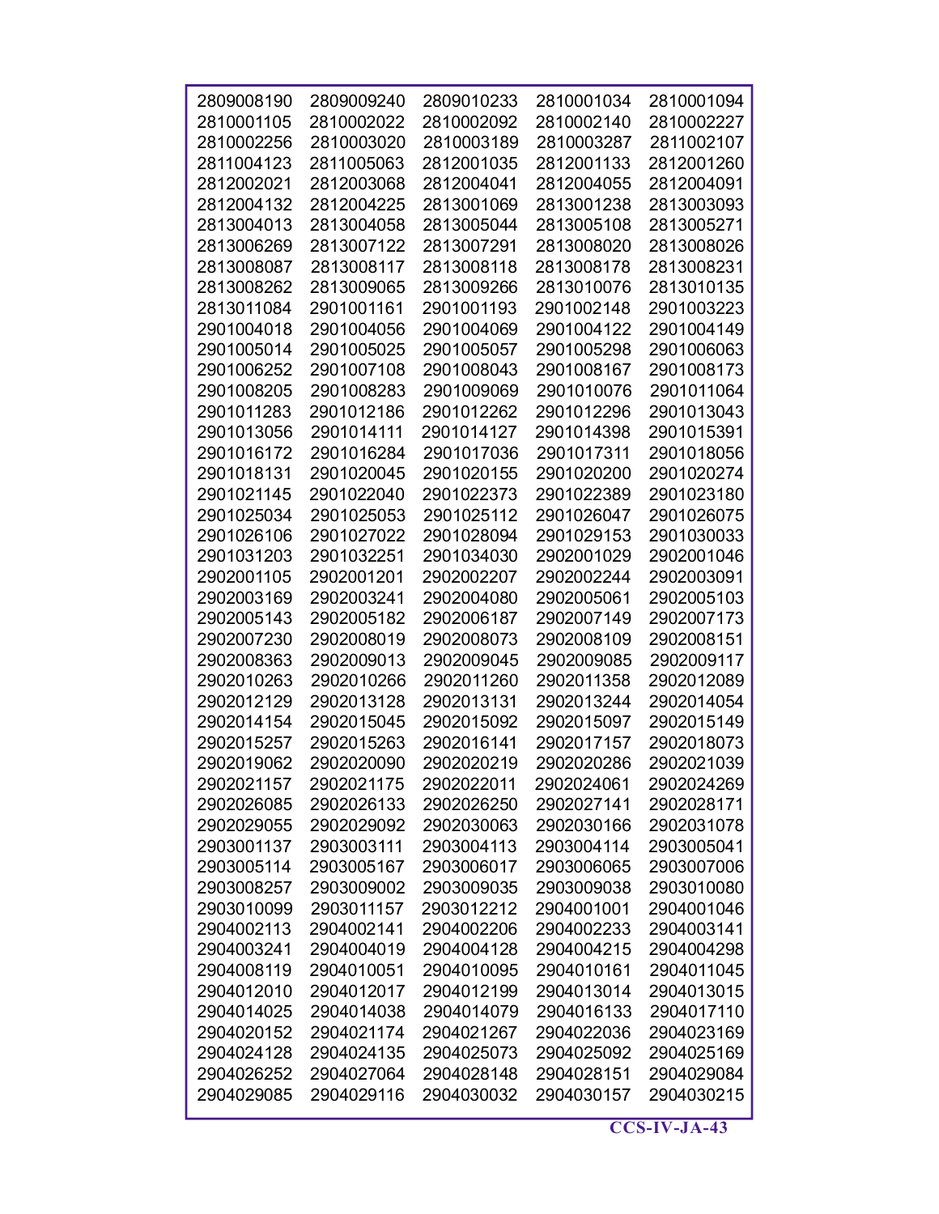| | | | | |
|---|---|---|---|---|
| 2809008190 | 2809009240 | 2809010233 | 2810001034 | 2810001094 |
| 2810001105 | 2810002022 | 2810002092 | 2810002140 | 2810002227 |
| 2810002256 | 2810003020 | 2810003189 | 2810003287 | 2811002107 |
| 2811004123 | 2811005063 | 2812001035 | 2812001133 | 2812001260 |
| 2812002021 | 2812003068 | 2812004041 | 2812004055 | 2812004091 |
| 2812004132 | 2812004225 | 2813001069 | 2813001238 | 2813003093 |
| 2813004013 | 2813004058 | 2813005044 | 2813005108 | 2813005271 |
| 2813006269 | 2813007122 | 2813007291 | 2813008020 | 2813008026 |
| 2813008087 | 2813008117 | 2813008118 | 2813008178 | 2813008231 |
| 2813008262 | 2813009065 | 2813009266 | 2813010076 | 2813010135 |
| 2813011084 | 2901001161 | 2901001193 | 2901002148 | 2901003223 |
| 2901004018 | 2901004056 | 2901004069 | 2901004122 | 2901004149 |
| 2901005014 | 2901005025 | 2901005057 | 2901005298 | 2901006063 |
| 2901006252 | 2901007108 | 2901008043 | 2901008167 | 2901008173 |
| 2901008205 | 2901008283 | 2901009069 | 2901010076 | 2901011064 |
| 2901011283 | 2901012186 | 2901012262 | 2901012296 | 2901013043 |
| 2901013056 | 2901014111 | 2901014127 | 2901014398 | 2901015391 |
| 2901016172 | 2901016284 | 2901017036 | 2901017311 | 2901018056 |
| 2901018131 | 2901020045 | 2901020155 | 2901020200 | 2901020274 |
| 2901021145 | 2901022040 | 2901022373 | 2901022389 | 2901023180 |
| 2901025034 | 2901025053 | 2901025112 | 2901026047 | 2901026075 |
| 2901026106 | 2901027022 | 2901028094 | 2901029153 | 2901030033 |
| 2901031203 | 2901032251 | 2901034030 | 2902001029 | 2902001046 |
| 2902001105 | 2902001201 | 2902002207 | 2902002244 | 2902003091 |
| 2902003169 | 2902003241 | 2902004080 | 2902005061 | 2902005103 |
| 2902005143 | 2902005182 | 2902006187 | 2902007149 | 2902007173 |
| 2902007230 | 2902008019 | 2902008073 | 2902008109 | 2902008151 |
| 2902008363 | 2902009013 | 2902009045 | 2902009085 | 2902009117 |
| 2902010263 | 2902010266 | 2902011260 | 2902011358 | 2902012089 |
| 2902012129 | 2902013128 | 2902013131 | 2902013244 | 2902014054 |
| 2902014154 | 2902015045 | 2902015092 | 2902015097 | 2902015149 |
| 2902015257 | 2902015263 | 2902016141 | 2902017157 | 2902018073 |
| 2902019062 | 2902020090 | 2902020219 | 2902020286 | 2902021039 |
| 2902021157 | 2902021175 | 2902022011 | 2902024061 | 2902024269 |
| 2902026085 | 2902026133 | 2902026250 | 2902027141 | 2902028171 |
| 2902029055 | 2902029092 | 2902030063 | 2902030166 | 2902031078 |
| 2903001137 | 2903003111 | 2903004113 | 2903004114 | 2903005041 |
| 2903005114 | 2903005167 | 2903006017 | 2903006065 | 2903007006 |
| 2903008257 | 2903009002 | 2903009035 | 2903009038 | 2903010080 |
| 2903010099 | 2903011157 | 2903012212 | 2904001001 | 2904001046 |
| 2904002113 | 2904002141 | 2904002206 | 2904002233 | 2904003141 |
| 2904003241 | 2904004019 | 2904004128 | 2904004215 | 2904004298 |
| 2904008119 | 2904010051 | 2904010095 | 2904010161 | 2904011045 |
| 2904012010 | 2904012017 | 2904012199 | 2904013014 | 2904013015 |
| 2904014025 | 2904014038 | 2904014079 | 2904016133 | 2904017110 |
| 2904020152 | 2904021174 | 2904021267 | 2904022036 | 2904023169 |
| 2904024128 | 2904024135 | 2904025073 | 2904025092 | 2904025169 |
| 2904026252 | 2904027064 | 2904028148 | 2904028151 | 2904029084 |
| 2904029085 | 2904029116 | 2904030032 | 2904030157 | 2904030215 |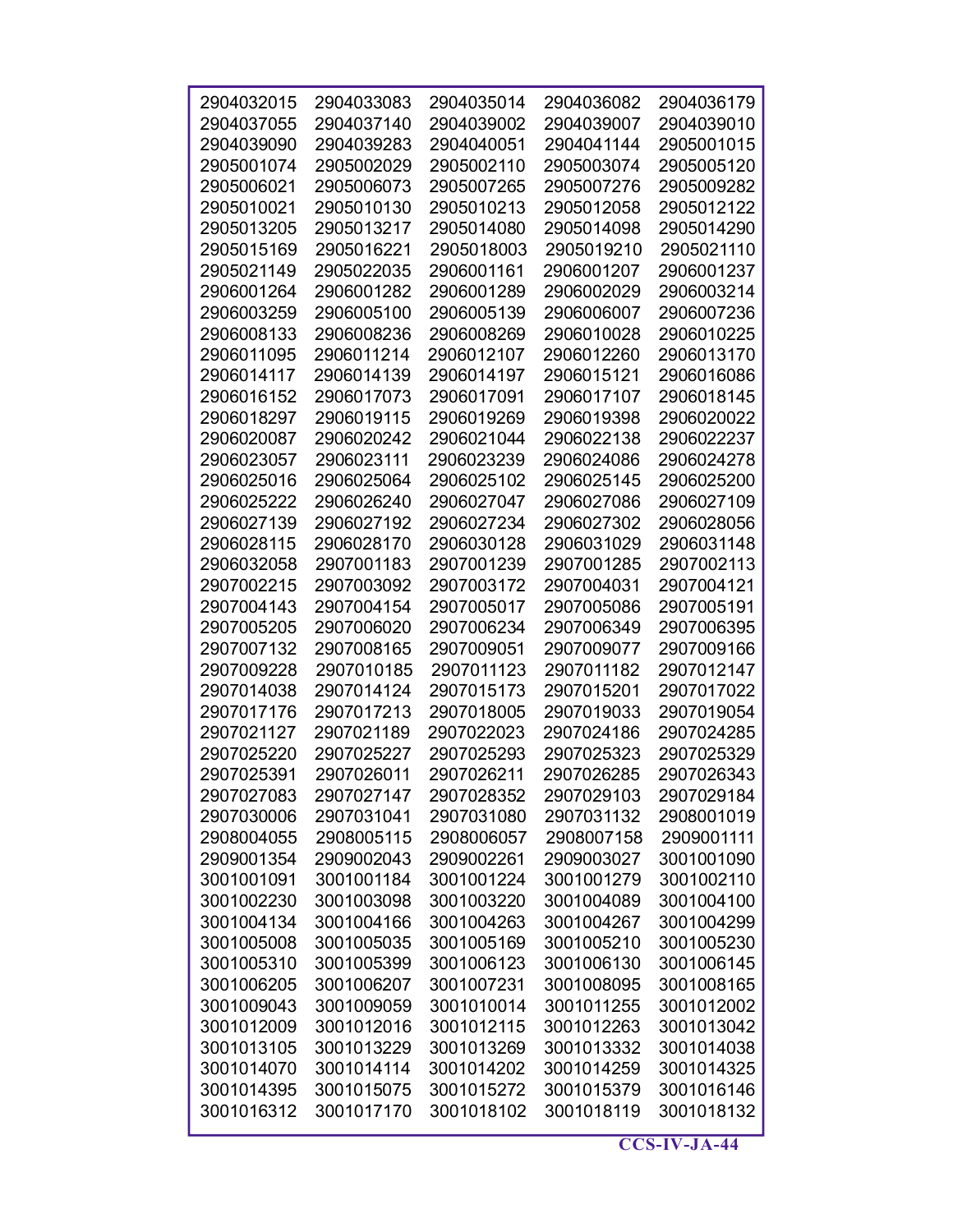| | | | | |
|---|---|---|---|---|
| 2904032015 | 2904033083 | 2904035014 | 2904036082 | 2904036179 |
| 2904037055 | 2904037140 | 2904039002 | 2904039007 | 2904039010 |
| 2904039090 | 2904039283 | 2904040051 | 2904041144 | 2905001015 |
| 2905001074 | 2905002029 | 2905002110 | 2905003074 | 2905005120 |
| 2905006021 | 2905006073 | 2905007265 | 2905007276 | 2905009282 |
| 2905010021 | 2905010130 | 2905010213 | 2905012058 | 2905012122 |
| 2905013205 | 2905013217 | 2905014080 | 2905014098 | 2905014290 |
| 2905015169 | 2905016221 | 2905018003 | 2905019210 | 2905021110 |
| 2905021149 | 2905022035 | 2906001161 | 2906001207 | 2906001237 |
| 2906001264 | 2906001282 | 2906001289 | 2906002029 | 2906003214 |
| 2906003259 | 2906005100 | 2906005139 | 2906006007 | 2906007236 |
| 2906008133 | 2906008236 | 2906008269 | 2906010028 | 2906010225 |
| 2906011095 | 2906011214 | 2906012107 | 2906012260 | 2906013170 |
| 2906014117 | 2906014139 | 2906014197 | 2906015121 | 2906016086 |
| 2906016152 | 2906017073 | 2906017091 | 2906017107 | 2906018145 |
| 2906018297 | 2906019115 | 2906019269 | 2906019398 | 2906020022 |
| 2906020087 | 2906020242 | 2906021044 | 2906022138 | 2906022237 |
| 2906023057 | 2906023111 | 2906023239 | 2906024086 | 2906024278 |
| 2906025016 | 2906025064 | 2906025102 | 2906025145 | 2906025200 |
| 2906025222 | 2906026240 | 2906027047 | 2906027086 | 2906027109 |
| 2906027139 | 2906027192 | 2906027234 | 2906027302 | 2906028056 |
| 2906028115 | 2906028170 | 2906030128 | 2906031029 | 2906031148 |
| 2906032058 | 2907001183 | 2907001239 | 2907001285 | 2907002113 |
| 2907002215 | 2907003092 | 2907003172 | 2907004031 | 2907004121 |
| 2907004143 | 2907004154 | 2907005017 | 2907005086 | 2907005191 |
| 2907005205 | 2907006020 | 2907006234 | 2907006349 | 2907006395 |
| 2907007132 | 2907008165 | 2907009051 | 2907009077 | 2907009166 |
| 2907009228 | 2907010185 | 2907011123 | 2907011182 | 2907012147 |
| 2907014038 | 2907014124 | 2907015173 | 2907015201 | 2907017022 |
| 2907017176 | 2907017213 | 2907018005 | 2907019033 | 2907019054 |
| 2907021127 | 2907021189 | 2907022023 | 2907024186 | 2907024285 |
| 2907025220 | 2907025227 | 2907025293 | 2907025323 | 2907025329 |
| 2907025391 | 2907026011 | 2907026211 | 2907026285 | 2907026343 |
| 2907027083 | 2907027147 | 2907028352 | 2907029103 | 2907029184 |
| 2907030006 | 2907031041 | 2907031080 | 2907031132 | 2908001019 |
| 2908004055 | 2908005115 | 2908006057 | 2908007158 | 2909001111 |
| 2909001354 | 2909002043 | 2909002261 | 2909003027 | 3001001090 |
| 3001001091 | 3001001184 | 3001001224 | 3001001279 | 3001002110 |
| 3001002230 | 3001003098 | 3001003220 | 3001004089 | 3001004100 |
| 3001004134 | 3001004166 | 3001004263 | 3001004267 | 3001004299 |
| 3001005008 | 3001005035 | 3001005169 | 3001005210 | 3001005230 |
| 3001005310 | 3001005399 | 3001006123 | 3001006130 | 3001006145 |
| 3001006205 | 3001006207 | 3001007231 | 3001008095 | 3001008165 |
| 3001009043 | 3001009059 | 3001010014 | 3001011255 | 3001012002 |
| 3001012009 | 3001012016 | 3001012115 | 3001012263 | 3001013042 |
| 3001013105 | 3001013229 | 3001013269 | 3001013332 | 3001014038 |
| 3001014070 | 3001014114 | 3001014202 | 3001014259 | 3001014325 |
| 3001014395 | 3001015075 | 3001015272 | 3001015379 | 3001016146 |
| 3001016312 | 3001017170 | 3001018102 | 3001018119 | 3001018132 |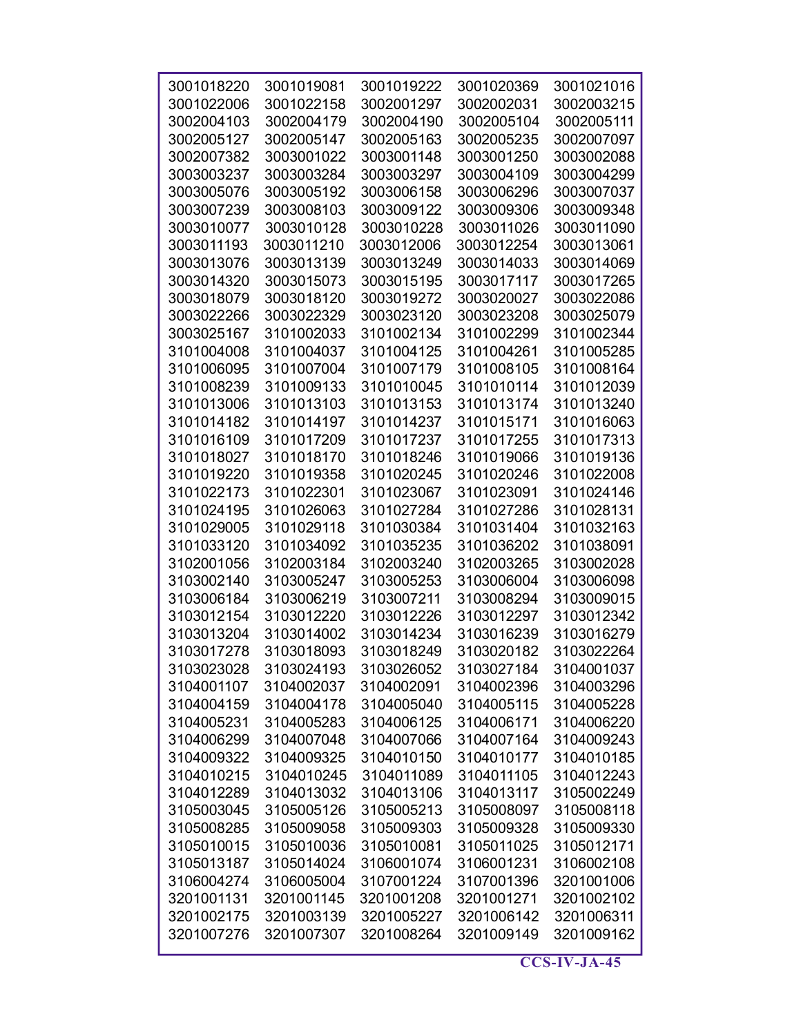| | | | | |
|---|---|---|---|---|
| 3001018220 | 3001019081 | 3001019222 | 3001020369 | 3001021016 |
| 3001022006 | 3001022158 | 3002001297 | 3002002031 | 3002003215 |
| 3002004103 | 3002004179 | 3002004190 | 3002005104 | 3002005111 |
| 3002005127 | 3002005147 | 3002005163 | 3002005235 | 3002007097 |
| 3002007382 | 3003001022 | 3003001148 | 3003001250 | 3003002088 |
| 3003003237 | 3003003284 | 3003003297 | 3003004109 | 3003004299 |
| 3003005076 | 3003005192 | 3003006158 | 3003006296 | 3003007037 |
| 3003007239 | 3003008103 | 3003009122 | 3003009306 | 3003009348 |
| 3003010077 | 3003010128 | 3003010228 | 3003011026 | 3003011090 |
| 3003011193 | 3003011210 | 3003012006 | 3003012254 | 3003013061 |
| 3003013076 | 3003013139 | 3003013249 | 3003014033 | 3003014069 |
| 3003014320 | 3003015073 | 3003015195 | 3003017117 | 3003017265 |
| 3003018079 | 3003018120 | 3003019272 | 3003020027 | 3003022086 |
| 3003022266 | 3003022329 | 3003023120 | 3003023208 | 3003025079 |
| 3003025167 | 3101002033 | 3101002134 | 3101002299 | 3101002344 |
| 3101004008 | 3101004037 | 3101004125 | 3101004261 | 3101005285 |
| 3101006095 | 3101007004 | 3101007179 | 3101008105 | 3101008164 |
| 3101008239 | 3101009133 | 3101010045 | 3101010114 | 3101012039 |
| 3101013006 | 3101013103 | 3101013153 | 3101013174 | 3101013240 |
| 3101014182 | 3101014197 | 3101014237 | 3101015171 | 3101016063 |
| 3101016109 | 3101017209 | 3101017237 | 3101017255 | 3101017313 |
| 3101018027 | 3101018170 | 3101018246 | 3101019066 | 3101019136 |
| 3101019220 | 3101019358 | 3101020245 | 3101020246 | 3101022008 |
| 3101022173 | 3101022301 | 3101023067 | 3101023091 | 3101024146 |
| 3101024195 | 3101026063 | 3101027284 | 3101027286 | 3101028131 |
| 3101029005 | 3101029118 | 3101030384 | 3101031404 | 3101032163 |
| 3101033120 | 3101034092 | 3101035235 | 3101036202 | 3101038091 |
| 3102001056 | 3102003184 | 3102003240 | 3102003265 | 3103002028 |
| 3103002140 | 3103005247 | 3103005253 | 3103006004 | 3103006098 |
| 3103006184 | 3103006219 | 3103007211 | 3103008294 | 3103009015 |
| 3103012154 | 3103012220 | 3103012226 | 3103012297 | 3103012342 |
| 3103013204 | 3103014002 | 3103014234 | 3103016239 | 3103016279 |
| 3103017278 | 3103018093 | 3103018249 | 3103020182 | 3103022264 |
| 3103023028 | 3103024193 | 3103026052 | 3103027184 | 3104001037 |
| 3104001107 | 3104002037 | 3104002091 | 3104002396 | 3104003296 |
| 3104004159 | 3104004178 | 3104005040 | 3104005115 | 3104005228 |
| 3104005231 | 3104005283 | 3104006125 | 3104006171 | 3104006220 |
| 3104006299 | 3104007048 | 3104007066 | 3104007164 | 3104009243 |
| 3104009322 | 3104009325 | 3104010150 | 3104010177 | 3104010185 |
| 3104010215 | 3104010245 | 3104011089 | 3104011105 | 3104012243 |
| 3104012289 | 3104013032 | 3104013106 | 3104013117 | 3105002249 |
| 3105003045 | 3105005126 | 3105005213 | 3105008097 | 3105008118 |
| 3105008285 | 3105009058 | 3105009303 | 3105009328 | 3105009330 |
| 3105010015 | 3105010036 | 3105010081 | 3105011025 | 3105012171 |
| 3105013187 | 3105014024 | 3106001074 | 3106001231 | 3106002108 |
| 3106004274 | 3106005004 | 3107001224 | 3107001396 | 3201001006 |
| 3201001131 | 3201001145 | 3201001208 | 3201001271 | 3201002102 |
| 3201002175 | 3201003139 | 3201005227 | 3201006142 | 3201006311 |
| 3201007276 | 3201007307 | 3201008264 | 3201009149 | 3201009162 |

**CCS-IV-JA-45**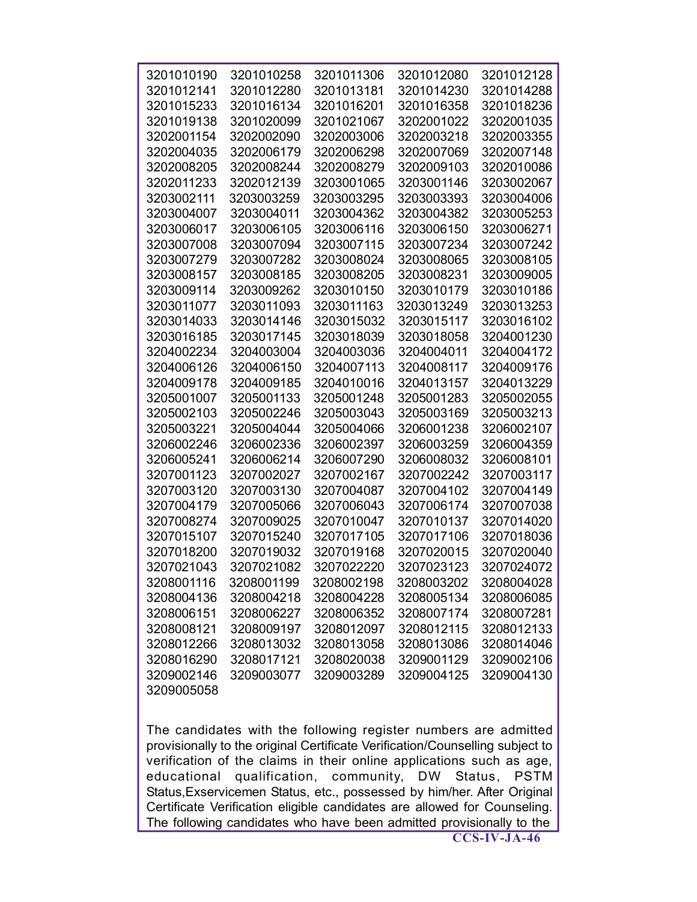| | | | | |
|---|---|---|---|---|
| 3201010190 | 3201010258 | 3201011306 | 3201012080 | 3201012128 |
| 3201012141 | 3201012280 | 3201013181 | 3201014230 | 3201014288 |
| 3201015233 | 3201016134 | 3201016201 | 3201016358 | 3201018236 |
| 3201019138 | 3201020099 | 3201021067 | 3202001022 | 3202001035 |
| 3202001154 | 3202002090 | 3202003006 | 3202003218 | 3202003355 |
| 3202004035 | 3202006179 | 3202006298 | 3202007069 | 3202007148 |
| 3202008205 | 3202008244 | 3202008279 | 3202009103 | 3202010086 |
| 3202011233 | 3202012139 | 3203001065 | 3203001146 | 3203002067 |
| 3203002111 | 3203003259 | 3203003295 | 3203003393 | 3203004006 |
| 3203004007 | 3203004011 | 3203004362 | 3203004382 | 3203005253 |
| 3203006017 | 3203006105 | 3203006116 | 3203006150 | 3203006271 |
| 3203007008 | 3203007094 | 3203007115 | 3203007234 | 3203007242 |
| 3203007279 | 3203007282 | 3203008024 | 3203008065 | 3203008105 |
| 3203008157 | 3203008185 | 3203008205 | 3203008231 | 3203009005 |
| 3203009114 | 3203009262 | 3203010150 | 3203010179 | 3203010186 |
| 3203011077 | 3203011093 | 3203011163 | 3203013249 | 3203013253 |
| 3203014033 | 3203014146 | 3203015032 | 3203015117 | 3203016102 |
| 3203016185 | 3203017145 | 3203018039 | 3203018058 | 3204001230 |
| 3204002234 | 3204003004 | 3204003036 | 3204004011 | 3204004172 |
| 3204006126 | 3204006150 | 3204007113 | 3204008117 | 3204009176 |
| 3204009178 | 3204009185 | 3204010016 | 3204013157 | 3204013229 |
| 3205001007 | 3205001133 | 3205001248 | 3205001283 | 3205002055 |
| 3205002103 | 3205002246 | 3205003043 | 3205003169 | 3205003213 |
| 3205003221 | 3205004044 | 3205004066 | 3206001238 | 3206002107 |
| 3206002246 | 3206002336 | 3206002397 | 3206003259 | 3206004359 |
| 3206005241 | 3206006214 | 3206007290 | 3206008032 | 3206008101 |
| 3207001123 | 3207002027 | 3207002167 | 3207002242 | 3207003117 |
| 3207003120 | 3207003130 | 3207004087 | 3207004102 | 3207004149 |
| 3207004179 | 3207005066 | 3207006043 | 3207006174 | 3207007038 |
| 3207008274 | 3207009025 | 3207010047 | 3207010137 | 3207014020 |
| 3207015107 | 3207015240 | 3207017105 | 3207017106 | 3207018036 |
| 3207018200 | 3207019032 | 3207019168 | 3207020015 | 3207020040 |
| 3207021043 | 3207021082 | 3207022220 | 3207023123 | 3207024072 |
| 3208001116 | 3208001199 | 3208002198 | 3208003202 | 3208004028 |
| 3208004136 | 3208004218 | 3208004228 | 3208005134 | 3208006085 |
| 3208006151 | 3208006227 | 3208006352 | 3208007174 | 3208007281 |
| 3208008121 | 3208009197 | 3208012097 | 3208012115 | 3208012133 |
| 3208012266 | 3208013032 | 3208013058 | 3208013086 | 3208014046 |
| 3208016290 | 3208017121 | 3208020038 | 3209001129 | 3209002106 |
| 3209002146 | 3209003077 | 3209003289 | 3209004125 | 3209004130 |
| 3209005058 | | | | |

The candidates with the following register numbers are admitted provisionally to the original Certificate Verification/Counselling subject to verification of the claims in their online applications such as age, educational qualification, community, DW Status, PSTM Status,Exservicemen Status, etc., possessed by him/her. After Original Certificate Verification eligible candidates are allowed for Counseling. The following candidates who have been admitted provisionally to the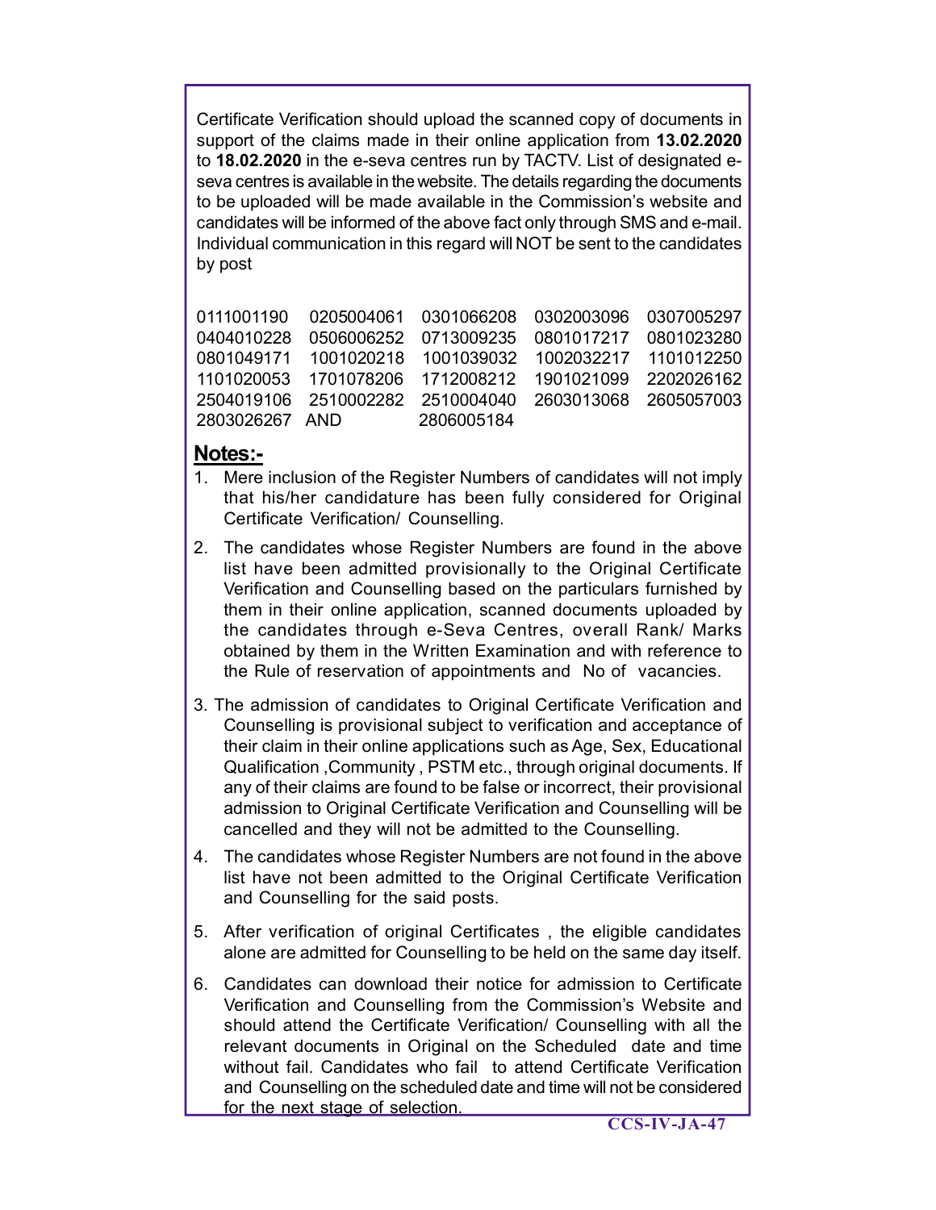Certificate Verification should upload the scanned copy of documents in support of the claims made in their online application from **13.02.2020** to **18.02.2020** in the e-seva centres run by TACTV. List of designated e-seva centres is available in the website. The details regarding the documents to be uploaded will be made available in the Commission's website and candidates will be informed of the above fact only through SMS and e-mail. Individual communication in this regard will NOT be sent to the candidates by post

0111001190 0205004061 0301066208 0302003096 0307005297
0404010228 0506006252 0713009235 0801017217 0801023280
0801049171 1001020218 1001039032 1002032217 1101012250
1101020053 1701078206 1712008212 1901021099 2202026162
2504019106 2510002282 2510004040 2603013068 2605057003
2803026267 AND 2806005184

## Notes:-

1. Mere inclusion of the Register Numbers of candidates will not imply that his/her candidature has been fully considered for Original Certificate Verification/ Counselling.

2. The candidates whose Register Numbers are found in the above list have been admitted provisionally to the Original Certificate Verification and Counselling based on the particulars furnished by them in their online application, scanned documents uploaded by the candidates through e-Seva Centres, overall Rank/ Marks obtained by them in the Written Examination and with reference to the Rule of reservation of appointments and No of vacancies.

3. The admission of candidates to Original Certificate Verification and Counselling is provisional subject to verification and acceptance of their claim in their online applications such as Age, Sex, Educational Qualification ,Community , PSTM etc., through original documents. If any of their claims are found to be false or incorrect, their provisional admission to Original Certificate Verification and Counselling will be cancelled and they will not be admitted to the Counselling.

4. The candidates whose Register Numbers are not found in the above list have not been admitted to the Original Certificate Verification and Counselling for the said posts.

5. After verification of original Certificates , the eligible candidates alone are admitted for Counselling to be held on the same day itself.

6. Candidates can download their notice for admission to Certificate Verification and Counselling from the Commission's Website and should attend the Certificate Verification/ Counselling with all the relevant documents in Original on the Scheduled date and time without fail. Candidates who fail to attend Certificate Verification and Counselling on the scheduled date and time will not be considered for the next stage of selection.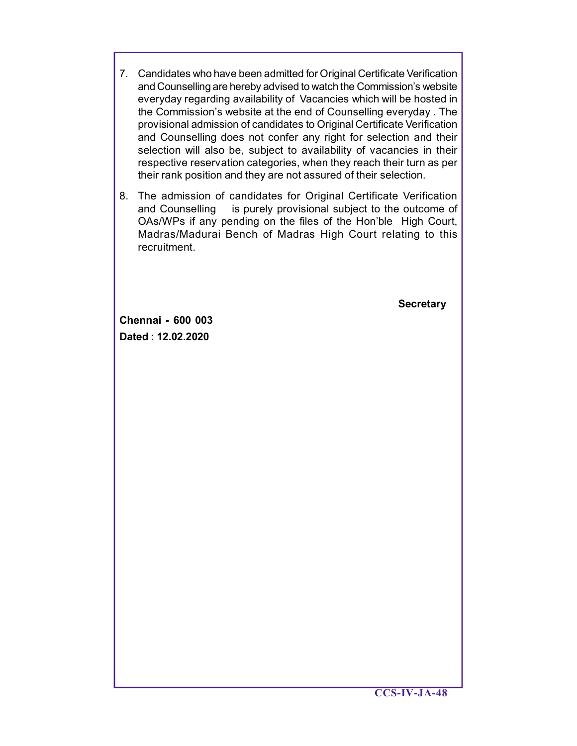7. Candidates who have been admitted for Original Certificate Verification and Counselling are hereby advised to watch the Commission's website everyday regarding availability of Vacancies which will be hosted in the Commission's website at the end of Counselling everyday . The provisional admission of candidates to Original Certificate Verification and Counselling does not confer any right for selection and their selection will also be, subject to availability of vacancies in their respective reservation categories, when they reach their turn as per their rank position and they are not assured of their selection.

8. The admission of candidates for Original Certificate Verification and Counselling is purely provisional subject to the outcome of OAs/WPs if any pending on the files of the Hon'ble High Court, Madras/Madurai Bench of Madras High Court relating to this recruitment.

**Secretary**

**Chennai - 600 003**

**Dated : 12.02.2020**